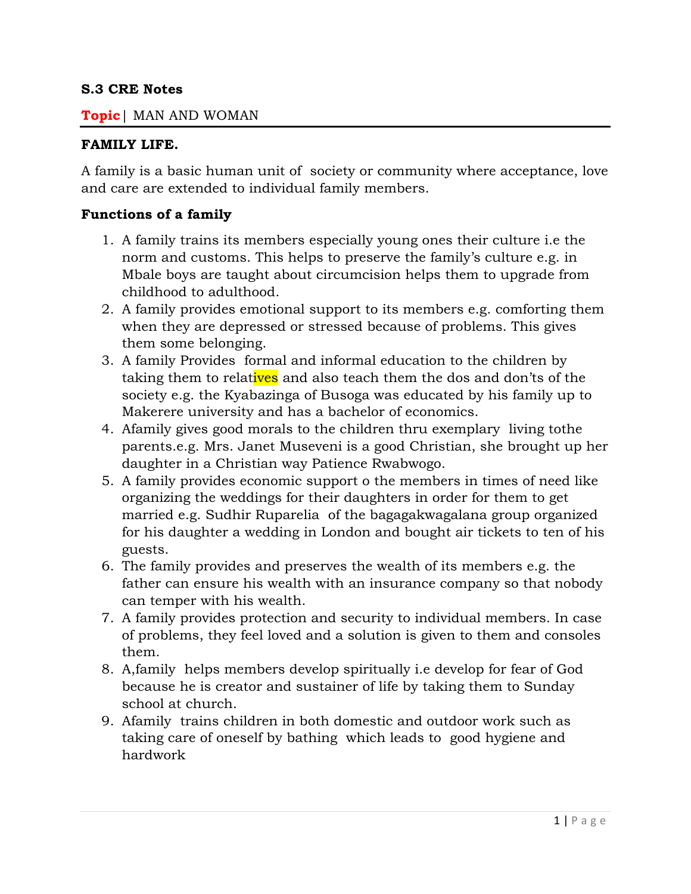**S.3 CRE Notes**

**Topic** | MAN AND WOMAN

**FAMILY LIFE.**

A family is a basic human unit of  society or community where acceptance, love and care are extended to individual family members.

**Functions of a family**

1. A family trains its members especially young ones their culture i.e the norm and customs. This helps to preserve the family's culture e.g. in Mbale boys are taught about circumcision helps them to upgrade from childhood to adulthood.
2. A family provides emotional support to its members e.g. comforting them when they are depressed or stressed because of problems. This gives them some belonging.
3. A family Provides  formal and informal education to the children by taking them to relatives and also teach them the dos and don'ts of the society e.g. the Kyabazinga of Busoga was educated by his family up to Makerere university and has a bachelor of economics.
4. Afamily gives good morals to the children thru exemplary  living tothe parents.e.g. Mrs. Janet Museveni is a good Christian, she brought up her daughter in a Christian way Patience Rwabwogo.
5. A family provides economic support o the members in times of need like organizing the weddings for their daughters in order for them to get married e.g. Sudhir Ruparelia  of the bagagakwagalana group organized for his daughter a wedding in London and bought air tickets to ten of his guests.
6. The family provides and preserves the wealth of its members e.g. the father can ensure his wealth with an insurance company so that nobody can temper with his wealth.
7. A family provides protection and security to individual members. In case of problems, they feel loved and a solution is given to them and consoles them.
8. A,family  helps members develop spiritually i.e develop for fear of God because he is creator and sustainer of life by taking them to Sunday school at church.
9. Afamily  trains children in both domestic and outdoor work such as taking care of oneself by bathing  which leads to  good hygiene and hardwork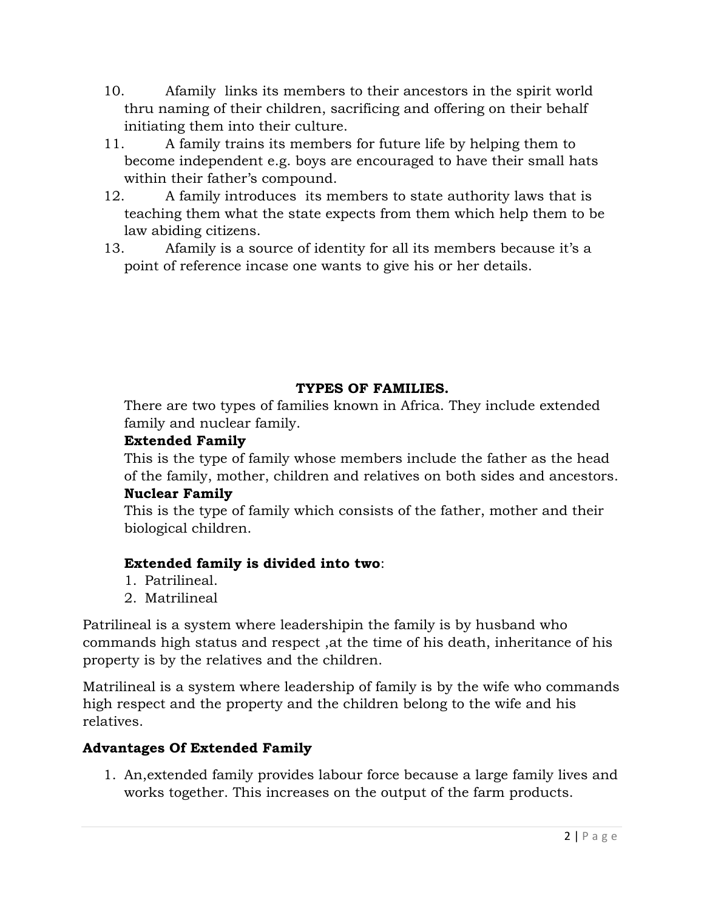10. Afamily links its members to their ancestors in the spirit world thru naming of their children, sacrificing and offering on their behalf initiating them into their culture.
11. A family trains its members for future life by helping them to become independent e.g. boys are encouraged to have their small hats within their father's compound.
12. A family introduces its members to state authority laws that is teaching them what the state expects from them which help them to be law abiding citizens.
13. Afamily is a source of identity for all its members because it's a point of reference incase one wants to give his or her details.

## TYPES OF FAMILIES.

There are two types of families known in Africa. They include extended family and nuclear family.

**Extended Family**

This is the type of family whose members include the father as the head of the family, mother, children and relatives on both sides and ancestors.

**Nuclear Family**

This is the type of family which consists of the father, mother and their biological children.

**Extended family is divided into two**:

1. Patrilineal.
2. Matrilineal

Patrilineal is a system where leadershipin the family is by husband who commands high status and respect ,at the time of his death, inheritance of his property is by the relatives and the children.

Matrilineal is a system where leadership of family is by the wife who commands high respect and the property and the children belong to the wife and his relatives.

### Advantages Of Extended Family

1. An,extended family provides labour force because a large family lives and works together. This increases on the output of the farm products.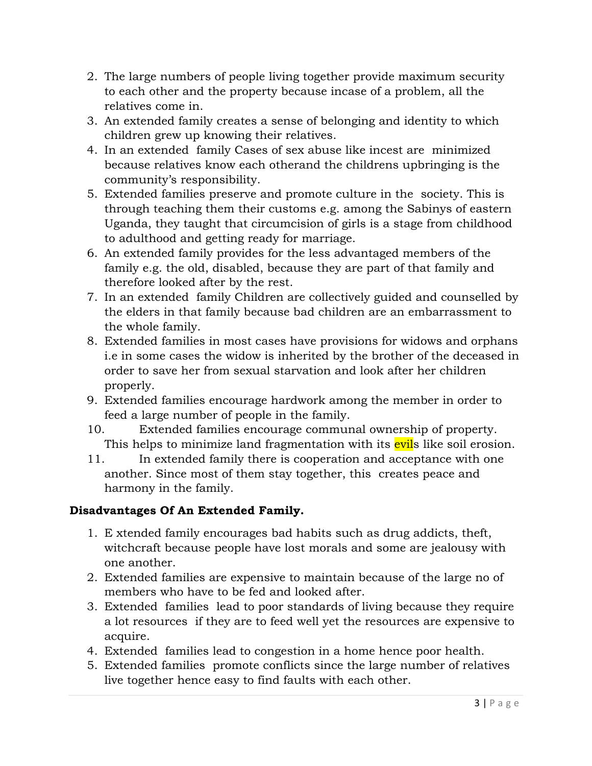2. The large numbers of people living together provide maximum security to each other and the property because incase of a problem, all the relatives come in.
3. An extended family creates a sense of belonging and identity to which children grew up knowing their relatives.
4. In an extended family Cases of sex abuse like incest are minimized because relatives know each otherand the childrens upbringing is the community's responsibility.
5. Extended families preserve and promote culture in the society. This is through teaching them their customs e.g. among the Sabinys of eastern Uganda, they taught that circumcision of girls is a stage from childhood to adulthood and getting ready for marriage.
6. An extended family provides for the less advantaged members of the family e.g. the old, disabled, because they are part of that family and therefore looked after by the rest.
7. In an extended family Children are collectively guided and counselled by the elders in that family because bad children are an embarrassment to the whole family.
8. Extended families in most cases have provisions for widows and orphans i.e in some cases the widow is inherited by the brother of the deceased in order to save her from sexual starvation and look after her children properly.
9. Extended families encourage hardwork among the member in order to feed a large number of people in the family.
10. Extended families encourage communal ownership of property. This helps to minimize land fragmentation with its evils like soil erosion.
11. In extended family there is cooperation and acceptance with one another. Since most of them stay together, this creates peace and harmony in the family.

**Disadvantages Of An Extended Family.**

1. E xtended family encourages bad habits such as drug addicts, theft, witchcraft because people have lost morals and some are jealousy with one another.
2. Extended families are expensive to maintain because of the large no of members who have to be fed and looked after.
3. Extended families lead to poor standards of living because they require a lot resources if they are to feed well yet the resources are expensive to acquire.
4. Extended families lead to congestion in a home hence poor health.
5. Extended families promote conflicts since the large number of relatives live together hence easy to find faults with each other.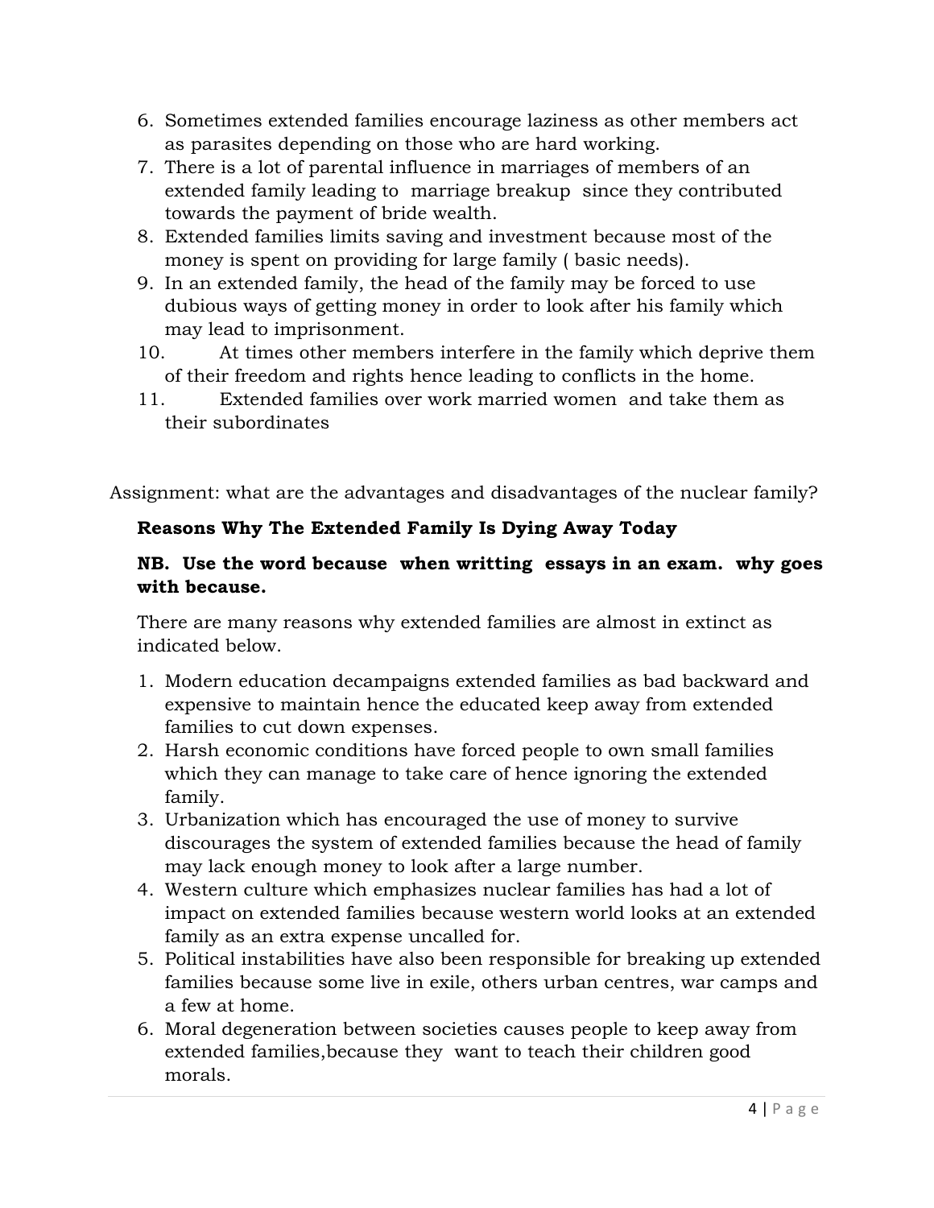6. Sometimes extended families encourage laziness as other members act as parasites depending on those who are hard working.
7. There is a lot of parental influence in marriages of members of an extended family leading to marriage breakup since they contributed towards the payment of bride wealth.
8. Extended families limits saving and investment because most of the money is spent on providing for large family ( basic needs).
9. In an extended family, the head of the family may be forced to use dubious ways of getting money in order to look after his family which may lead to imprisonment.
10. At times other members interfere in the family which deprive them of their freedom and rights hence leading to conflicts in the home.
11. Extended families over work married women and take them as their subordinates

Assignment: what are the advantages and disadvantages of the nuclear family?

**Reasons Why The Extended Family Is Dying Away Today**

**NB. Use the word because when writting essays in an exam. why goes with because.**

There are many reasons why extended families are almost in extinct as indicated below.

1. Modern education decampaigns extended families as bad backward and expensive to maintain hence the educated keep away from extended families to cut down expenses.
2. Harsh economic conditions have forced people to own small families which they can manage to take care of hence ignoring the extended family.
3. Urbanization which has encouraged the use of money to survive discourages the system of extended families because the head of family may lack enough money to look after a large number.
4. Western culture which emphasizes nuclear families has had a lot of impact on extended families because western world looks at an extended family as an extra expense uncalled for.
5. Political instabilities have also been responsible for breaking up extended families because some live in exile, others urban centres, war camps and a few at home.
6. Moral degeneration between societies causes people to keep away from extended families,because they want to teach their children good morals.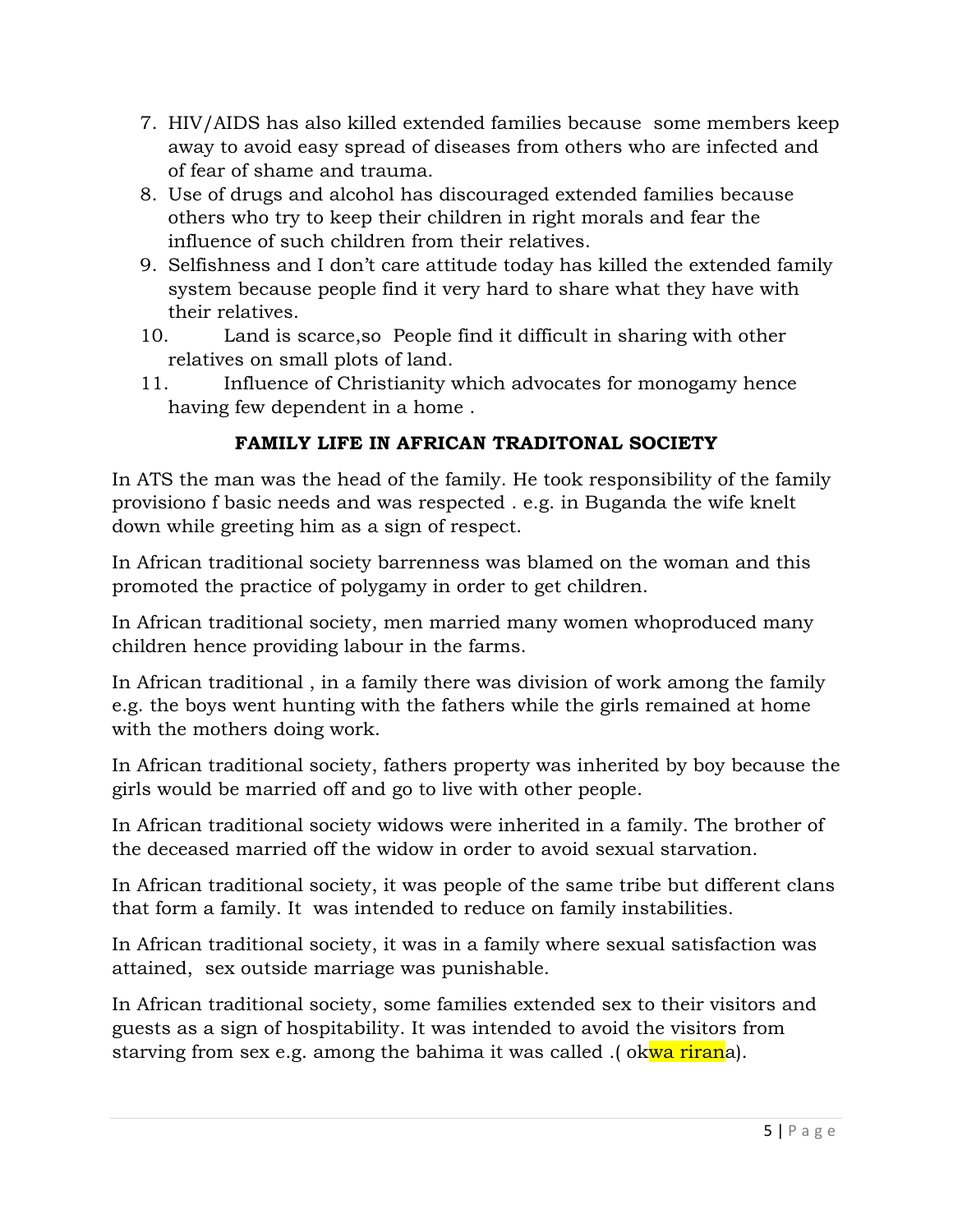7. HIV/AIDS has also killed extended families because some members keep away to avoid easy spread of diseases from others who are infected and of fear of shame and trauma.
8. Use of drugs and alcohol has discouraged extended families because others who try to keep their children in right morals and fear the influence of such children from their relatives.
9. Selfishness and I don't care attitude today has killed the extended family system because people find it very hard to share what they have with their relatives.
10. Land is scarce,so People find it difficult in sharing with other relatives on small plots of land.
11. Influence of Christianity which advocates for monogamy hence having few dependent in a home .

## FAMILY LIFE IN AFRICAN TRADITONAL SOCIETY

In ATS the man was the head of the family. He took responsibility of the family provisiono f basic needs and was respected . e.g. in Buganda the wife knelt down while greeting him as a sign of respect.

In African traditional society barrenness was blamed on the woman and this promoted the practice of polygamy in order to get children.

In African traditional society, men married many women whoproduced many children hence providing labour in the farms.

In African traditional , in a family there was division of work among the family e.g. the boys went hunting with the fathers while the girls remained at home with the mothers doing work.

In African traditional society, fathers property was inherited by boy because the girls would be married off and go to live with other people.

In African traditional society widows were inherited in a family. The brother of the deceased married off the widow in order to avoid sexual starvation.

In African traditional society, it was people of the same tribe but different clans that form a family. It was intended to reduce on family instabilities.

In African traditional society, it was in a family where sexual satisfaction was attained, sex outside marriage was punishable.

In African traditional society, some families extended sex to their visitors and guests as a sign of hospitability. It was intended to avoid the visitors from starving from sex e.g. among the bahima it was called .( okwa rirana).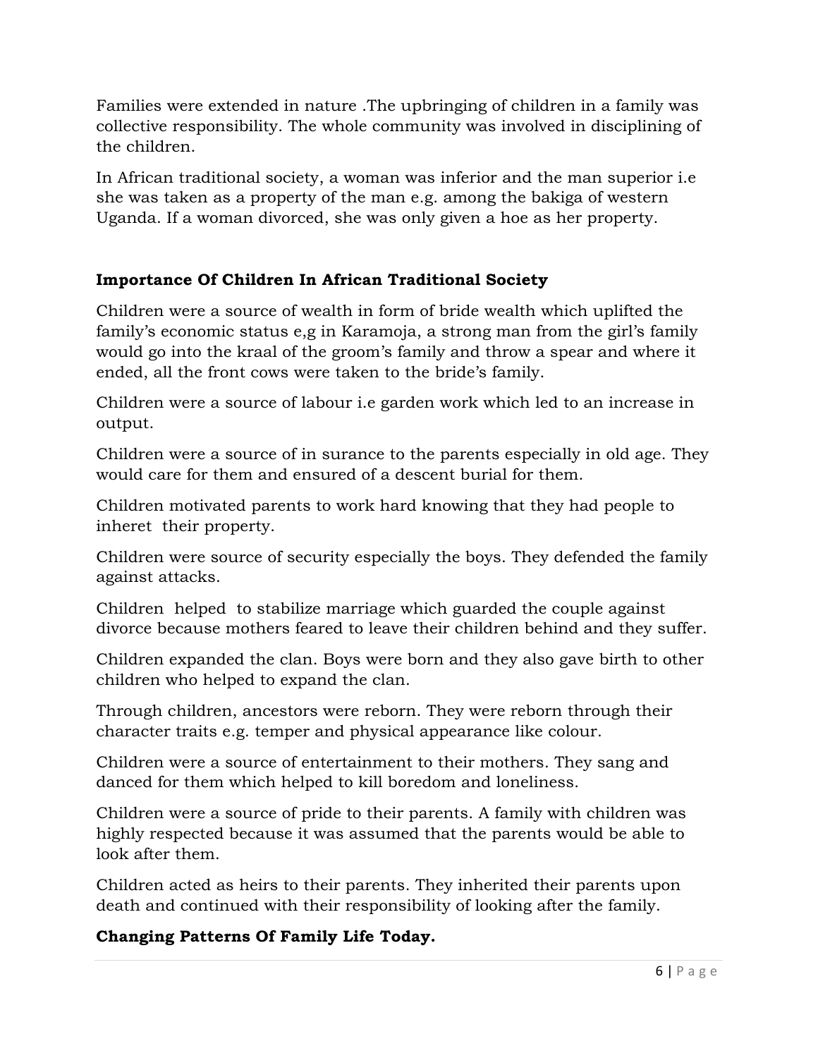Families were extended in nature .The upbringing of children in a family was collective responsibility. The whole community was involved in disciplining of the children.

In African traditional society, a woman was inferior and the man superior i.e she was taken as a property of the man e.g. among the bakiga of western Uganda. If a woman divorced, she was only given a hoe as her property.

### Importance Of Children In African Traditional Society

Children were a source of wealth in form of bride wealth which uplifted the family's economic status e,g in Karamoja, a strong man from the girl's family would go into the kraal of the groom's family and throw a spear and where it ended, all the front cows were taken to the bride's family.

Children were a source of labour i.e garden work which led to an increase in output.

Children were a source of in surance to the parents especially in old age. They would care for them and ensured of a descent burial for them.

Children motivated parents to work hard knowing that they had people to inheret their property.

Children were source of security especially the boys. They defended the family against attacks.

Children helped to stabilize marriage which guarded the couple against divorce because mothers feared to leave their children behind and they suffer.

Children expanded the clan. Boys were born and they also gave birth to other children who helped to expand the clan.

Through children, ancestors were reborn. They were reborn through their character traits e.g. temper and physical appearance like colour.

Children were a source of entertainment to their mothers. They sang and danced for them which helped to kill boredom and loneliness.

Children were a source of pride to their parents. A family with children was highly respected because it was assumed that the parents would be able to look after them.

Children acted as heirs to their parents. They inherited their parents upon death and continued with their responsibility of looking after the family.

### Changing Patterns Of Family Life Today.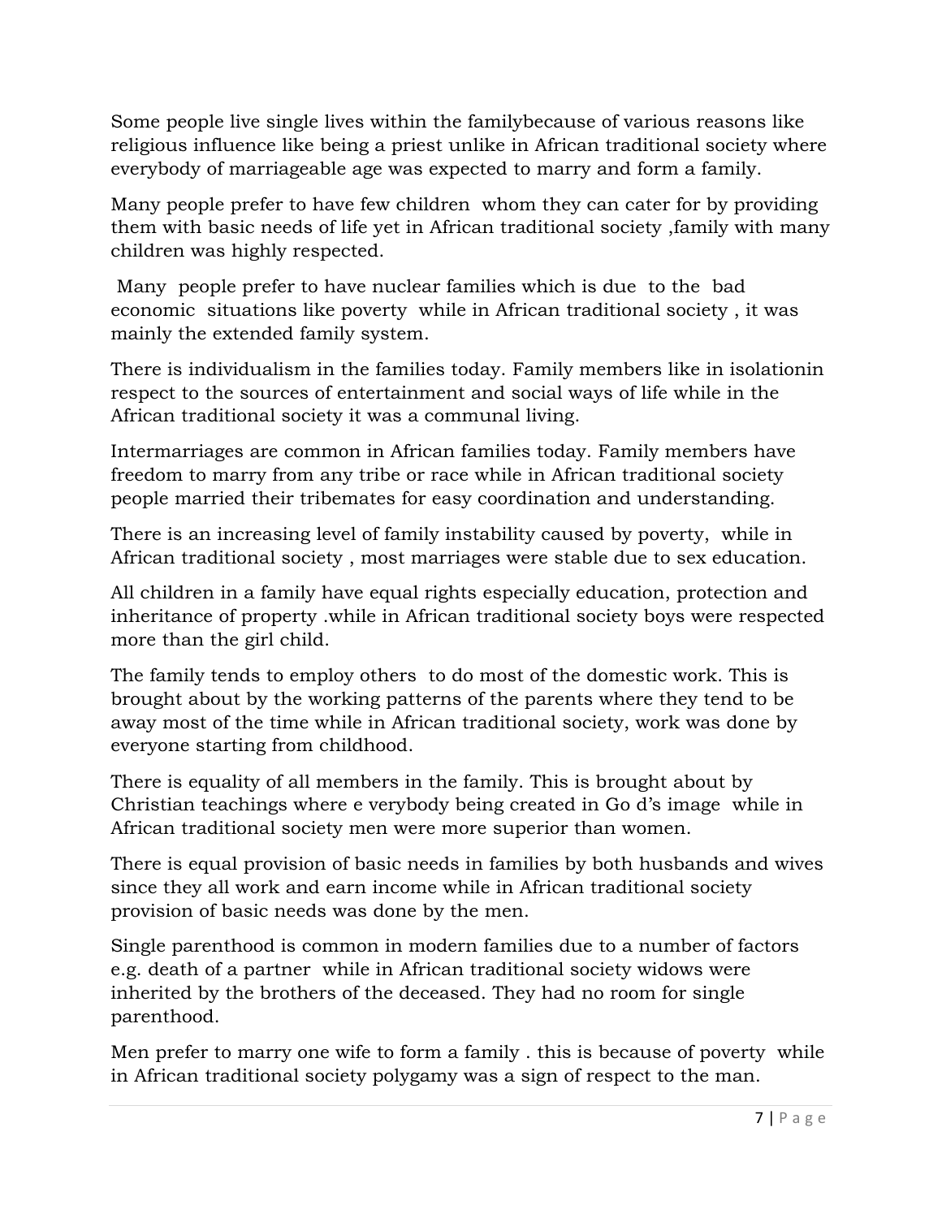Some people live single lives within the familybecause of various reasons like religious influence like being a priest unlike in African traditional society where everybody of marriageable age was expected to marry and form a family.

Many people prefer to have few children whom they can cater for by providing them with basic needs of life yet in African traditional society ,family with many children was highly respected.

Many people prefer to have nuclear families which is due to the bad economic situations like poverty while in African traditional society , it was mainly the extended family system.

There is individualism in the families today. Family members like in isolationin respect to the sources of entertainment and social ways of life while in the African traditional society it was a communal living.

Intermarriages are common in African families today. Family members have freedom to marry from any tribe or race while in African traditional society people married their tribemates for easy coordination and understanding.

There is an increasing level of family instability caused by poverty, while in African traditional society , most marriages were stable due to sex education.

All children in a family have equal rights especially education, protection and inheritance of property .while in African traditional society boys were respected more than the girl child.

The family tends to employ others to do most of the domestic work. This is brought about by the working patterns of the parents where they tend to be away most of the time while in African traditional society, work was done by everyone starting from childhood.

There is equality of all members in the family. This is brought about by Christian teachings where e verybody being created in Go d's image while in African traditional society men were more superior than women.

There is equal provision of basic needs in families by both husbands and wives since they all work and earn income while in African traditional society provision of basic needs was done by the men.

Single parenthood is common in modern families due to a number of factors e.g. death of a partner while in African traditional society widows were inherited by the brothers of the deceased. They had no room for single parenthood.

Men prefer to marry one wife to form a family . this is because of poverty while in African traditional society polygamy was a sign of respect to the man.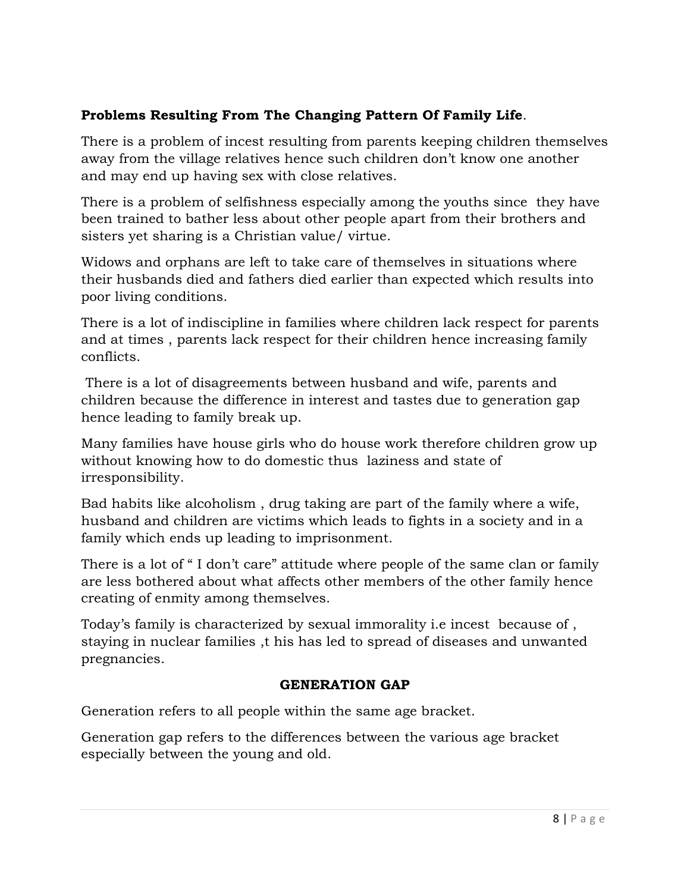**Problems Resulting From The Changing Pattern Of Family Life**.

There is a problem of incest resulting from parents keeping children themselves away from the village relatives hence such children don't know one another and may end up having sex with close relatives.

There is a problem of selfishness especially among the youths since they have been trained to bather less about other people apart from their brothers and sisters yet sharing is a Christian value/ virtue.

Widows and orphans are left to take care of themselves in situations where their husbands died and fathers died earlier than expected which results into poor living conditions.

There is a lot of indiscipline in families where children lack respect for parents and at times , parents lack respect for their children hence increasing family conflicts.

There is a lot of disagreements between husband and wife, parents and children because the difference in interest and tastes due to generation gap hence leading to family break up.

Many families have house girls who do house work therefore children grow up without knowing how to do domestic thus laziness and state of irresponsibility.

Bad habits like alcoholism , drug taking are part of the family where a wife, husband and children are victims which leads to fights in a society and in a family which ends up leading to imprisonment.

There is a lot of " I don't care" attitude where people of the same clan or family are less bothered about what affects other members of the other family hence creating of enmity among themselves.

Today's family is characterized by sexual immorality i.e incest because of , staying in nuclear families ,t his has led to spread of diseases and unwanted pregnancies.

**GENERATION GAP**

Generation refers to all people within the same age bracket.

Generation gap refers to the differences between the various age bracket especially between the young and old.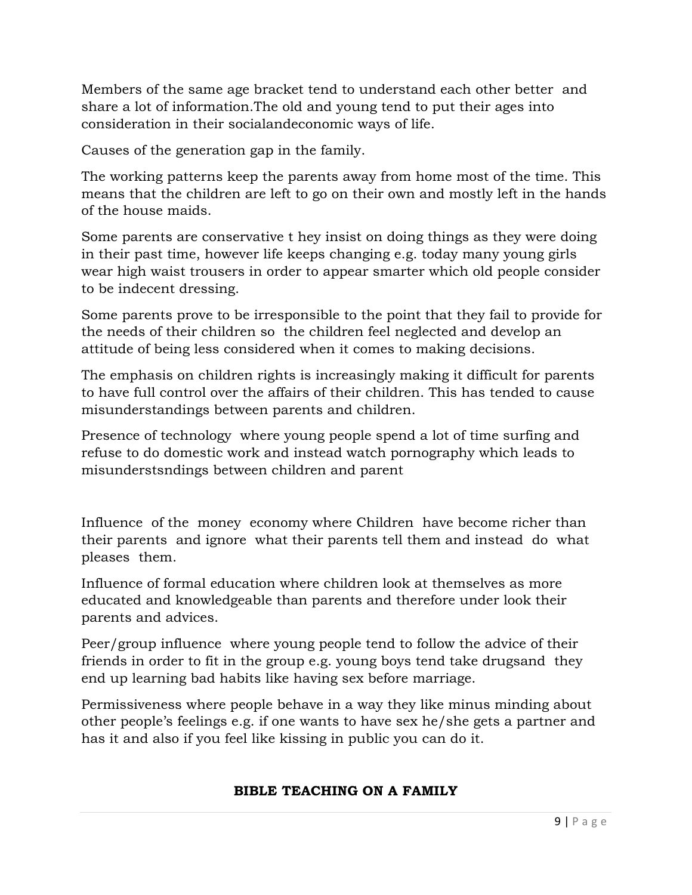Members of the same age bracket tend to understand each other better and share a lot of information.The old and young tend to put their ages into consideration in their socialandeconomic ways of life.

Causes of the generation gap in the family.

The working patterns keep the parents away from home most of the time. This means that the children are left to go on their own and mostly left in the hands of the house maids.

Some parents are conservative t hey insist on doing things as they were doing in their past time, however life keeps changing e.g. today many young girls wear high waist trousers in order to appear smarter which old people consider to be indecent dressing.

Some parents prove to be irresponsible to the point that they fail to provide for the needs of their children so the children feel neglected and develop an attitude of being less considered when it comes to making decisions.

The emphasis on children rights is increasingly making it difficult for parents to have full control over the affairs of their children. This has tended to cause misunderstandings between parents and children.

Presence of technology where young people spend a lot of time surfing and refuse to do domestic work and instead watch pornography which leads to misunderstsndings between children and parent

Influence of the money economy where Children have become richer than their parents and ignore what their parents tell them and instead do what pleases them.

Influence of formal education where children look at themselves as more educated and knowledgeable than parents and therefore under look their parents and advices.

Peer/group influence where young people tend to follow the advice of their friends in order to fit in the group e.g. young boys tend take drugsand they end up learning bad habits like having sex before marriage.

Permissiveness where people behave in a way they like minus minding about other people's feelings e.g. if one wants to have sex he/she gets a partner and has it and also if you feel like kissing in public you can do it.

## BIBLE TEACHING ON A FAMILY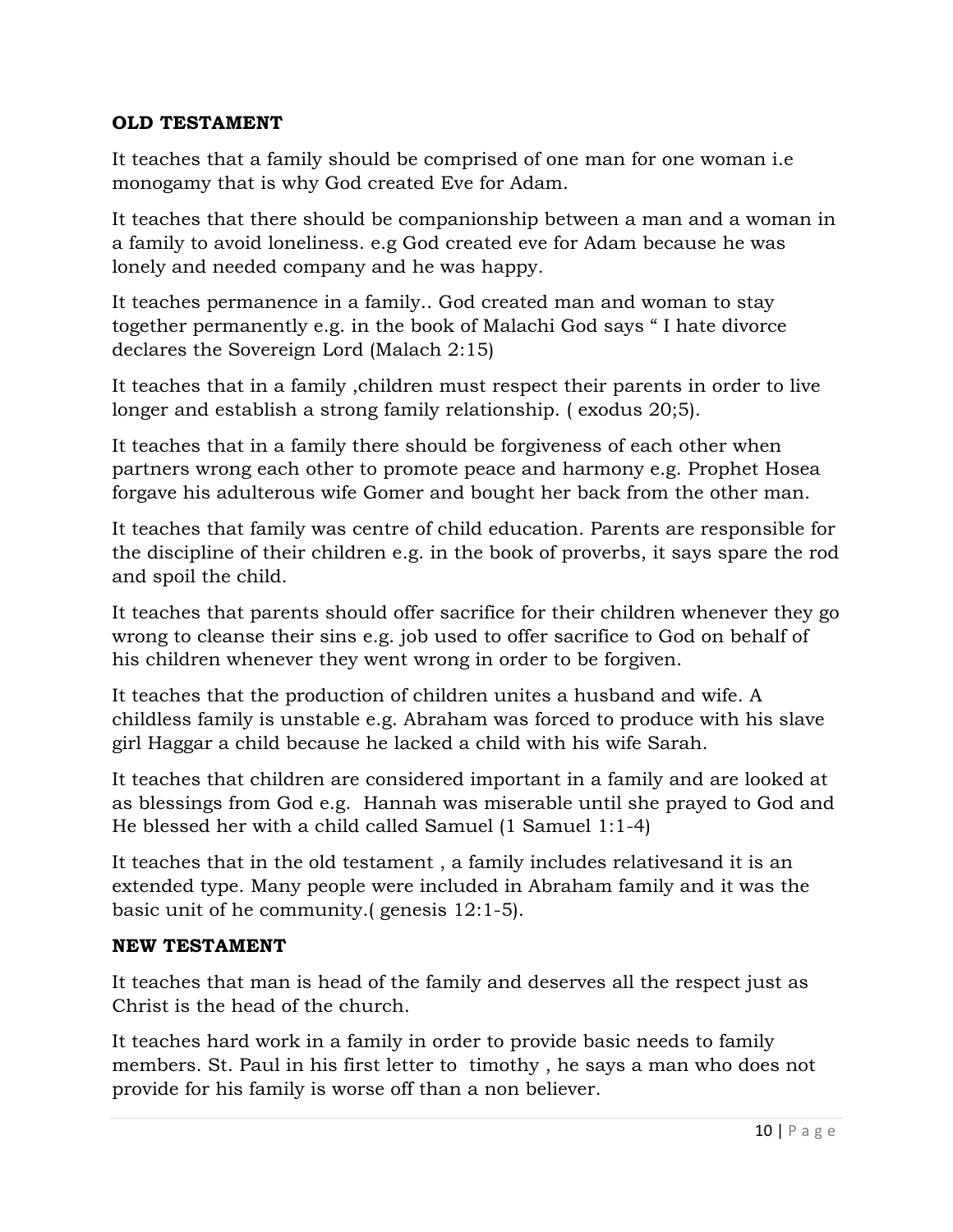**OLD TESTAMENT**

It teaches that a family should be comprised of one man for one woman i.e monogamy that is why God created Eve for Adam.

It teaches that there should be companionship between a man and a woman in a family to avoid loneliness. e.g God created eve for Adam because he was lonely and needed company and he was happy.

It teaches permanence in a family.. God created man and woman to stay together permanently e.g. in the book of Malachi God says " I hate divorce declares the Sovereign Lord (Malach 2:15)

It teaches that in a family ,children must respect their parents in order to live longer and establish a strong family relationship. ( exodus 20;5).

It teaches that in a family there should be forgiveness of each other when partners wrong each other to promote peace and harmony e.g. Prophet Hosea forgave his adulterous wife Gomer and bought her back from the other man.

It teaches that family was centre of child education. Parents are responsible for the discipline of their children e.g. in the book of proverbs, it says spare the rod and spoil the child.

It teaches that parents should offer sacrifice for their children whenever they go wrong to cleanse their sins e.g. job used to offer sacrifice to God on behalf of his children whenever they went wrong in order to be forgiven.

It teaches that the production of children unites a husband and wife. A childless family is unstable e.g. Abraham was forced to produce with his slave girl Haggar a child because he lacked a child with his wife Sarah.

It teaches that children are considered important in a family and are looked at as blessings from God e.g. Hannah was miserable until she prayed to God and He blessed her with a child called Samuel (1 Samuel 1:1-4)

It teaches that in the old testament , a family includes relativesand it is an extended type. Many people were included in Abraham family and it was the basic unit of he community.( genesis 12:1-5).

**NEW TESTAMENT**

It teaches that man is head of the family and deserves all the respect just as Christ is the head of the church.

It teaches hard work in a family in order to provide basic needs to family members. St. Paul in his first letter to timothy , he says a man who does not provide for his family is worse off than a non believer.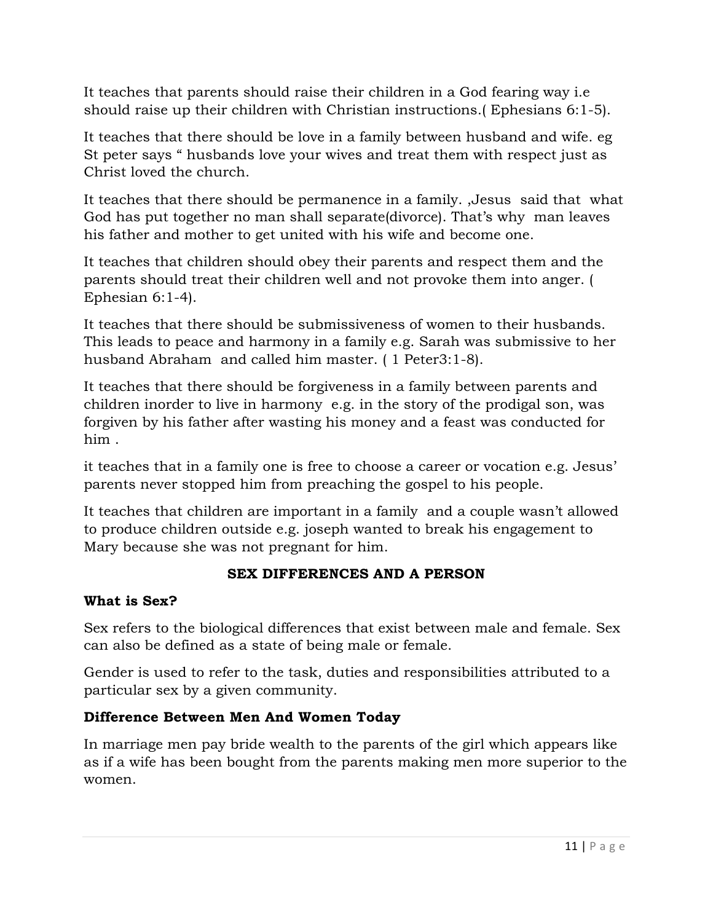It teaches that parents should raise their children in a God fearing way i.e should raise up their children with Christian instructions.( Ephesians 6:1-5).

It teaches that there should be love in a family between husband and wife. eg St peter says " husbands love your wives and treat them with respect just as Christ loved the church.

It teaches that there should be permanence in a family. ,Jesus said that what God has put together no man shall separate(divorce). That's why man leaves his father and mother to get united with his wife and become one.

It teaches that children should obey their parents and respect them and the parents should treat their children well and not provoke them into anger. ( Ephesian 6:1-4).

It teaches that there should be submissiveness of women to their husbands. This leads to peace and harmony in a family e.g. Sarah was submissive to her husband Abraham and called him master. ( 1 Peter3:1-8).

It teaches that there should be forgiveness in a family between parents and children inorder to live in harmony e.g. in the story of the prodigal son, was forgiven by his father after wasting his money and a feast was conducted for him .

it teaches that in a family one is free to choose a career or vocation e.g. Jesus' parents never stopped him from preaching the gospel to his people.

It teaches that children are important in a family and a couple wasn't allowed to produce children outside e.g. joseph wanted to break his engagement to Mary because she was not pregnant for him.

## SEX DIFFERENCES AND A PERSON

### What is Sex?

Sex refers to the biological differences that exist between male and female. Sex can also be defined as a state of being male or female.

Gender is used to refer to the task, duties and responsibilities attributed to a particular sex by a given community.

### Difference Between Men And Women Today

In marriage men pay bride wealth to the parents of the girl which appears like as if a wife has been bought from the parents making men more superior to the women.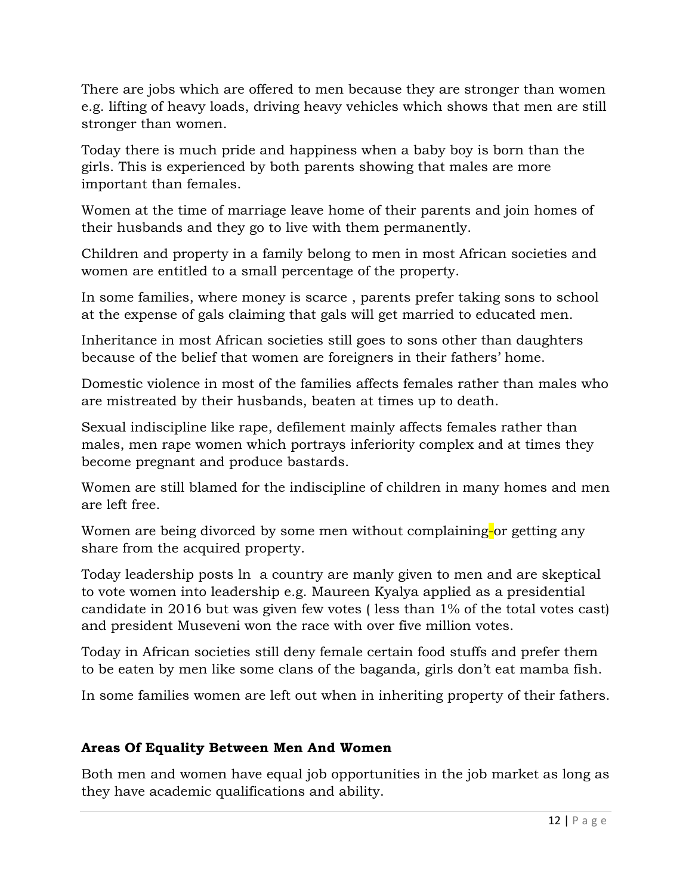There are jobs which are offered to men because they are stronger than women e.g. lifting of heavy loads, driving heavy vehicles which shows that men are still stronger than women.

Today there is much pride and happiness when a baby boy is born than the girls. This is experienced by both parents showing that males are more important than females.

Women at the time of marriage leave home of their parents and join homes of their husbands and they go to live with them permanently.

Children and property in a family belong to men in most African societies and women are entitled to a small percentage of the property.

In some families, where money is scarce , parents prefer taking sons to school at the expense of gals claiming that gals will get married to educated men.

Inheritance in most African societies still goes to sons other than daughters because of the belief that women are foreigners in their fathers' home.

Domestic violence in most of the families affects females rather than males who are mistreated by their husbands, beaten at times up to death.

Sexual indiscipline like rape, defilement mainly affects females rather than males, men rape women which portrays inferiority complex and at times they become pregnant and produce bastards.

Women are still blamed for the indiscipline of children in many homes and men are left free.

Women are being divorced by some men without complaining-or getting any share from the acquired property.

Today leadership posts ln a country are manly given to men and are skeptical to vote women into leadership e.g. Maureen Kyalya applied as a presidential candidate in 2016 but was given few votes ( less than 1% of the total votes cast) and president Museveni won the race with over five million votes.

Today in African societies still deny female certain food stuffs and prefer them to be eaten by men like some clans of the baganda, girls don't eat mamba fish.

In some families women are left out when in inheriting property of their fathers.

**Areas Of Equality Between Men And Women**

Both men and women have equal job opportunities in the job market as long as they have academic qualifications and ability.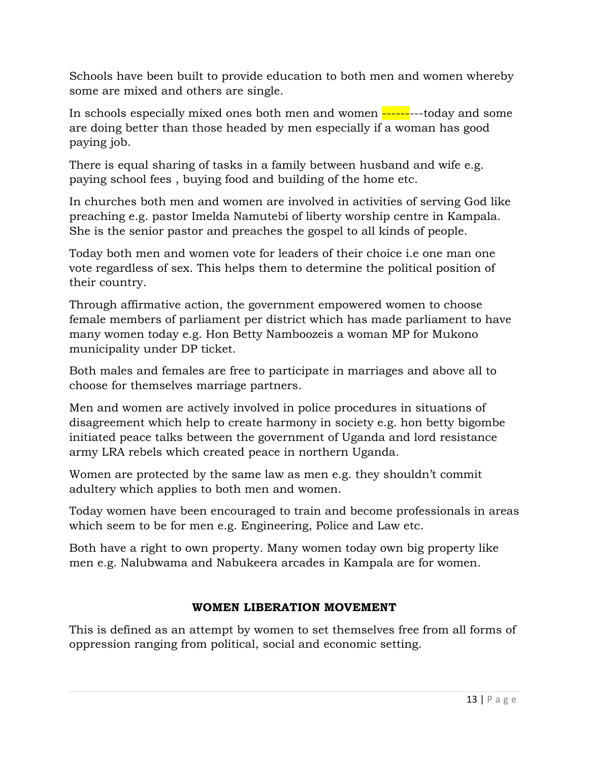Schools have been built to provide education to both men and women whereby some are mixed and others are single.

In schools especially mixed ones both men and women -----------today and some are doing better than those headed by men especially if a woman has good paying job.

There is equal sharing of tasks in a family between husband and wife e.g. paying school fees , buying food and building of the home etc.

In churches both men and women are involved in activities of serving God like preaching e.g. pastor Imelda Namutebi of liberty worship centre in Kampala. She is the senior pastor and preaches the gospel to all kinds of people.

Today both men and women vote for leaders of their choice i.e one man one vote regardless of sex. This helps them to determine the political position of their country.

Through affirmative action, the government empowered women to choose female members of parliament per district which has made parliament to have many women today e.g. Hon Betty Namboozeis a woman MP for Mukono municipality under DP ticket.

Both males and females are free to participate in marriages and above all to choose for themselves marriage partners.

Men and women are actively involved in police procedures in situations of disagreement which help to create harmony in society e.g. hon betty bigombe initiated peace talks between the government of Uganda and lord resistance army LRA rebels which created peace in northern Uganda.

Women are protected by the same law as men e.g. they shouldn't commit adultery which applies to both men and women.

Today women have been encouraged to train and become professionals in areas which seem to be for men e.g. Engineering, Police and Law etc.

Both have a right to own property. Many women today own big property like men e.g. Nalubwama and Nabukeera arcades in Kampala are for women.

## WOMEN LIBERATION MOVEMENT

This is defined as an attempt by women to set themselves free from all forms of oppression ranging from political, social and economic setting.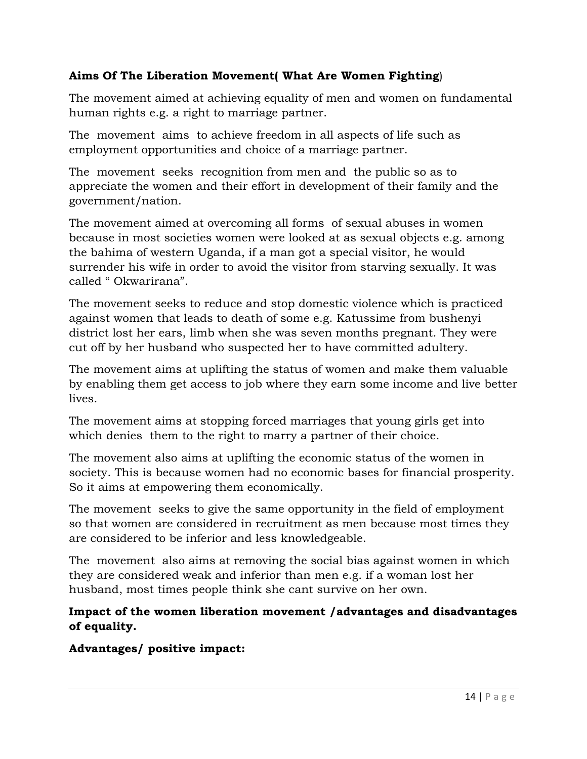**Aims Of The Liberation Movement( What Are Women Fighting)**

The movement aimed at achieving equality of men and women on fundamental human rights e.g. a right to marriage partner.

The movement aims to achieve freedom in all aspects of life such as employment opportunities and choice of a marriage partner.

The movement seeks recognition from men and the public so as to appreciate the women and their effort in development of their family and the government/nation.

The movement aimed at overcoming all forms of sexual abuses in women because in most societies women were looked at as sexual objects e.g. among the bahima of western Uganda, if a man got a special visitor, he would surrender his wife in order to avoid the visitor from starving sexually. It was called " Okwarirana".

The movement seeks to reduce and stop domestic violence which is practiced against women that leads to death of some e.g. Katussime from bushenyi district lost her ears, limb when she was seven months pregnant. They were cut off by her husband who suspected her to have committed adultery.

The movement aims at uplifting the status of women and make them valuable by enabling them get access to job where they earn some income and live better lives.

The movement aims at stopping forced marriages that young girls get into which denies them to the right to marry a partner of their choice.

The movement also aims at uplifting the economic status of the women in society. This is because women had no economic bases for financial prosperity. So it aims at empowering them economically.

The movement seeks to give the same opportunity in the field of employment so that women are considered in recruitment as men because most times they are considered to be inferior and less knowledgeable.

The movement also aims at removing the social bias against women in which they are considered weak and inferior than men e.g. if a woman lost her husband, most times people think she cant survive on her own.

**Impact of the women liberation movement /advantages and disadvantages of equality.**

**Advantages/ positive impact:**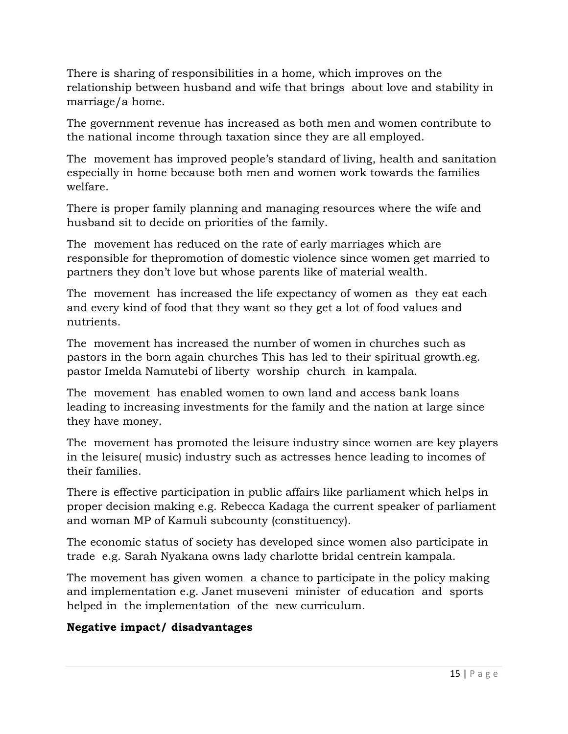There is sharing of responsibilities in a home, which improves on the relationship between husband and wife that brings  about love and stability in marriage/a home.

The government revenue has increased as both men and women contribute to the national income through taxation since they are all employed.

The  movement has improved people's standard of living, health and sanitation especially in home because both men and women work towards the families welfare.

There is proper family planning and managing resources where the wife and husband sit to decide on priorities of the family.

The  movement has reduced on the rate of early marriages which are responsible for thepromotion of domestic violence since women get married to partners they don't love but whose parents like of material wealth.

The  movement  has increased the life expectancy of women as  they eat each and every kind of food that they want so they get a lot of food values and nutrients.

The  movement has increased the number of women in churches such as pastors in the born again churches This has led to their spiritual growth.eg. pastor Imelda Namutebi of liberty  worship  church  in kampala.

The  movement  has enabled women to own land and access bank loans leading to increasing investments for the family and the nation at large since they have money.

The  movement has promoted the leisure industry since women are key players in the leisure( music) industry such as actresses hence leading to incomes of their families.

There is effective participation in public affairs like parliament which helps in proper decision making e.g. Rebecca Kadaga the current speaker of parliament and woman MP of Kamuli subcounty (constituency).

The economic status of society has developed since women also participate in trade  e.g. Sarah Nyakana owns lady charlotte bridal centrein kampala.

The movement has given women  a chance to participate in the policy making and implementation e.g. Janet museveni  minister  of education  and  sports helped in  the implementation  of the  new curriculum.

**Negative impact/ disadvantages**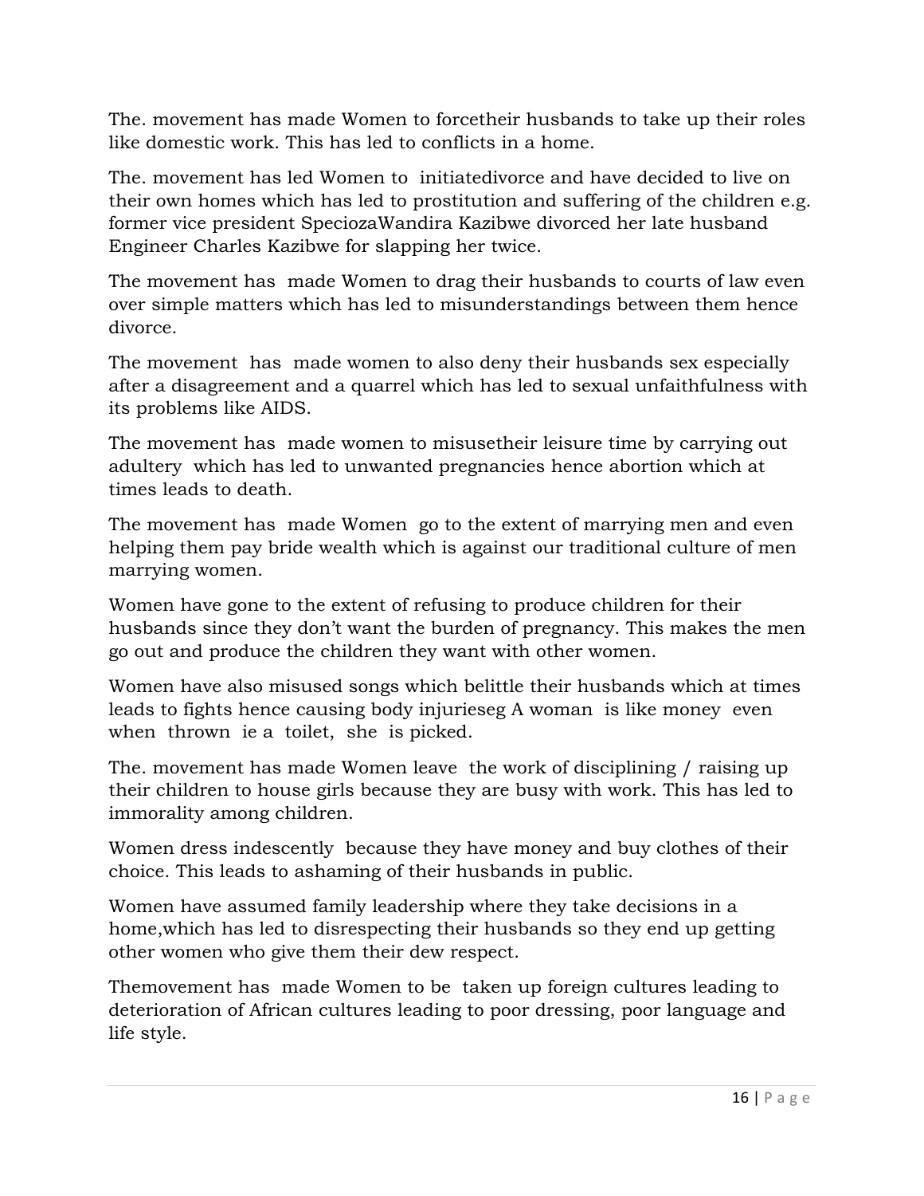The. movement has made Women to forcetheir husbands to take up their roles like domestic work. This has led to conflicts in a home.

The. movement has led Women to initiatedivorce and have decided to live on their own homes which has led to prostitution and suffering of the children e.g. former vice president SpeciozaWandira Kazibwe divorced her late husband Engineer Charles Kazibwe for slapping her twice.

The movement has made Women to drag their husbands to courts of law even over simple matters which has led to misunderstandings between them hence divorce.

The movement has made women to also deny their husbands sex especially after a disagreement and a quarrel which has led to sexual unfaithfulness with its problems like AIDS.

The movement has made women to misusetheir leisure time by carrying out adultery which has led to unwanted pregnancies hence abortion which at times leads to death.

The movement has made Women go to the extent of marrying men and even helping them pay bride wealth which is against our traditional culture of men marrying women.

Women have gone to the extent of refusing to produce children for their husbands since they don't want the burden of pregnancy. This makes the men go out and produce the children they want with other women.

Women have also misused songs which belittle their husbands which at times leads to fights hence causing body injurieseg A woman is like money even when thrown ie a toilet, she is picked.

The. movement has made Women leave the work of disciplining / raising up their children to house girls because they are busy with work. This has led to immorality among children.

Women dress indescently because they have money and buy clothes of their choice. This leads to ashaming of their husbands in public.

Women have assumed family leadership where they take decisions in a home,which has led to disrespecting their husbands so they end up getting other women who give them their dew respect.

Themovement has made Women to be taken up foreign cultures leading to deterioration of African cultures leading to poor dressing, poor language and life style.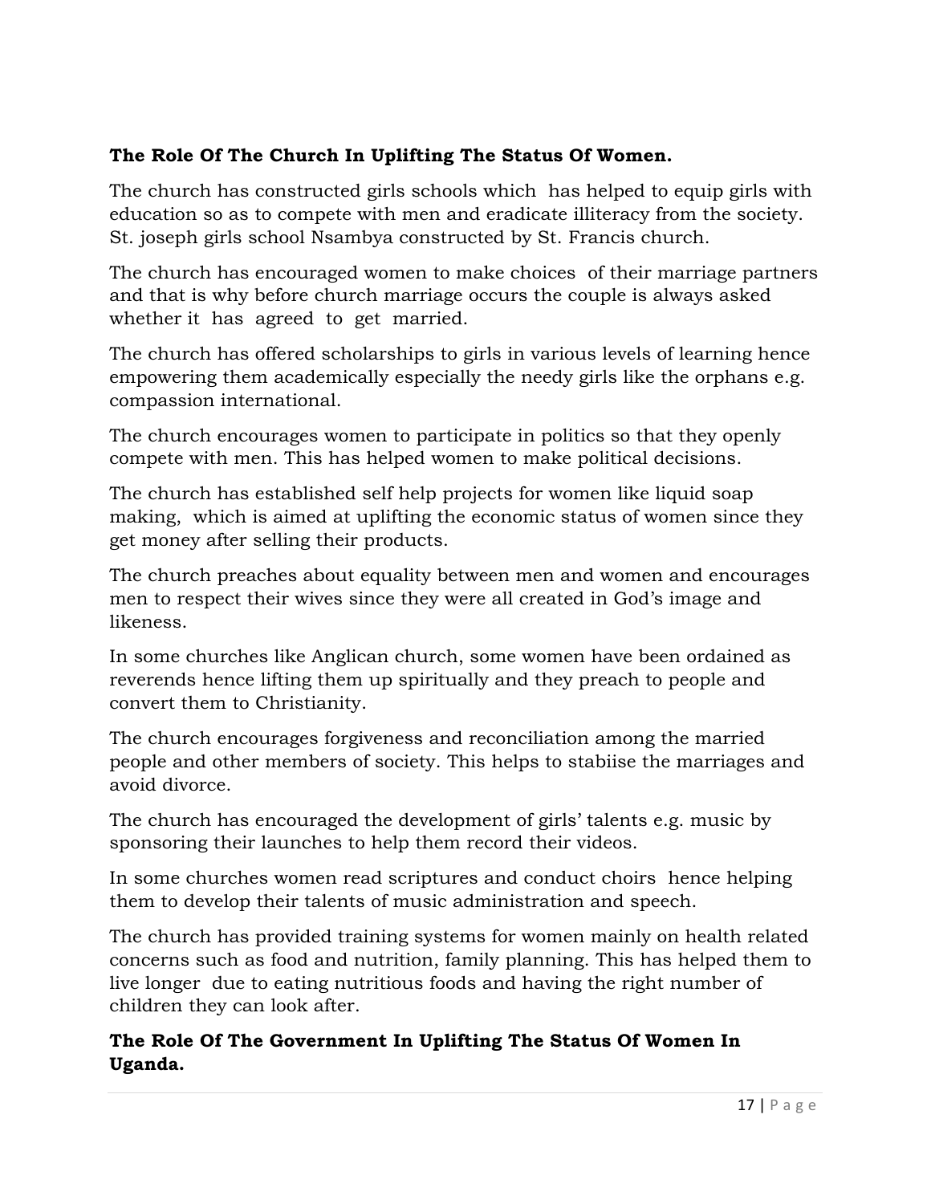## The Role Of The Church In Uplifting The Status Of Women.

The church has constructed girls schools which has helped to equip girls with education so as to compete with men and eradicate illiteracy from the society. St. joseph girls school Nsambya constructed by St. Francis church.

The church has encouraged women to make choices of their marriage partners and that is why before church marriage occurs the couple is always asked whether it has agreed to get married.

The church has offered scholarships to girls in various levels of learning hence empowering them academically especially the needy girls like the orphans e.g. compassion international.

The church encourages women to participate in politics so that they openly compete with men. This has helped women to make political decisions.

The church has established self help projects for women like liquid soap making, which is aimed at uplifting the economic status of women since they get money after selling their products.

The church preaches about equality between men and women and encourages men to respect their wives since they were all created in God's image and likeness.

In some churches like Anglican church, some women have been ordained as reverends hence lifting them up spiritually and they preach to people and convert them to Christianity.

The church encourages forgiveness and reconciliation among the married people and other members of society. This helps to stabiise the marriages and avoid divorce.

The church has encouraged the development of girls' talents e.g. music by sponsoring their launches to help them record their videos.

In some churches women read scriptures and conduct choirs hence helping them to develop their talents of music administration and speech.

The church has provided training systems for women mainly on health related concerns such as food and nutrition, family planning. This has helped them to live longer due to eating nutritious foods and having the right number of children they can look after.

## The Role Of The Government In Uplifting The Status Of Women In Uganda.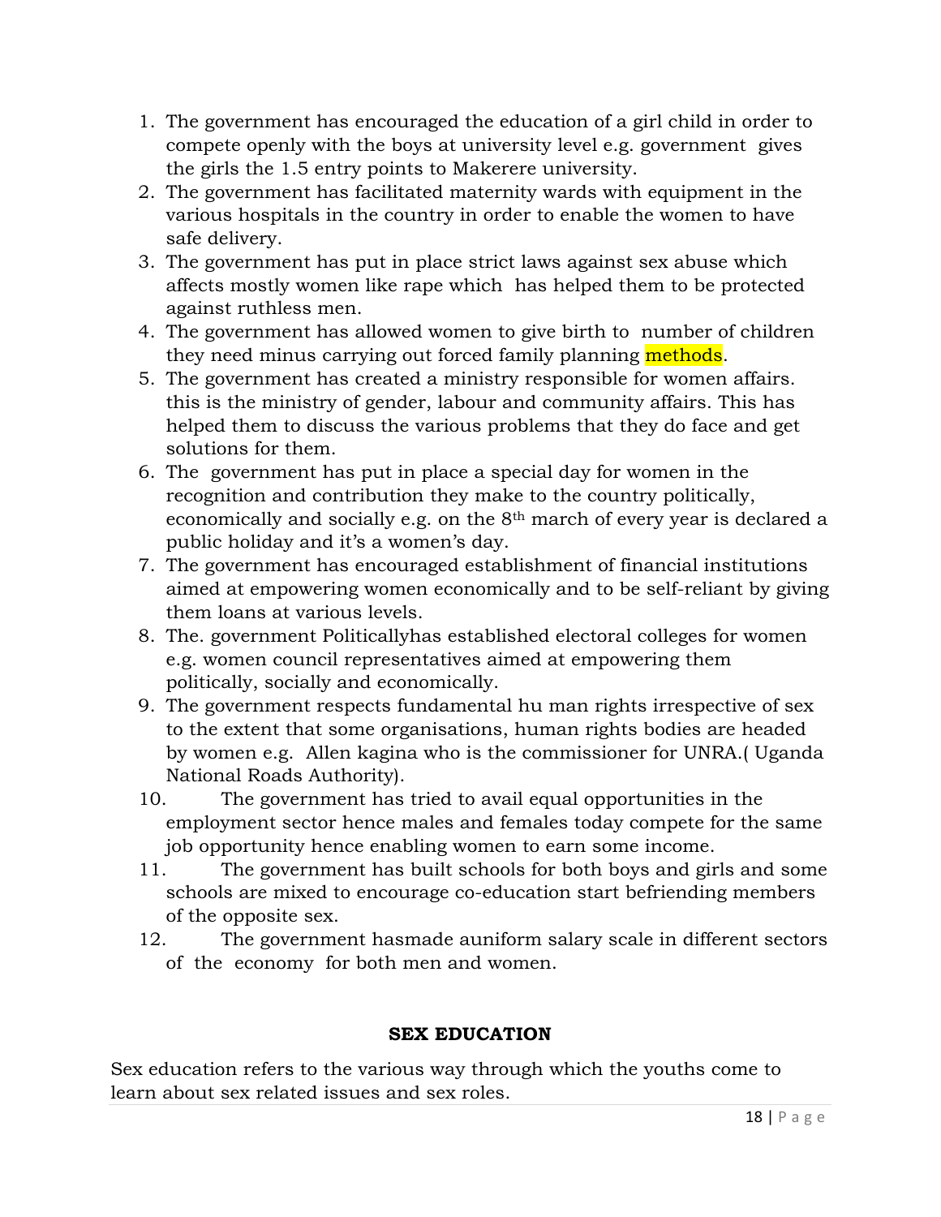1. The government has encouraged the education of a girl child in order to compete openly with the boys at university level e.g. government gives the girls the 1.5 entry points to Makerere university.
2. The government has facilitated maternity wards with equipment in the various hospitals in the country in order to enable the women to have safe delivery.
3. The government has put in place strict laws against sex abuse which affects mostly women like rape which has helped them to be protected against ruthless men.
4. The government has allowed women to give birth to number of children they need minus carrying out forced family planning methods.
5. The government has created a ministry responsible for women affairs. this is the ministry of gender, labour and community affairs. This has helped them to discuss the various problems that they do face and get solutions for them.
6. The government has put in place a special day for women in the recognition and contribution they make to the country politically, economically and socially e.g. on the 8th march of every year is declared a public holiday and it's a women's day.
7. The government has encouraged establishment of financial institutions aimed at empowering women economically and to be self-reliant by giving them loans at various levels.
8. The. government Politicallyhas established electoral colleges for women e.g. women council representatives aimed at empowering them politically, socially and economically.
9. The government respects fundamental hu man rights irrespective of sex to the extent that some organisations, human rights bodies are headed by women e.g. Allen kagina who is the commissioner for UNRA.( Uganda National Roads Authority).
10. The government has tried to avail equal opportunities in the employment sector hence males and females today compete for the same job opportunity hence enabling women to earn some income.
11. The government has built schools for both boys and girls and some schools are mixed to encourage co-education start befriending members of the opposite sex.
12. The government hasmade auniform salary scale in different sectors of the economy for both men and women.

## SEX EDUCATION

Sex education refers to the various way through which the youths come to learn about sex related issues and sex roles.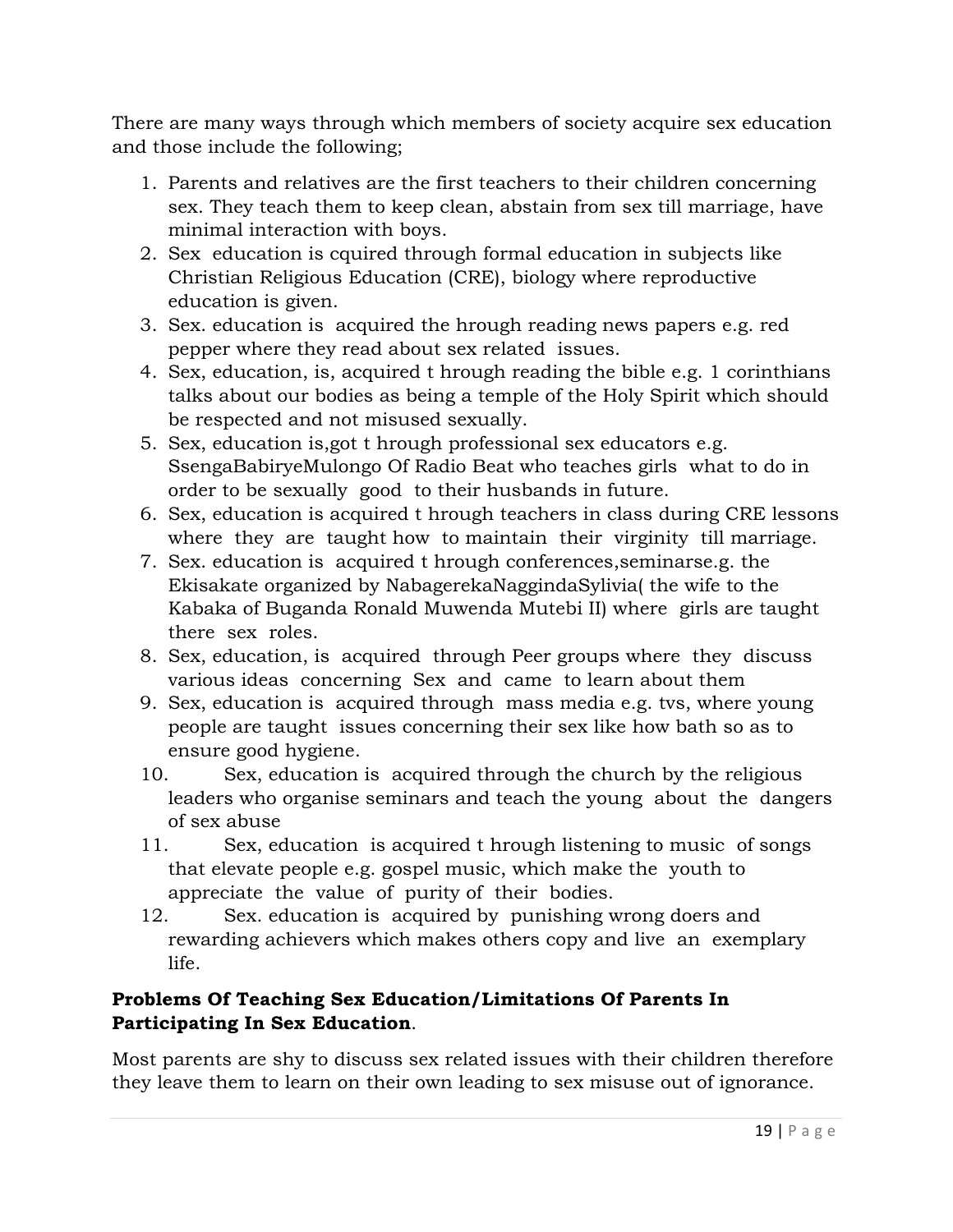There are many ways through which members of society acquire sex education and those include the following;

1. Parents and relatives are the first teachers to their children concerning sex. They teach them to keep clean, abstain from sex till marriage, have minimal interaction with boys.
2. Sex education is cquired through formal education in subjects like Christian Religious Education (CRE), biology where reproductive education is given.
3. Sex. education is acquired the hrough reading news papers e.g. red pepper where they read about sex related issues.
4. Sex, education, is, acquired t hrough reading the bible e.g. 1 corinthians talks about our bodies as being a temple of the Holy Spirit which should be respected and not misused sexually.
5. Sex, education is,got t hrough professional sex educators e.g. SsengaBabiryeMulongo Of Radio Beat who teaches girls what to do in order to be sexually good to their husbands in future.
6. Sex, education is acquired t hrough teachers in class during CRE lessons where they are taught how to maintain their virginity till marriage.
7. Sex. education is acquired t hrough conferences,seminarse.g. the Ekisakate organized by NabagerekaNaggindaSylivia( the wife to the Kabaka of Buganda Ronald Muwenda Mutebi II) where girls are taught there sex roles.
8. Sex, education, is acquired through Peer groups where they discuss various ideas concerning Sex and came to learn about them
9. Sex, education is acquired through mass media e.g. tvs, where young people are taught issues concerning their sex like how bath so as to ensure good hygiene.
10. Sex, education is acquired through the church by the religious leaders who organise seminars and teach the young about the dangers of sex abuse
11. Sex, education is acquired t hrough listening to music of songs that elevate people e.g. gospel music, which make the youth to appreciate the value of purity of their bodies.
12. Sex. education is acquired by punishing wrong doers and rewarding achievers which makes others copy and live an exemplary life.

**Problems Of Teaching Sex Education/Limitations Of Parents In Participating In Sex Education**.

Most parents are shy to discuss sex related issues with their children therefore they leave them to learn on their own leading to sex misuse out of ignorance.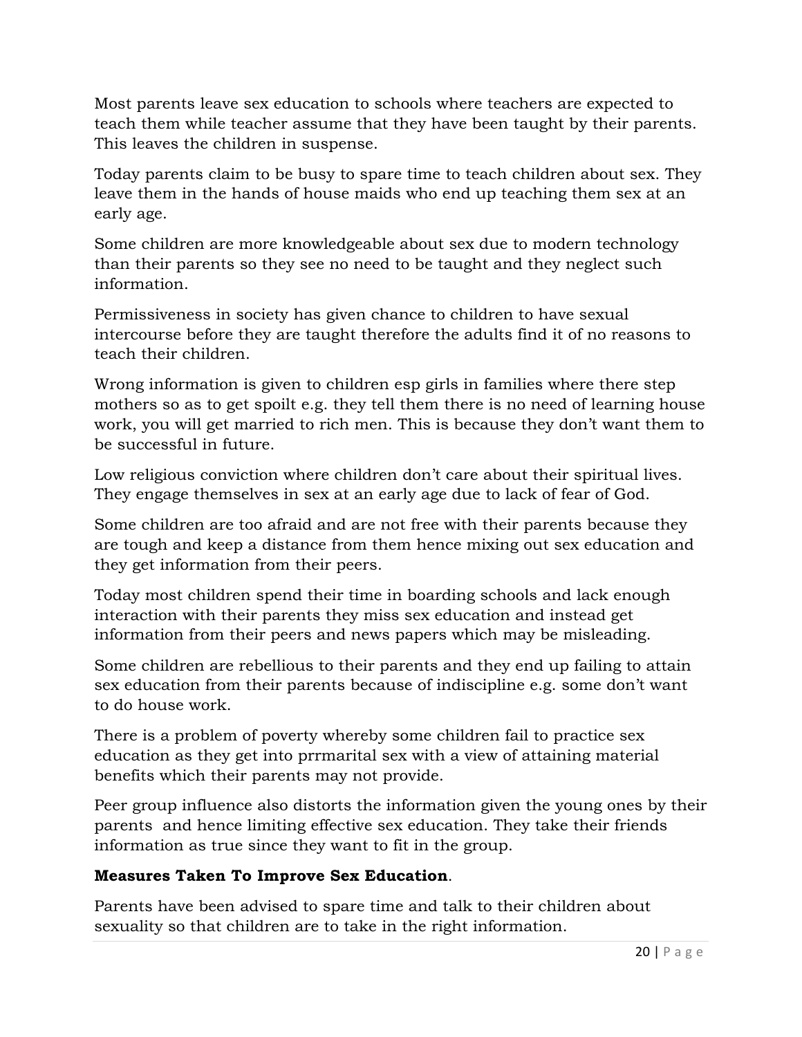Most parents leave sex education to schools where teachers are expected to teach them while teacher assume that they have been taught by their parents. This leaves the children in suspense.

Today parents claim to be busy to spare time to teach children about sex. They leave them in the hands of house maids who end up teaching them sex at an early age.

Some children are more knowledgeable about sex due to modern technology than their parents so they see no need to be taught and they neglect such information.

Permissiveness in society has given chance to children to have sexual intercourse before they are taught therefore the adults find it of no reasons to teach their children.

Wrong information is given to children esp girls in families where there step mothers so as to get spoilt e.g. they tell them there is no need of learning house work, you will get married to rich men. This is because they don't want them to be successful in future.

Low religious conviction where children don't care about their spiritual lives. They engage themselves in sex at an early age due to lack of fear of God.

Some children are too afraid and are not free with their parents because they are tough and keep a distance from them hence mixing out sex education and they get information from their peers.

Today most children spend their time in boarding schools and lack enough interaction with their parents they miss sex education and instead get information from their peers and news papers which may be misleading.

Some children are rebellious to their parents and they end up failing to attain sex education from their parents because of indiscipline e.g. some don't want to do house work.

There is a problem of poverty whereby some children fail to practice sex education as they get into prrmarital sex with a view of attaining material benefits which their parents may not provide.

Peer group influence also distorts the information given the young ones by their parents and hence limiting effective sex education. They take their friends information as true since they want to fit in the group.

**Measures Taken To Improve Sex Education**.

Parents have been advised to spare time and talk to their children about sexuality so that children are to take in the right information.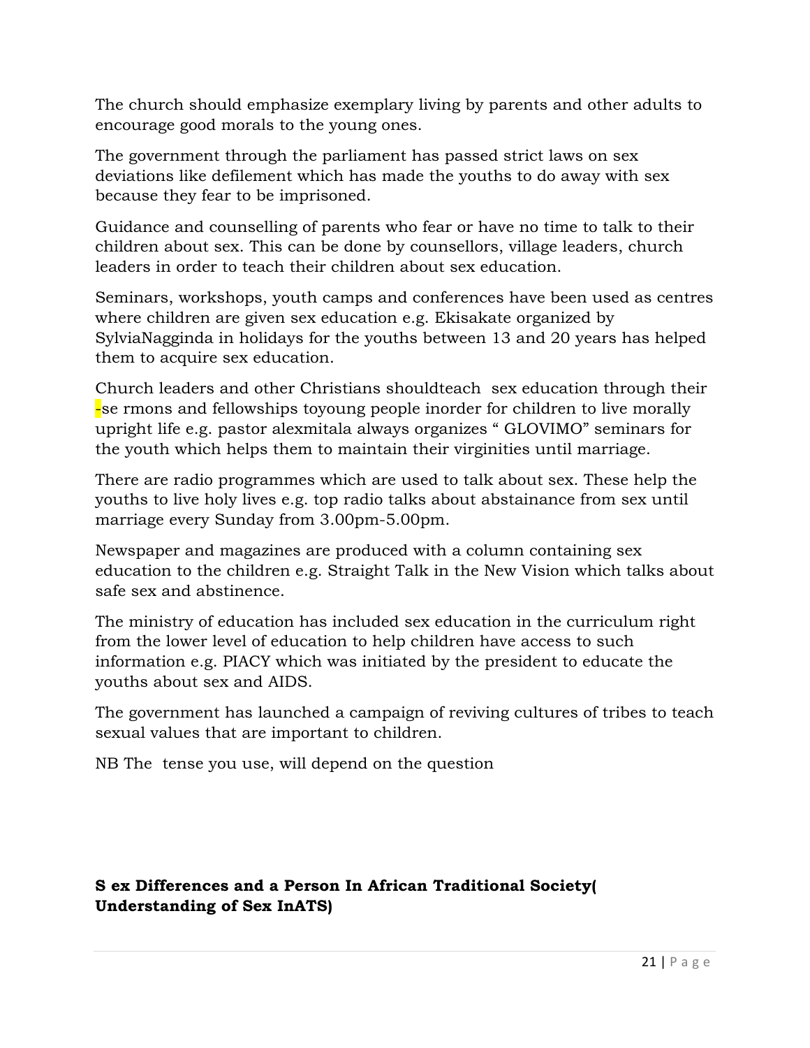The church should emphasize exemplary living by parents and other adults to encourage good morals to the young ones.

The government through the parliament has passed strict laws on sex deviations like defilement which has made the youths to do away with sex because they fear to be imprisoned.

Guidance and counselling of parents who fear or have no time to talk to their children about sex. This can be done by counsellors, village leaders, church leaders in order to teach their children about sex education.

Seminars, workshops, youth camps and conferences have been used as centres where children are given sex education e.g. Ekisakate organized by SylviaNagginda in holidays for the youths between 13 and 20 years has helped them to acquire sex education.

Church leaders and other Christians shouldteach sex education through their -se rmons and fellowships toyoung people inorder for children to live morally upright life e.g. pastor alexmitala always organizes " GLOVIMO" seminars for the youth which helps them to maintain their virginities until marriage.

There are radio programmes which are used to talk about sex. These help the youths to live holy lives e.g. top radio talks about abstainance from sex until marriage every Sunday from 3.00pm-5.00pm.

Newspaper and magazines are produced with a column containing sex education to the children e.g. Straight Talk in the New Vision which talks about safe sex and abstinence.

The ministry of education has included sex education in the curriculum right from the lower level of education to help children have access to such information e.g. PIACY which was initiated by the president to educate the youths about sex and AIDS.

The government has launched a campaign of reviving cultures of tribes to teach sexual values that are important to children.

NB The tense you use, will depend on the question

**S ex Differences and a Person In African Traditional Society( Understanding of Sex InATS)**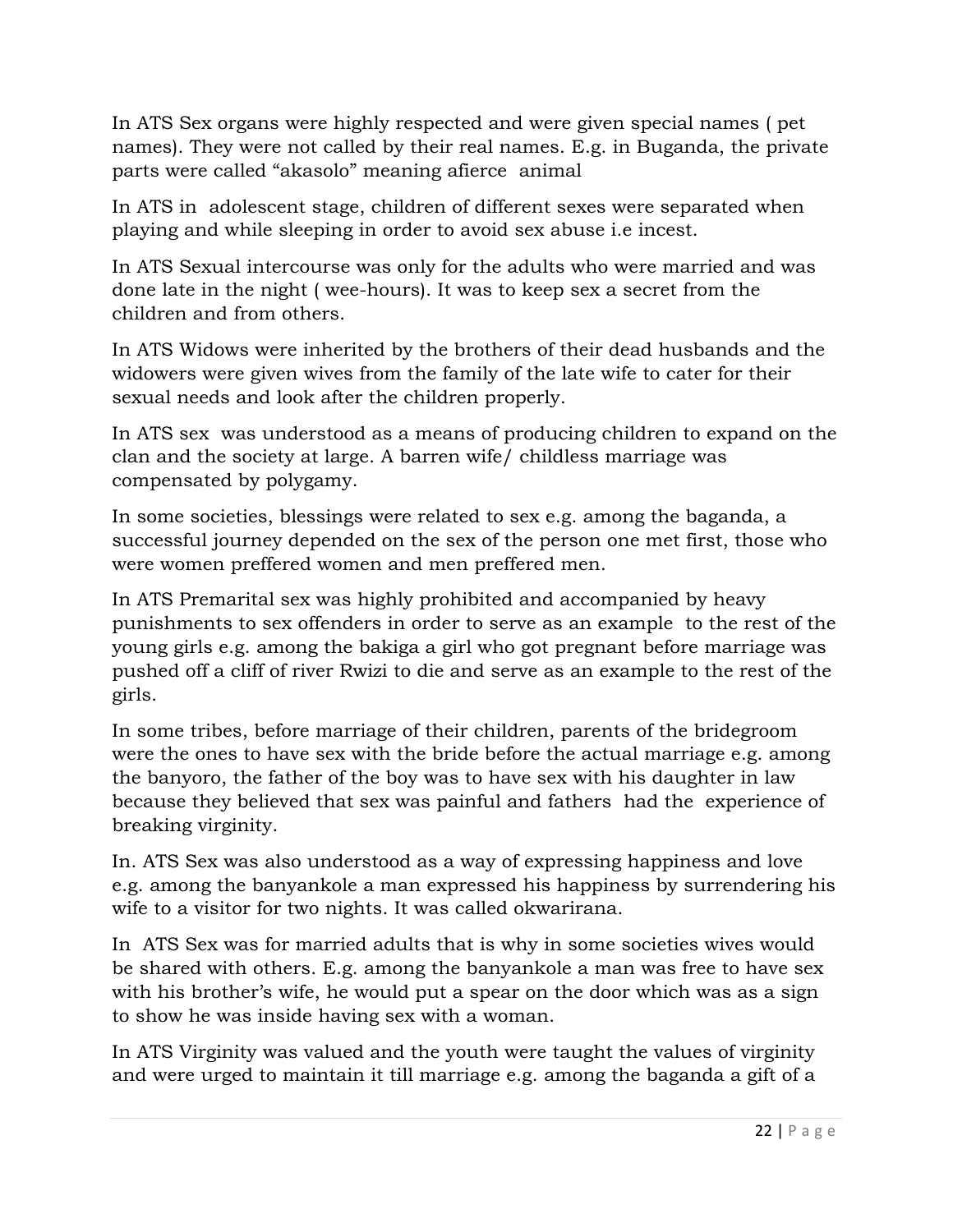In ATS Sex organs were highly respected and were given special names ( pet names). They were not called by their real names. E.g. in Buganda, the private parts were called “akasolo” meaning afierce  animal

In ATS in  adolescent stage, children of different sexes were separated when playing and while sleeping in order to avoid sex abuse i.e incest.

In ATS Sexual intercourse was only for the adults who were married and was done late in the night ( wee-hours). It was to keep sex a secret from the children and from others.

In ATS Widows were inherited by the brothers of their dead husbands and the widowers were given wives from the family of the late wife to cater for their sexual needs and look after the children properly.

In ATS sex  was understood as a means of producing children to expand on the clan and the society at large. A barren wife/ childless marriage was compensated by polygamy.

In some societies, blessings were related to sex e.g. among the baganda, a successful journey depended on the sex of the person one met first, those who were women preffered women and men preffered men.

In ATS Premarital sex was highly prohibited and accompanied by heavy punishments to sex offenders in order to serve as an example  to the rest of the young girls e.g. among the bakiga a girl who got pregnant before marriage was pushed off a cliff of river Rwizi to die and serve as an example to the rest of the girls.

In some tribes, before marriage of their children, parents of the bridegroom were the ones to have sex with the bride before the actual marriage e.g. among the banyoro, the father of the boy was to have sex with his daughter in law because they believed that sex was painful and fathers  had the  experience of breaking virginity.

In. ATS Sex was also understood as a way of expressing happiness and love e.g. among the banyankole a man expressed his happiness by surrendering his wife to a visitor for two nights. It was called okwarirana.

In  ATS Sex was for married adults that is why in some societies wives would be shared with others. E.g. among the banyankole a man was free to have sex with his brother’s wife, he would put a spear on the door which was as a sign to show he was inside having sex with a woman.

In ATS Virginity was valued and the youth were taught the values of virginity and were urged to maintain it till marriage e.g. among the baganda a gift of a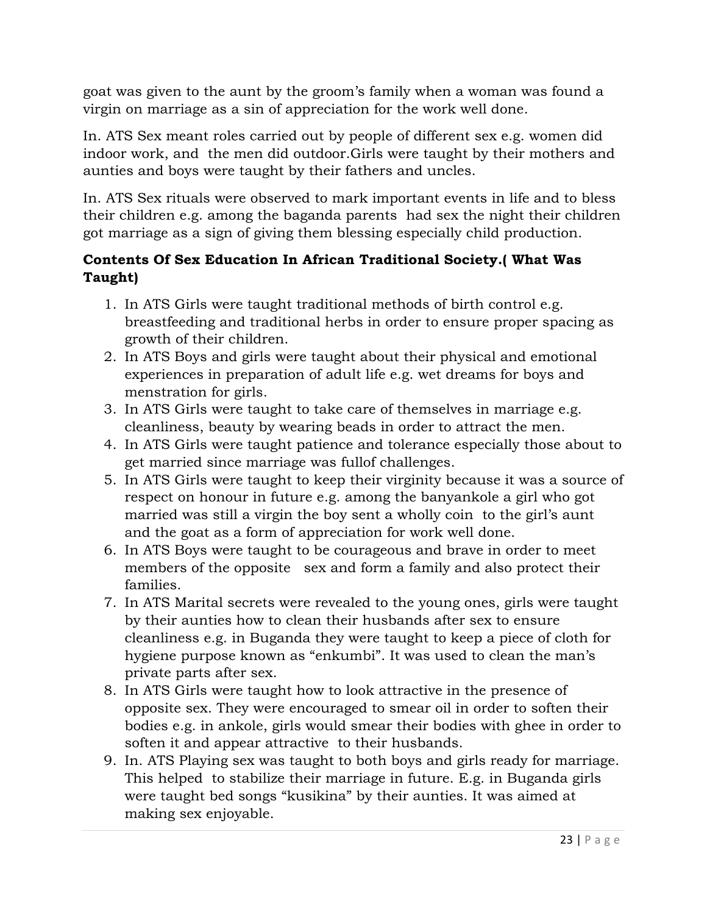goat was given to the aunt by the groom's family when a woman was found a virgin on marriage as a sin of appreciation for the work well done.

In. ATS Sex meant roles carried out by people of different sex e.g. women did indoor work, and  the men did outdoor.Girls were taught by their mothers and aunties and boys were taught by their fathers and uncles.

In. ATS Sex rituals were observed to mark important events in life and to bless their children e.g. among the baganda parents  had sex the night their children got marriage as a sign of giving them blessing especially child production.

**Contents Of Sex Education In African Traditional Society.( What Was Taught)**

1. In ATS Girls were taught traditional methods of birth control e.g. breastfeeding and traditional herbs in order to ensure proper spacing as growth of their children.
2. In ATS Boys and girls were taught about their physical and emotional experiences in preparation of adult life e.g. wet dreams for boys and menstration for girls.
3. In ATS Girls were taught to take care of themselves in marriage e.g. cleanliness, beauty by wearing beads in order to attract the men.
4. In ATS Girls were taught patience and tolerance especially those about to get married since marriage was fullof challenges.
5. In ATS Girls were taught to keep their virginity because it was a source of respect on honour in future e.g. among the banyankole a girl who got married was still a virgin the boy sent a wholly coin  to the girl's aunt and the goat as a form of appreciation for work well done.
6. In ATS Boys were taught to be courageous and brave in order to meet members of the opposite   sex and form a family and also protect their families.
7. In ATS Marital secrets were revealed to the young ones, girls were taught by their aunties how to clean their husbands after sex to ensure cleanliness e.g. in Buganda they were taught to keep a piece of cloth for hygiene purpose known as "enkumbi". It was used to clean the man's private parts after sex.
8. In ATS Girls were taught how to look attractive in the presence of opposite sex. They were encouraged to smear oil in order to soften their bodies e.g. in ankole, girls would smear their bodies with ghee in order to soften it and appear attractive  to their husbands.
9. In. ATS Playing sex was taught to both boys and girls ready for marriage. This helped  to stabilize their marriage in future. E.g. in Buganda girls were taught bed songs "kusikina" by their aunties. It was aimed at making sex enjoyable.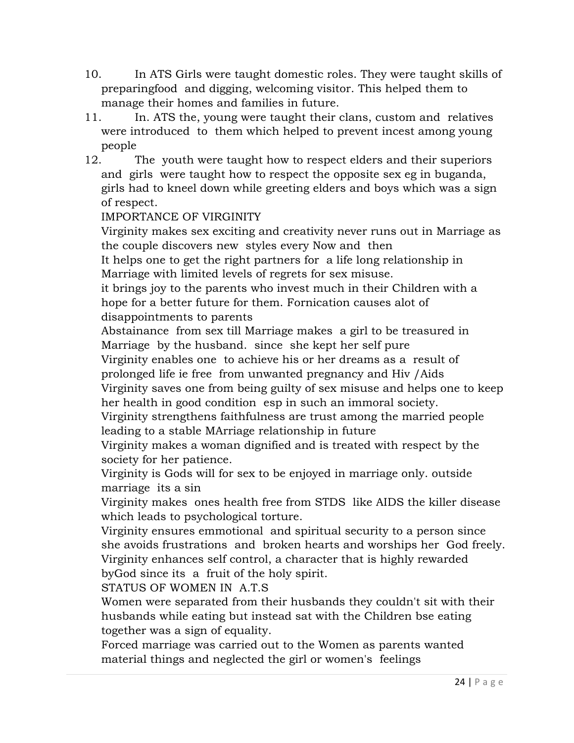10. In ATS Girls were taught domestic roles. They were taught skills of preparingfood and digging, welcoming visitor. This helped them to manage their homes and families in future.
11. In. ATS the, young were taught their clans, custom and relatives were introduced to them which helped to prevent incest among young people
12. The youth were taught how to respect elders and their superiors and girls were taught how to respect the opposite sex eg in buganda, girls had to kneel down while greeting elders and boys which was a sign of respect.

IMPORTANCE OF VIRGINITY

Virginity makes sex exciting and creativity never runs out in Marriage as the couple discovers new styles every Now and then

It helps one to get the right partners for a life long relationship in Marriage with limited levels of regrets for sex misuse.

it brings joy to the parents who invest much in their Children with a hope for a better future for them. Fornication causes alot of disappointments to parents

Abstainance from sex till Marriage makes a girl to be treasured in Marriage by the husband. since she kept her self pure

Virginity enables one to achieve his or her dreams as a result of prolonged life ie free from unwanted pregnancy and Hiv /Aids

Virginity saves one from being guilty of sex misuse and helps one to keep her health in good condition esp in such an immoral society.

Virginity strengthens faithfulness are trust among the married people leading to a stable MArriage relationship in future

Virginity makes a woman dignified and is treated with respect by the society for her patience.

Virginity is Gods will for sex to be enjoyed in marriage only. outside marriage its a sin

Virginity makes ones health free from STDS like AIDS the killer disease which leads to psychological torture.

Virginity ensures emmotional and spiritual security to a person since she avoids frustrations and broken hearts and worships her God freely.

Virginity enhances self control, a character that is highly rewarded byGod since its a fruit of the holy spirit.

STATUS OF WOMEN IN A.T.S

Women were separated from their husbands they couldn't sit with their husbands while eating but instead sat with the Children bse eating together was a sign of equality.

Forced marriage was carried out to the Women as parents wanted material things and neglected the girl or women's feelings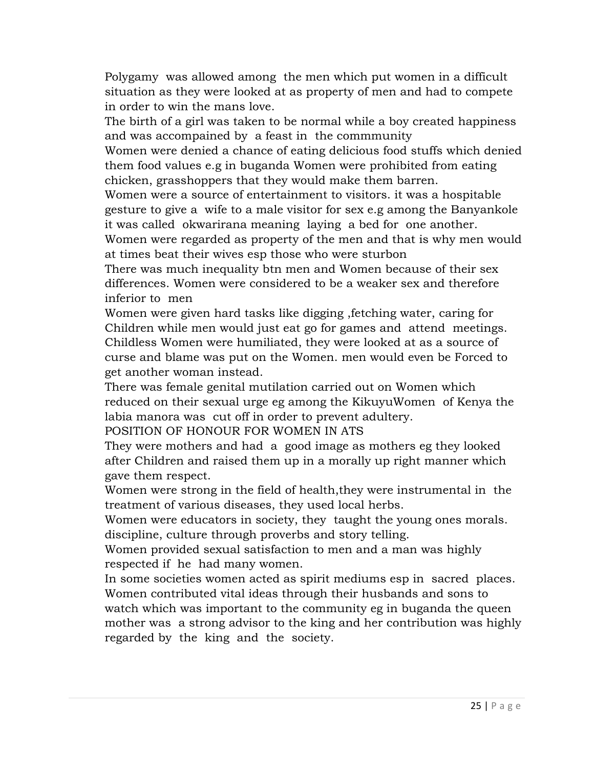Polygamy was allowed among the men which put women in a difficult situation as they were looked at as property of men and had to compete in order to win the mans love.

The birth of a girl was taken to be normal while a boy created happiness and was accompained by a feast in the commmunity

Women were denied a chance of eating delicious food stuffs which denied them food values e.g in buganda Women were prohibited from eating chicken, grasshoppers that they would make them barren.

Women were a source of entertainment to visitors. it was a hospitable gesture to give a wife to a male visitor for sex e.g among the Banyankole it was called okwarirana meaning laying a bed for one another.

Women were regarded as property of the men and that is why men would at times beat their wives esp those who were sturbon

There was much inequality btn men and Women because of their sex differences. Women were considered to be a weaker sex and therefore inferior to men

Women were given hard tasks like digging ,fetching water, caring for Children while men would just eat go for games and attend meetings.

Childless Women were humiliated, they were looked at as a source of curse and blame was put on the Women. men would even be Forced to get another woman instead.

There was female genital mutilation carried out on Women which reduced on their sexual urge eg among the KikuyuWomen of Kenya the labia manora was cut off in order to prevent adultery.

POSITION OF HONOUR FOR WOMEN IN ATS

They were mothers and had a good image as mothers eg they looked after Children and raised them up in a morally up right manner which gave them respect.

Women were strong in the field of health,they were instrumental in the treatment of various diseases, they used local herbs.

Women were educators in society, they taught the young ones morals. discipline, culture through proverbs and story telling.

Women provided sexual satisfaction to men and a man was highly respected if he had many women.

In some societies women acted as spirit mediums esp in sacred places.

Women contributed vital ideas through their husbands and sons to watch which was important to the community eg in buganda the queen mother was a strong advisor to the king and her contribution was highly regarded by the king and the society.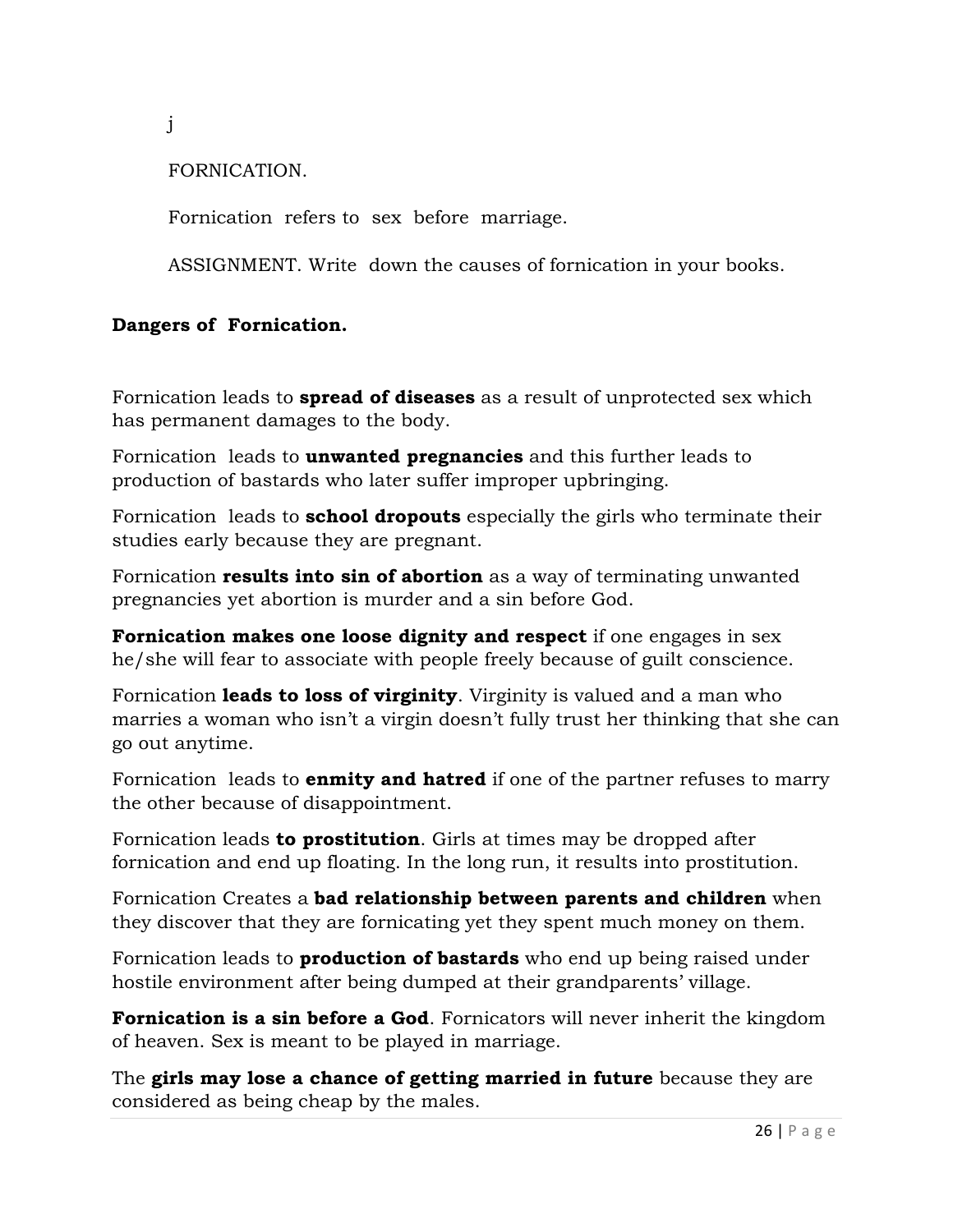j

FORNICATION.

Fornication refers to sex before marriage.

ASSIGNMENT. Write down the causes of fornication in your books.

**Dangers of Fornication.**

Fornication leads to **spread of diseases** as a result of unprotected sex which has permanent damages to the body.

Fornication leads to **unwanted pregnancies** and this further leads to production of bastards who later suffer improper upbringing.

Fornication leads to **school dropouts** especially the girls who terminate their studies early because they are pregnant.

Fornication **results into sin of abortion** as a way of terminating unwanted pregnancies yet abortion is murder and a sin before God.

**Fornication makes one loose dignity and respect** if one engages in sex he/she will fear to associate with people freely because of guilt conscience.

Fornication **leads to loss of virginity**. Virginity is valued and a man who marries a woman who isn't a virgin doesn't fully trust her thinking that she can go out anytime.

Fornication leads to **enmity and hatred** if one of the partner refuses to marry the other because of disappointment.

Fornication leads **to prostitution**. Girls at times may be dropped after fornication and end up floating. In the long run, it results into prostitution.

Fornication Creates a **bad relationship between parents and children** when they discover that they are fornicating yet they spent much money on them.

Fornication leads to **production of bastards** who end up being raised under hostile environment after being dumped at their grandparents' village.

**Fornication is a sin before a God**. Fornicators will never inherit the kingdom of heaven. Sex is meant to be played in marriage.

The **girls may lose a chance of getting married in future** because they are considered as being cheap by the males.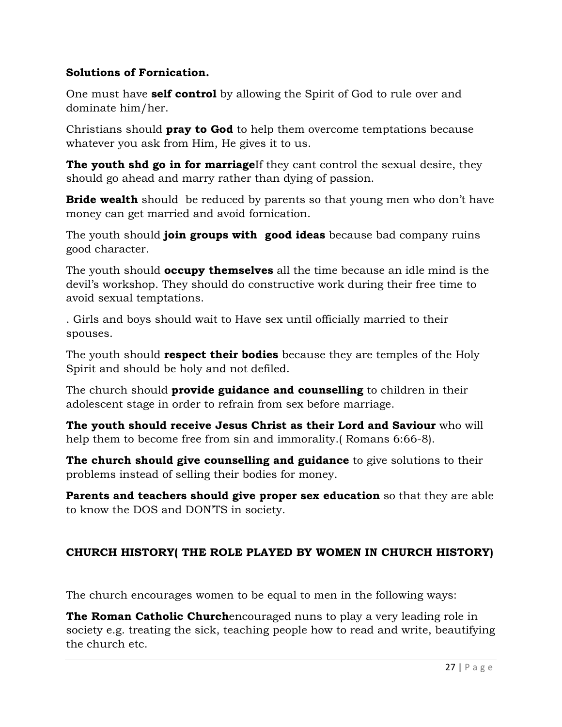**Solutions of Fornication.**

One must have **self control** by allowing the Spirit of God to rule over and dominate him/her.

Christians should **pray to God** to help them overcome temptations because whatever you ask from Him, He gives it to us.

**The youth shd go in for marriage**If they cant control the sexual desire, they should go ahead and marry rather than dying of passion.

**Bride wealth** should be reduced by parents so that young men who don't have money can get married and avoid fornication.

The youth should **join groups with good ideas** because bad company ruins good character.

The youth should **occupy themselves** all the time because an idle mind is the devil's workshop. They should do constructive work during their free time to avoid sexual temptations.

. Girls and boys should wait to Have sex until officially married to their spouses.

The youth should **respect their bodies** because they are temples of the Holy Spirit and should be holy and not defiled.

The church should **provide guidance and counselling** to children in their adolescent stage in order to refrain from sex before marriage.

**The youth should receive Jesus Christ as their Lord and Saviour** who will help them to become free from sin and immorality.( Romans 6:66-8).

**The church should give counselling and guidance** to give solutions to their problems instead of selling their bodies for money.

**Parents and teachers should give proper sex education** so that they are able to know the DOS and DON'TS in society.

## CHURCH HISTORY( THE ROLE PLAYED BY WOMEN IN CHURCH HISTORY)

The church encourages women to be equal to men in the following ways:

**The Roman Catholic Church**encouraged nuns to play a very leading role in society e.g. treating the sick, teaching people how to read and write, beautifying the church etc.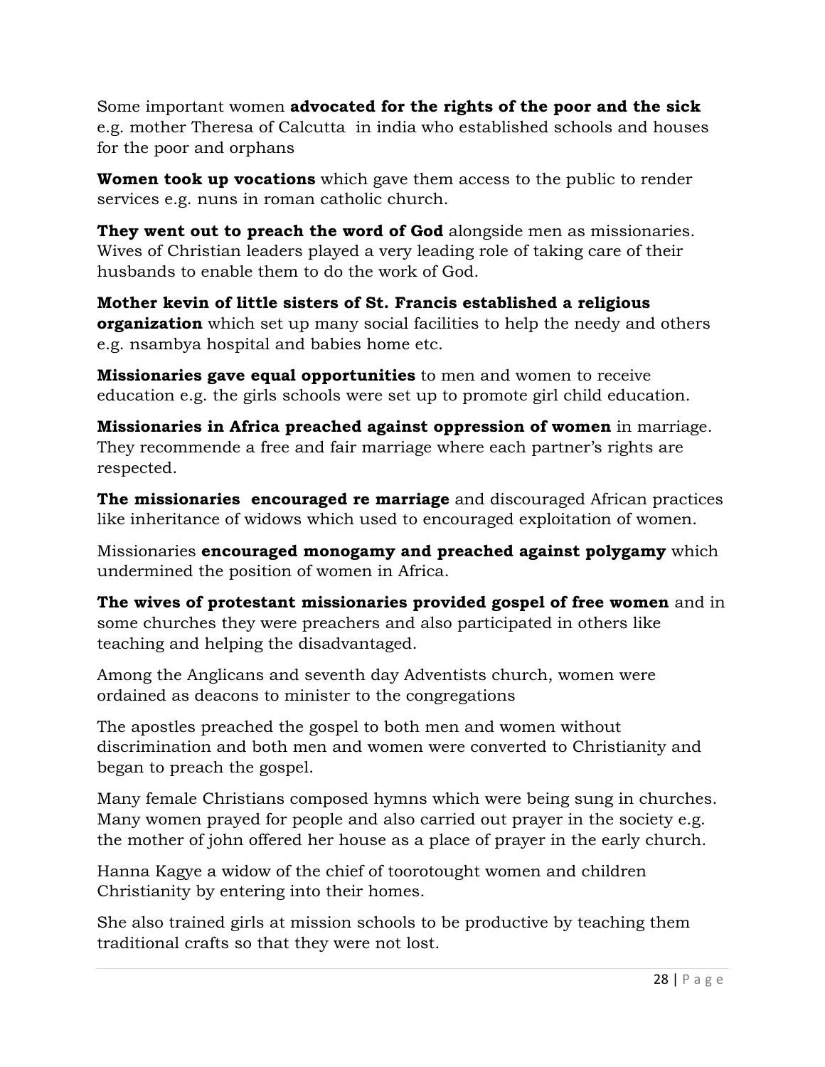Some important women **advocated for the rights of the poor and the sick** e.g. mother Theresa of Calcutta in india who established schools and houses for the poor and orphans

**Women took up vocations** which gave them access to the public to render services e.g. nuns in roman catholic church.

**They went out to preach the word of God** alongside men as missionaries. Wives of Christian leaders played a very leading role of taking care of their husbands to enable them to do the work of God.

**Mother kevin of little sisters of St. Francis established a religious organization** which set up many social facilities to help the needy and others e.g. nsambya hospital and babies home etc.

**Missionaries gave equal opportunities** to men and women to receive education e.g. the girls schools were set up to promote girl child education.

**Missionaries in Africa preached against oppression of women** in marriage. They recommende a free and fair marriage where each partner's rights are respected.

**The missionaries encouraged re marriage** and discouraged African practices like inheritance of widows which used to encouraged exploitation of women.

Missionaries **encouraged monogamy and preached against polygamy** which undermined the position of women in Africa.

**The wives of protestant missionaries provided gospel of free women** and in some churches they were preachers and also participated in others like teaching and helping the disadvantaged.

Among the Anglicans and seventh day Adventists church, women were ordained as deacons to minister to the congregations

The apostles preached the gospel to both men and women without discrimination and both men and women were converted to Christianity and began to preach the gospel.

Many female Christians composed hymns which were being sung in churches. Many women prayed for people and also carried out prayer in the society e.g. the mother of john offered her house as a place of prayer in the early church.

Hanna Kagye a widow of the chief of toorotought women and children Christianity by entering into their homes.

She also trained girls at mission schools to be productive by teaching them traditional crafts so that they were not lost.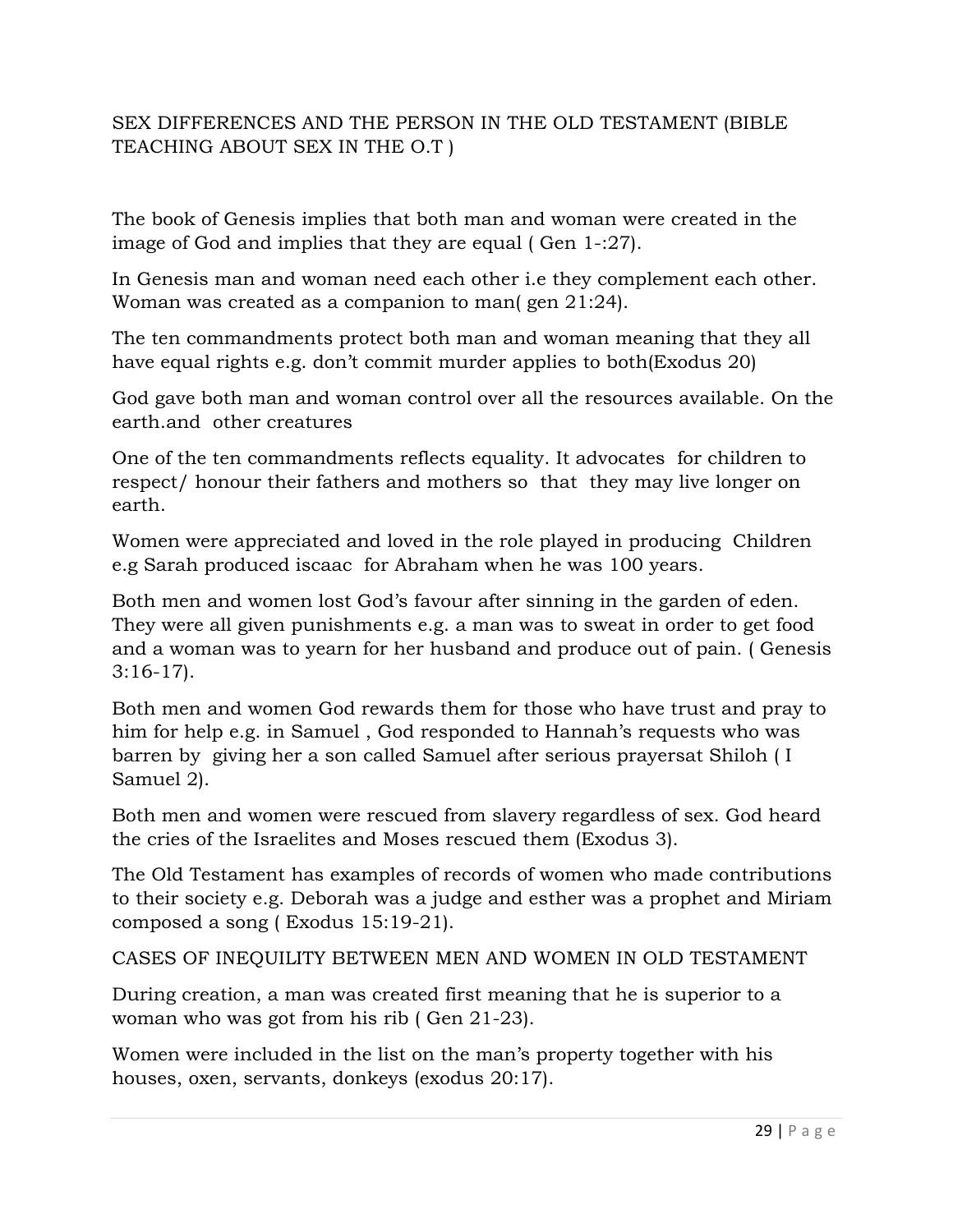## SEX DIFFERENCES AND THE PERSON IN THE OLD TESTAMENT (BIBLE TEACHING ABOUT SEX IN THE O.T )

The book of Genesis implies that both man and woman were created in the image of God and implies that they are equal ( Gen 1-:27).

In Genesis man and woman need each other i.e they complement each other. Woman was created as a companion to man( gen 21:24).

The ten commandments protect both man and woman meaning that they all have equal rights e.g. don't commit murder applies to both(Exodus 20)

God gave both man and woman control over all the resources available. On the earth.and  other creatures

One of the ten commandments reflects equality. It advocates  for children to respect/ honour their fathers and mothers so  that  they may live longer on earth.

Women were appreciated and loved in the role played in producing  Children e.g Sarah produced iscaac  for Abraham when he was 100 years.

Both men and women lost God's favour after sinning in the garden of eden. They were all given punishments e.g. a man was to sweat in order to get food and a woman was to yearn for her husband and produce out of pain. ( Genesis 3:16-17).

Both men and women God rewards them for those who have trust and pray to him for help e.g. in Samuel , God responded to Hannah's requests who was barren by  giving her a son called Samuel after serious prayersat Shiloh ( I Samuel 2).

Both men and women were rescued from slavery regardless of sex. God heard the cries of the Israelites and Moses rescued them (Exodus 3).

The Old Testament has examples of records of women who made contributions to their society e.g. Deborah was a judge and esther was a prophet and Miriam composed a song ( Exodus 15:19-21).

## CASES OF INEQUILITY BETWEEN MEN AND WOMEN IN OLD TESTAMENT

During creation, a man was created first meaning that he is superior to a woman who was got from his rib ( Gen 21-23).

Women were included in the list on the man's property together with his houses, oxen, servants, donkeys (exodus 20:17).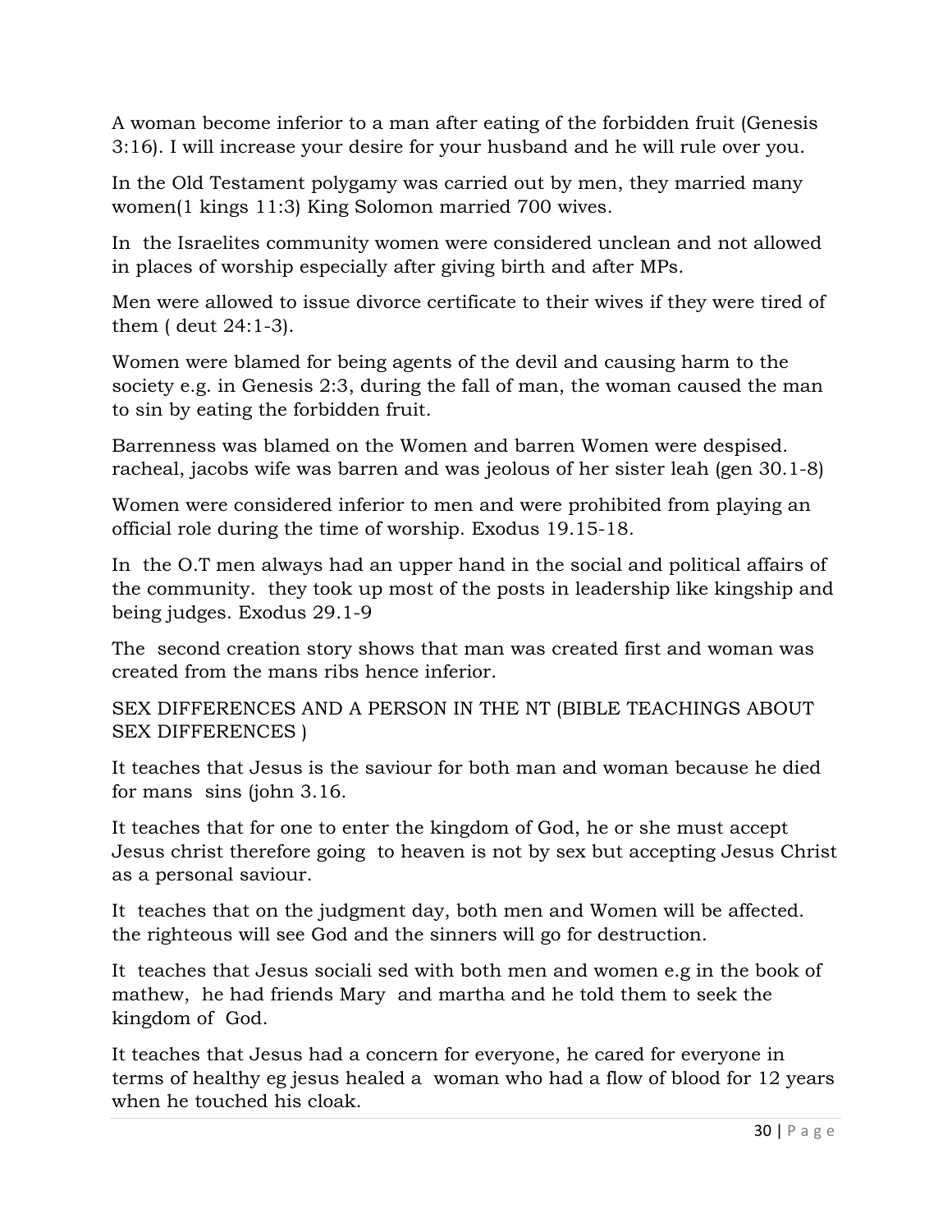A woman become inferior to a man after eating of the forbidden fruit (Genesis 3:16). I will increase your desire for your husband and he will rule over you.

In the Old Testament polygamy was carried out by men, they married many women(1 kings 11:3) King Solomon married 700 wives.

In the Israelites community women were considered unclean and not allowed in places of worship especially after giving birth and after MPs.

Men were allowed to issue divorce certificate to their wives if they were tired of them ( deut 24:1-3).

Women were blamed for being agents of the devil and causing harm to the society e.g. in Genesis 2:3, during the fall of man, the woman caused the man to sin by eating the forbidden fruit.

Barrenness was blamed on the Women and barren Women were despised. racheal, jacobs wife was barren and was jeolous of her sister leah (gen 30.1-8)

Women were considered inferior to men and were prohibited from playing an official role during the time of worship. Exodus 19.15-18.

In the O.T men always had an upper hand in the social and political affairs of the community. they took up most of the posts in leadership like kingship and being judges. Exodus 29.1-9

The second creation story shows that man was created first and woman was created from the mans ribs hence inferior.

SEX DIFFERENCES AND A PERSON IN THE NT (BIBLE TEACHINGS ABOUT SEX DIFFERENCES )

It teaches that Jesus is the saviour for both man and woman because he died for mans sins (john 3.16.

It teaches that for one to enter the kingdom of God, he or she must accept Jesus christ therefore going to heaven is not by sex but accepting Jesus Christ as a personal saviour.

It teaches that on the judgment day, both men and Women will be affected. the righteous will see God and the sinners will go for destruction.

It teaches that Jesus sociali sed with both men and women e.g in the book of mathew, he had friends Mary and martha and he told them to seek the kingdom of God.

It teaches that Jesus had a concern for everyone, he cared for everyone in terms of healthy eg jesus healed a woman who had a flow of blood for 12 years when he touched his cloak.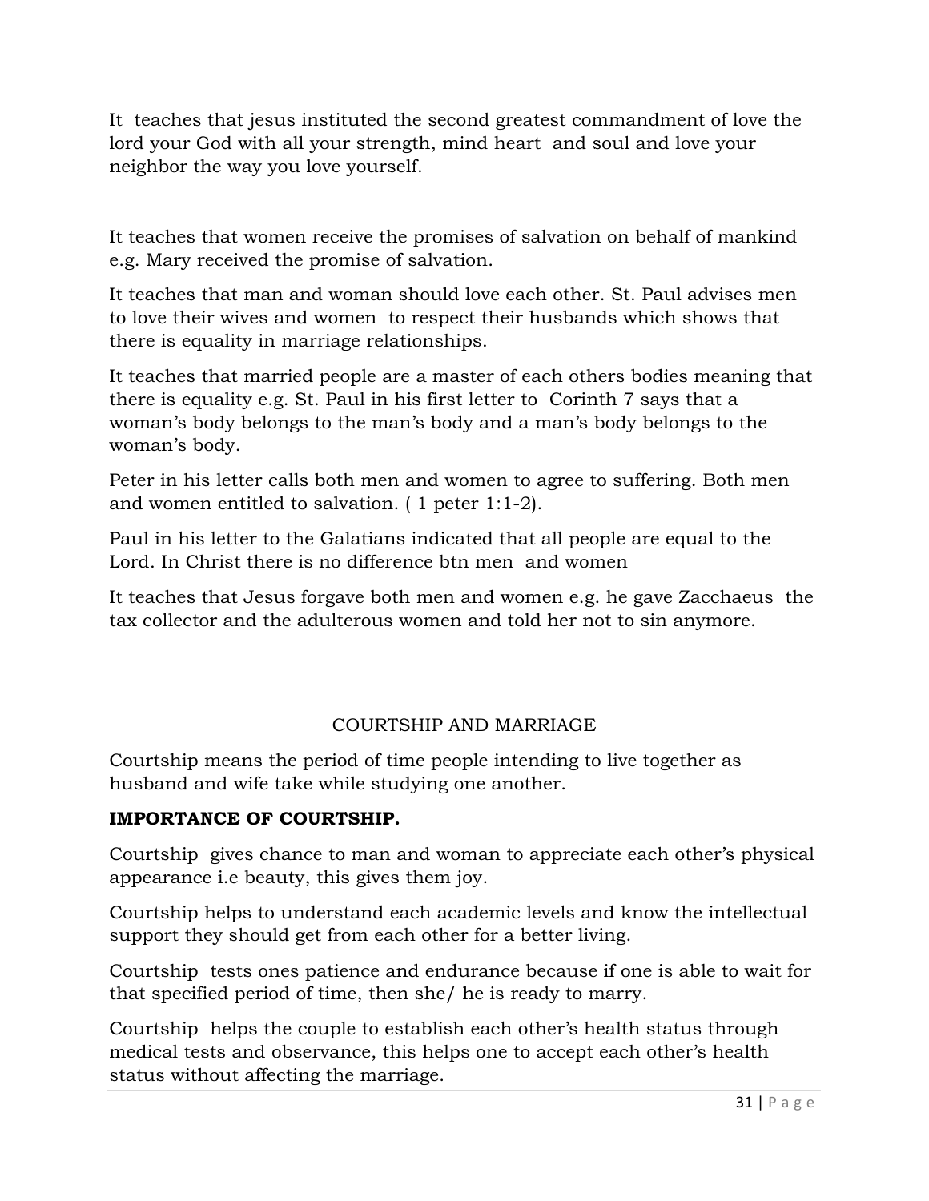It teaches that jesus instituted the second greatest commandment of love the lord your God with all your strength, mind heart and soul and love your neighbor the way you love yourself.

It teaches that women receive the promises of salvation on behalf of mankind e.g. Mary received the promise of salvation.

It teaches that man and woman should love each other. St. Paul advises men to love their wives and women to respect their husbands which shows that there is equality in marriage relationships.

It teaches that married people are a master of each others bodies meaning that there is equality e.g. St. Paul in his first letter to Corinth 7 says that a woman's body belongs to the man's body and a man's body belongs to the woman's body.

Peter in his letter calls both men and women to agree to suffering. Both men and women entitled to salvation. ( 1 peter 1:1-2).

Paul in his letter to the Galatians indicated that all people are equal to the Lord. In Christ there is no difference btn men and women

It teaches that Jesus forgave both men and women e.g. he gave Zacchaeus the tax collector and the adulterous women and told her not to sin anymore.

## COURTSHIP AND MARRIAGE

Courtship means the period of time people intending to live together as husband and wife take while studying one another.

**IMPORTANCE OF COURTSHIP.**

Courtship gives chance to man and woman to appreciate each other's physical appearance i.e beauty, this gives them joy.

Courtship helps to understand each academic levels and know the intellectual support they should get from each other for a better living.

Courtship tests ones patience and endurance because if one is able to wait for that specified period of time, then she/ he is ready to marry.

Courtship helps the couple to establish each other's health status through medical tests and observance, this helps one to accept each other's health status without affecting the marriage.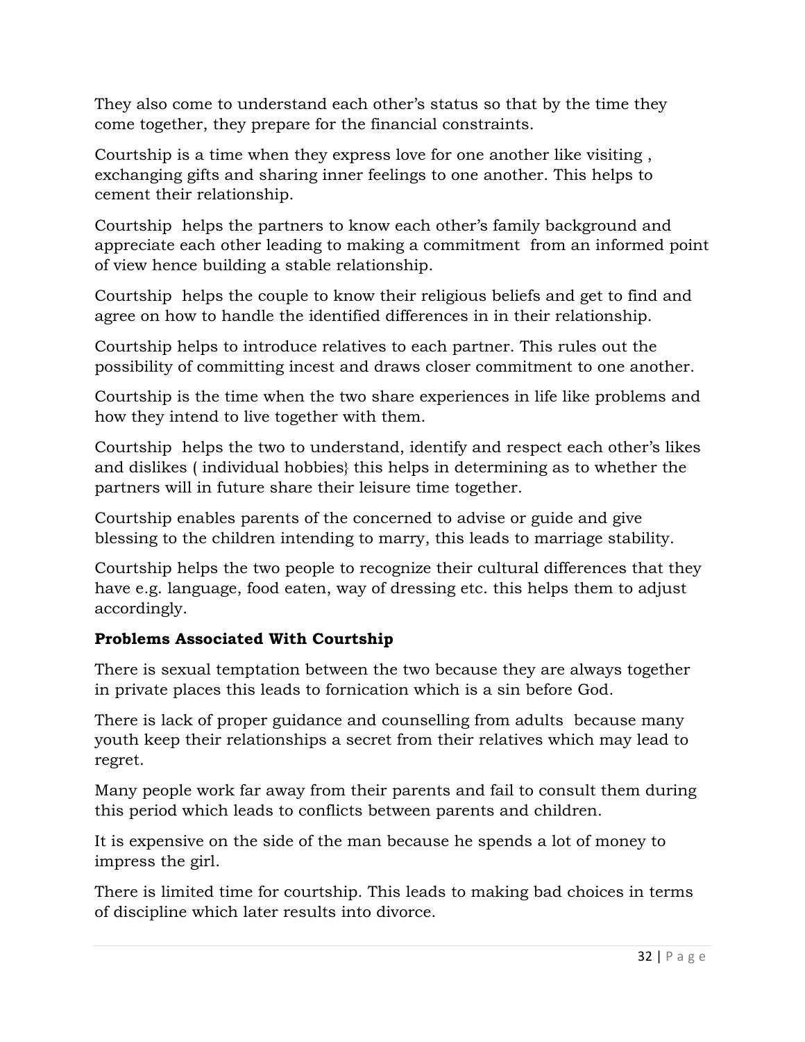They also come to understand each other's status so that by the time they come together, they prepare for the financial constraints.

Courtship is a time when they express love for one another like visiting , exchanging gifts and sharing inner feelings to one another. This helps to cement their relationship.

Courtship helps the partners to know each other's family background and appreciate each other leading to making a commitment from an informed point of view hence building a stable relationship.

Courtship helps the couple to know their religious beliefs and get to find and agree on how to handle the identified differences in in their relationship.

Courtship helps to introduce relatives to each partner. This rules out the possibility of committing incest and draws closer commitment to one another.

Courtship is the time when the two share experiences in life like problems and how they intend to live together with them.

Courtship helps the two to understand, identify and respect each other's likes and dislikes ( individual hobbies} this helps in determining as to whether the partners will in future share their leisure time together.

Courtship enables parents of the concerned to advise or guide and give blessing to the children intending to marry, this leads to marriage stability.

Courtship helps the two people to recognize their cultural differences that they have e.g. language, food eaten, way of dressing etc. this helps them to adjust accordingly.

**Problems Associated With Courtship**

There is sexual temptation between the two because they are always together in private places this leads to fornication which is a sin before God.

There is lack of proper guidance and counselling from adults because many youth keep their relationships a secret from their relatives which may lead to regret.

Many people work far away from their parents and fail to consult them during this period which leads to conflicts between parents and children.

It is expensive on the side of the man because he spends a lot of money to impress the girl.

There is limited time for courtship. This leads to making bad choices in terms of discipline which later results into divorce.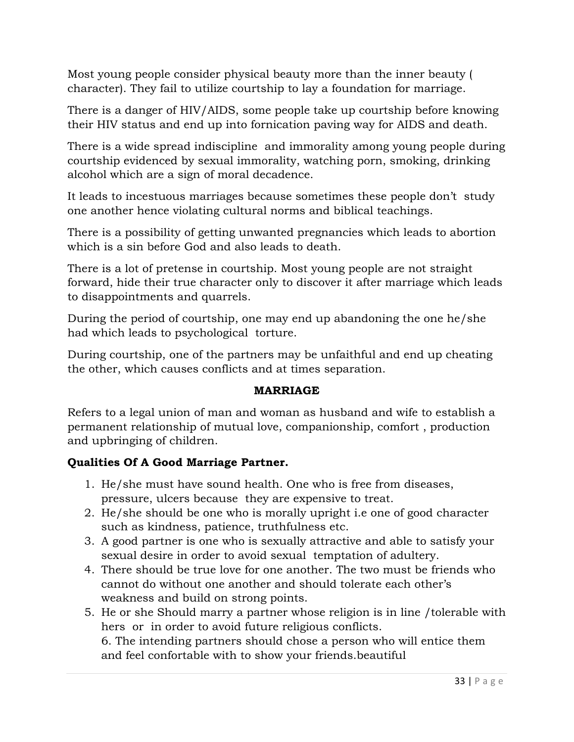Most young people consider physical beauty more than the inner beauty ( character). They fail to utilize courtship to lay a foundation for marriage.

There is a danger of HIV/AIDS, some people take up courtship before knowing their HIV status and end up into fornication paving way for AIDS and death.

There is a wide spread indiscipline  and immorality among young people during courtship evidenced by sexual immorality, watching porn, smoking, drinking alcohol which are a sign of moral decadence.

It leads to incestuous marriages because sometimes these people don't  study one another hence violating cultural norms and biblical teachings.

There is a possibility of getting unwanted pregnancies which leads to abortion which is a sin before God and also leads to death.

There is a lot of pretense in courtship. Most young people are not straight forward, hide their true character only to discover it after marriage which leads to disappointments and quarrels.

During the period of courtship, one may end up abandoning the one he/she had which leads to psychological  torture.

During courtship, one of the partners may be unfaithful and end up cheating the other, which causes conflicts and at times separation.

## MARRIAGE

Refers to a legal union of man and woman as husband and wife to establish a permanent relationship of mutual love, companionship, comfort , production and upbringing of children.

### Qualities Of A Good Marriage Partner.

1. He/she must have sound health. One who is free from diseases, pressure, ulcers because  they are expensive to treat.
2. He/she should be one who is morally upright i.e one of good character such as kindness, patience, truthfulness etc.
3. A good partner is one who is sexually attractive and able to satisfy your sexual desire in order to avoid sexual  temptation of adultery.
4. There should be true love for one another. The two must be friends who cannot do without one another and should tolerate each other's weakness and build on strong points.
5. He or she Should marry a partner whose religion is in line /tolerable with hers  or  in order to avoid future religious conflicts.
   6. The intending partners should chose a person who will entice them and feel confortable with to show your friends.beautiful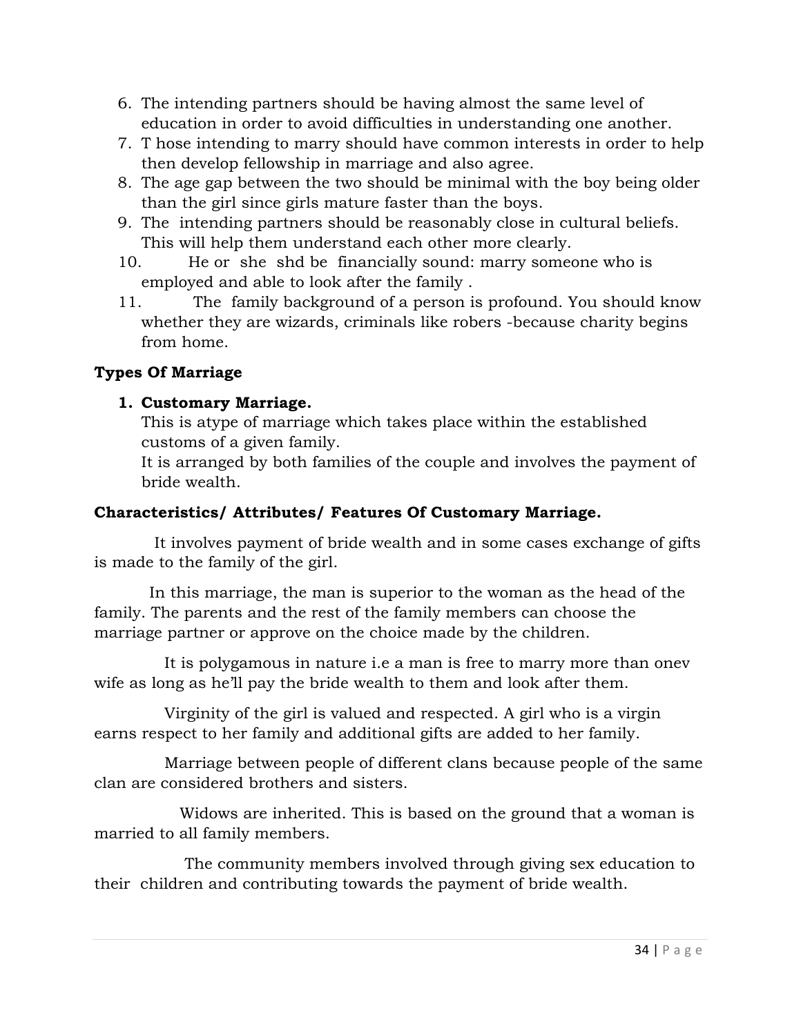6. The intending partners should be having almost the same level of education in order to avoid difficulties in understanding one another.
7. T hose intending to marry should have common interests in order to help then develop fellowship in marriage and also agree.
8. The age gap between the two should be minimal with the boy being older than the girl since girls mature faster than the boys.
9. The intending partners should be reasonably close in cultural beliefs. This will help them understand each other more clearly.
10. He or she shd be financially sound: marry someone who is employed and able to look after the family .
11. The family background of a person is profound. You should know whether they are wizards, criminals like robers -because charity begins from home.

**Types Of Marriage**

1. **Customary Marriage.**
   This is atype of marriage which takes place within the established customs of a given family.
   It is arranged by both families of the couple and involves the payment of bride wealth.

**Characteristics/ Attributes/ Features Of Customary Marriage.**

It involves payment of bride wealth and in some cases exchange of gifts is made to the family of the girl.

In this marriage, the man is superior to the woman as the head of the family. The parents and the rest of the family members can choose the marriage partner or approve on the choice made by the children.

It is polygamous in nature i.e a man is free to marry more than onev wife as long as he'll pay the bride wealth to them and look after them.

Virginity of the girl is valued and respected. A girl who is a virgin earns respect to her family and additional gifts are added to her family.

Marriage between people of different clans because people of the same clan are considered brothers and sisters.

Widows are inherited. This is based on the ground that a woman is married to all family members.

The community members involved through giving sex education to their children and contributing towards the payment of bride wealth.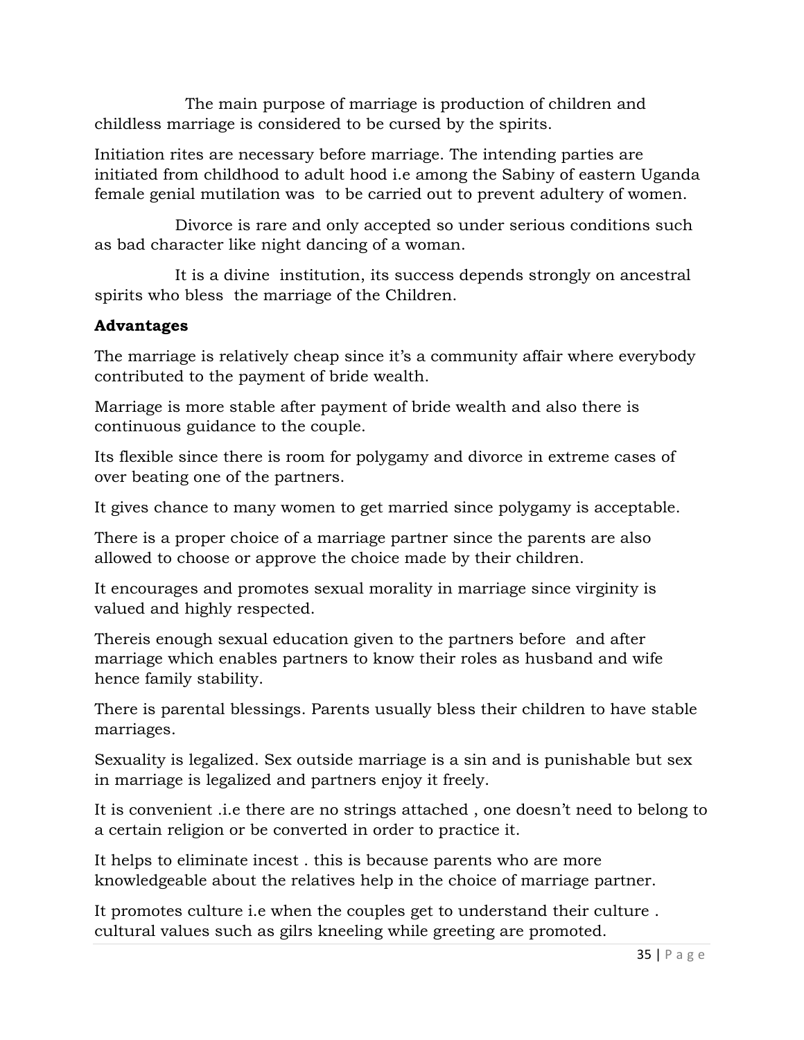The main purpose of marriage is production of children and childless marriage is considered to be cursed by the spirits.

Initiation rites are necessary before marriage. The intending parties are initiated from childhood to adult hood i.e among the Sabiny of eastern Uganda female genial mutilation was to be carried out to prevent adultery of women.

Divorce is rare and only accepted so under serious conditions such as bad character like night dancing of a woman.

It is a divine institution, its success depends strongly on ancestral spirits who bless the marriage of the Children.

**Advantages**

The marriage is relatively cheap since it's a community affair where everybody contributed to the payment of bride wealth.

Marriage is more stable after payment of bride wealth and also there is continuous guidance to the couple.

Its flexible since there is room for polygamy and divorce in extreme cases of over beating one of the partners.

It gives chance to many women to get married since polygamy is acceptable.

There is a proper choice of a marriage partner since the parents are also allowed to choose or approve the choice made by their children.

It encourages and promotes sexual morality in marriage since virginity is valued and highly respected.

Thereis enough sexual education given to the partners before and after marriage which enables partners to know their roles as husband and wife hence family stability.

There is parental blessings. Parents usually bless their children to have stable marriages.

Sexuality is legalized. Sex outside marriage is a sin and is punishable but sex in marriage is legalized and partners enjoy it freely.

It is convenient .i.e there are no strings attached , one doesn't need to belong to a certain religion or be converted in order to practice it.

It helps to eliminate incest . this is because parents who are more knowledgeable about the relatives help in the choice of marriage partner.

It promotes culture i.e when the couples get to understand their culture . cultural values such as gilrs kneeling while greeting are promoted.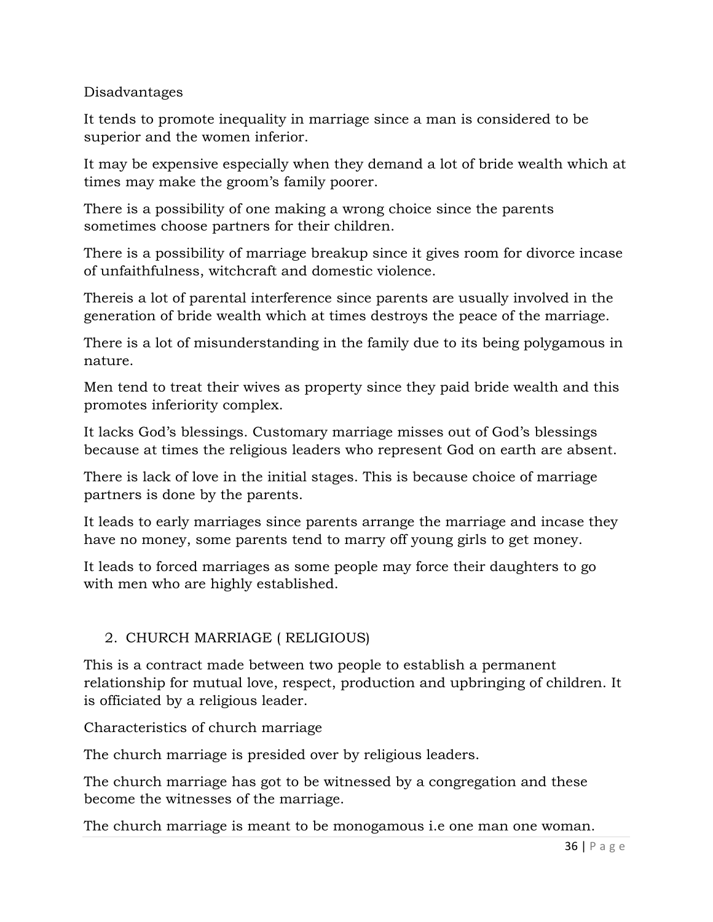Disadvantages

It tends to promote inequality in marriage since a man is considered to be superior and the women inferior.

It may be expensive especially when they demand a lot of bride wealth which at times may make the groom's family poorer.

There is a possibility of one making a wrong choice since the parents sometimes choose partners for their children.

There is a possibility of marriage breakup since it gives room for divorce incase of unfaithfulness, witchcraft and domestic violence.

Thereis a lot of parental interference since parents are usually involved in the generation of bride wealth which at times destroys the peace of the marriage.

There is a lot of misunderstanding in the family due to its being polygamous in nature.

Men tend to treat their wives as property since they paid bride wealth and this promotes inferiority complex.

It lacks God's blessings. Customary marriage misses out of God's blessings because at times the religious leaders who represent God on earth are absent.

There is lack of love in the initial stages. This is because choice of marriage partners is done by the parents.

It leads to early marriages since parents arrange the marriage and incase they have no money, some parents tend to marry off young girls to get money.

It leads to forced marriages as some people may force their daughters to go with men who are highly established.

2. CHURCH MARRIAGE ( RELIGIOUS)

This is a contract made between two people to establish a permanent relationship for mutual love, respect, production and upbringing of children. It is officiated by a religious leader.

Characteristics of church marriage

The church marriage is presided over by religious leaders.

The church marriage has got to be witnessed by a congregation and these become the witnesses of the marriage.

The church marriage is meant to be monogamous i.e one man one woman.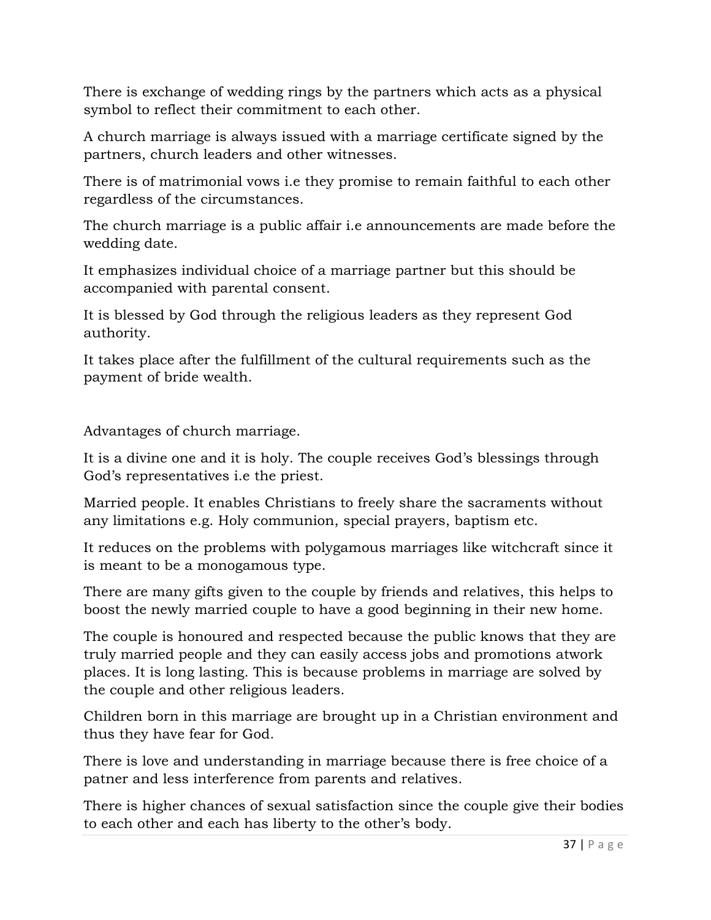There is exchange of wedding rings by the partners which acts as a physical symbol to reflect their commitment to each other.

A church marriage is always issued with a marriage certificate signed by the partners, church leaders and other witnesses.

There is of matrimonial vows i.e they promise to remain faithful to each other regardless of the circumstances.

The church marriage is a public affair i.e announcements are made before the wedding date.

It emphasizes individual choice of a marriage partner but this should be accompanied with parental consent.

It is blessed by God through the religious leaders as they represent God authority.

It takes place after the fulfillment of the cultural requirements such as the payment of bride wealth.

Advantages of church marriage.

It is a divine one and it is holy. The couple receives God's blessings through God's representatives i.e the priest.

Married people. It enables Christians to freely share the sacraments without any limitations e.g. Holy communion, special prayers, baptism etc.

It reduces on the problems with polygamous marriages like witchcraft since it is meant to be a monogamous type.

There are many gifts given to the couple by friends and relatives, this helps to boost the newly married couple to have a good beginning in their new home.

The couple is honoured and respected because the public knows that they are truly married people and they can easily access jobs and promotions atwork places. It is long lasting. This is because problems in marriage are solved by the couple and other religious leaders.

Children born in this marriage are brought up in a Christian environment and thus they have fear for God.

There is love and understanding in marriage because there is free choice of a patner and less interference from parents and relatives.

There is higher chances of sexual satisfaction since the couple give their bodies to each other and each has liberty to the other's body.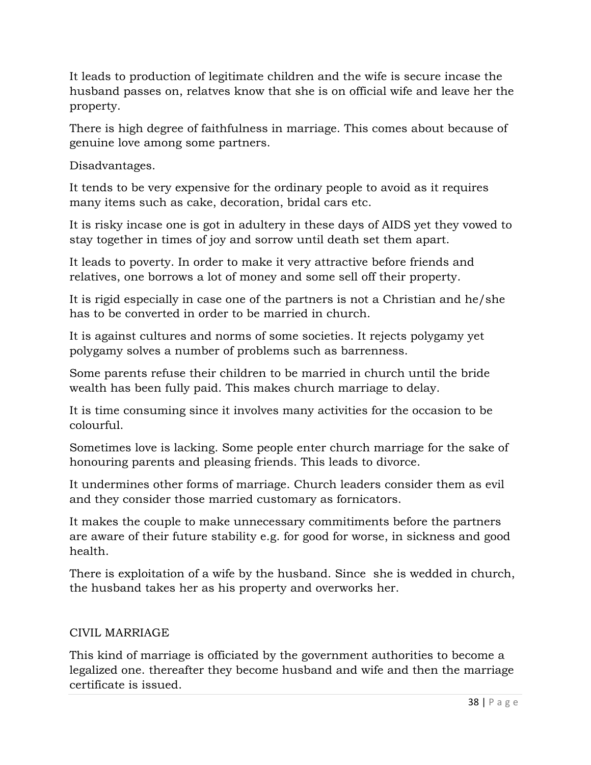It leads to production of legitimate children and the wife is secure incase the husband passes on, relatves know that she is on official wife and leave her the property.

There is high degree of faithfulness in marriage. This comes about because of genuine love among some partners.

Disadvantages.

It tends to be very expensive for the ordinary people to avoid as it requires many items such as cake, decoration, bridal cars etc.

It is risky incase one is got in adultery in these days of AIDS yet they vowed to stay together in times of joy and sorrow until death set them apart.

It leads to poverty. In order to make it very attractive before friends and relatives, one borrows a lot of money and some sell off their property.

It is rigid especially in case one of the partners is not a Christian and he/she has to be converted in order to be married in church.

It is against cultures and norms of some societies. It rejects polygamy yet polygamy solves a number of problems such as barrenness.

Some parents refuse their children to be married in church until the bride wealth has been fully paid. This makes church marriage to delay.

It is time consuming since it involves many activities for the occasion to be colourful.

Sometimes love is lacking. Some people enter church marriage for the sake of honouring parents and pleasing friends. This leads to divorce.

It undermines other forms of marriage. Church leaders consider them as evil and they consider those married customary as fornicators.

It makes the couple to make unnecessary commitiments before the partners are aware of their future stability e.g. for good for worse, in sickness and good health.

There is exploitation of a wife by the husband. Since she is wedded in church, the husband takes her as his property and overworks her.

CIVIL MARRIAGE

This kind of marriage is officiated by the government authorities to become a legalized one. thereafter they become husband and wife and then the marriage certificate is issued.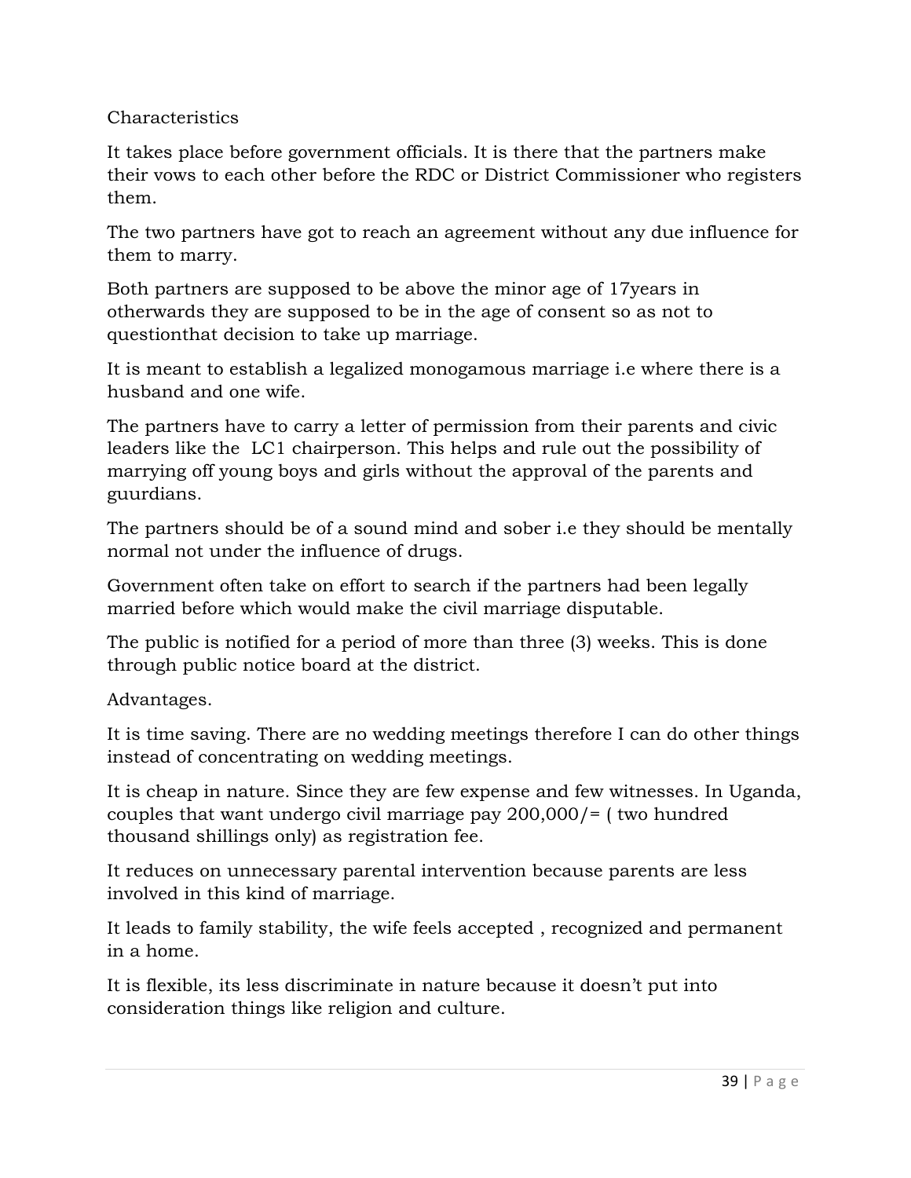Characteristics

It takes place before government officials. It is there that the partners make their vows to each other before the RDC or District Commissioner who registers them.

The two partners have got to reach an agreement without any due influence for them to marry.

Both partners are supposed to be above the minor age of 17years in otherwards they are supposed to be in the age of consent so as not to questionthat decision to take up marriage.

It is meant to establish a legalized monogamous marriage i.e where there is a husband and one wife.

The partners have to carry a letter of permission from their parents and civic leaders like the LC1 chairperson. This helps and rule out the possibility of marrying off young boys and girls without the approval of the parents and guurdians.

The partners should be of a sound mind and sober i.e they should be mentally normal not under the influence of drugs.

Government often take on effort to search if the partners had been legally married before which would make the civil marriage disputable.

The public is notified for a period of more than three (3) weeks. This is done through public notice board at the district.

Advantages.

It is time saving. There are no wedding meetings therefore I can do other things instead of concentrating on wedding meetings.

It is cheap in nature. Since they are few expense and few witnesses. In Uganda, couples that want undergo civil marriage pay 200,000/= ( two hundred thousand shillings only) as registration fee.

It reduces on unnecessary parental intervention because parents are less involved in this kind of marriage.

It leads to family stability, the wife feels accepted , recognized and permanent in a home.

It is flexible, its less discriminate in nature because it doesn't put into consideration things like religion and culture.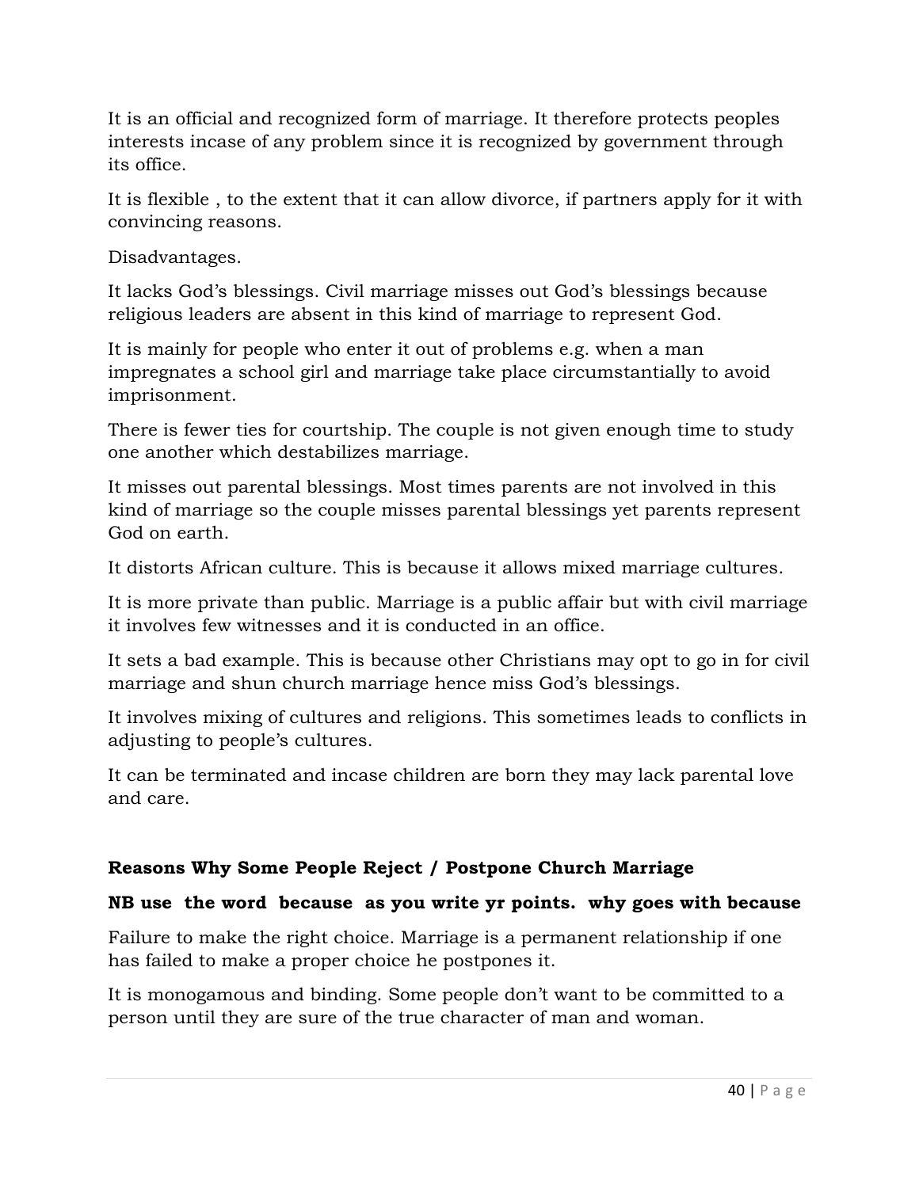It is an official and recognized form of marriage. It therefore protects peoples interests incase of any problem since it is recognized by government through its office.

It is flexible , to the extent that it can allow divorce, if partners apply for it with convincing reasons.

Disadvantages.

It lacks God's blessings. Civil marriage misses out God's blessings because religious leaders are absent in this kind of marriage to represent God.

It is mainly for people who enter it out of problems e.g. when a man impregnates a school girl and marriage take place circumstantially to avoid imprisonment.

There is fewer ties for courtship. The couple is not given enough time to study one another which destabilizes marriage.

It misses out parental blessings. Most times parents are not involved in this kind of marriage so the couple misses parental blessings yet parents represent God on earth.

It distorts African culture. This is because it allows mixed marriage cultures.

It is more private than public. Marriage is a public affair but with civil marriage it involves few witnesses and it is conducted in an office.

It sets a bad example. This is because other Christians may opt to go in for civil marriage and shun church marriage hence miss God's blessings.

It involves mixing of cultures and religions. This sometimes leads to conflicts in adjusting to people's cultures.

It can be terminated and incase children are born they may lack parental love and care.

**Reasons Why Some People Reject / Postpone Church Marriage**

**NB use the word because as you write yr points. why goes with because**

Failure to make the right choice. Marriage is a permanent relationship if one has failed to make a proper choice he postpones it.

It is monogamous and binding. Some people don't want to be committed to a person until they are sure of the true character of man and woman.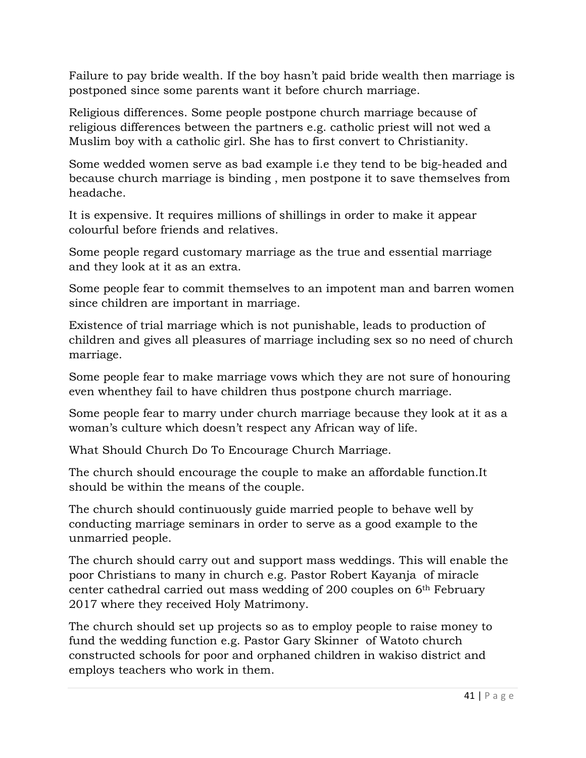Failure to pay bride wealth. If the boy hasn't paid bride wealth then marriage is postponed since some parents want it before church marriage.

Religious differences. Some people postpone church marriage because of religious differences between the partners e.g. catholic priest will not wed a Muslim boy with a catholic girl. She has to first convert to Christianity.

Some wedded women serve as bad example i.e they tend to be big-headed and because church marriage is binding , men postpone it to save themselves from headache.

It is expensive. It requires millions of shillings in order to make it appear colourful before friends and relatives.

Some people regard customary marriage as the true and essential marriage and they look at it as an extra.

Some people fear to commit themselves to an impotent man and barren women since children are important in marriage.

Existence of trial marriage which is not punishable, leads to production of children and gives all pleasures of marriage including sex so no need of church marriage.

Some people fear to make marriage vows which they are not sure of honouring even whenthey fail to have children thus postpone church marriage.

Some people fear to marry under church marriage because they look at it as a woman's culture which doesn't respect any African way of life.

What Should Church Do To Encourage Church Marriage.

The church should encourage the couple to make an affordable function.It should be within the means of the couple.

The church should continuously guide married people to behave well by conducting marriage seminars in order to serve as a good example to the unmarried people.

The church should carry out and support mass weddings. This will enable the poor Christians to many in church e.g. Pastor Robert Kayanja of miracle center cathedral carried out mass wedding of 200 couples on 6th February 2017 where they received Holy Matrimony.

The church should set up projects so as to employ people to raise money to fund the wedding function e.g. Pastor Gary Skinner of Watoto church constructed schools for poor and orphaned children in wakiso district and employs teachers who work in them.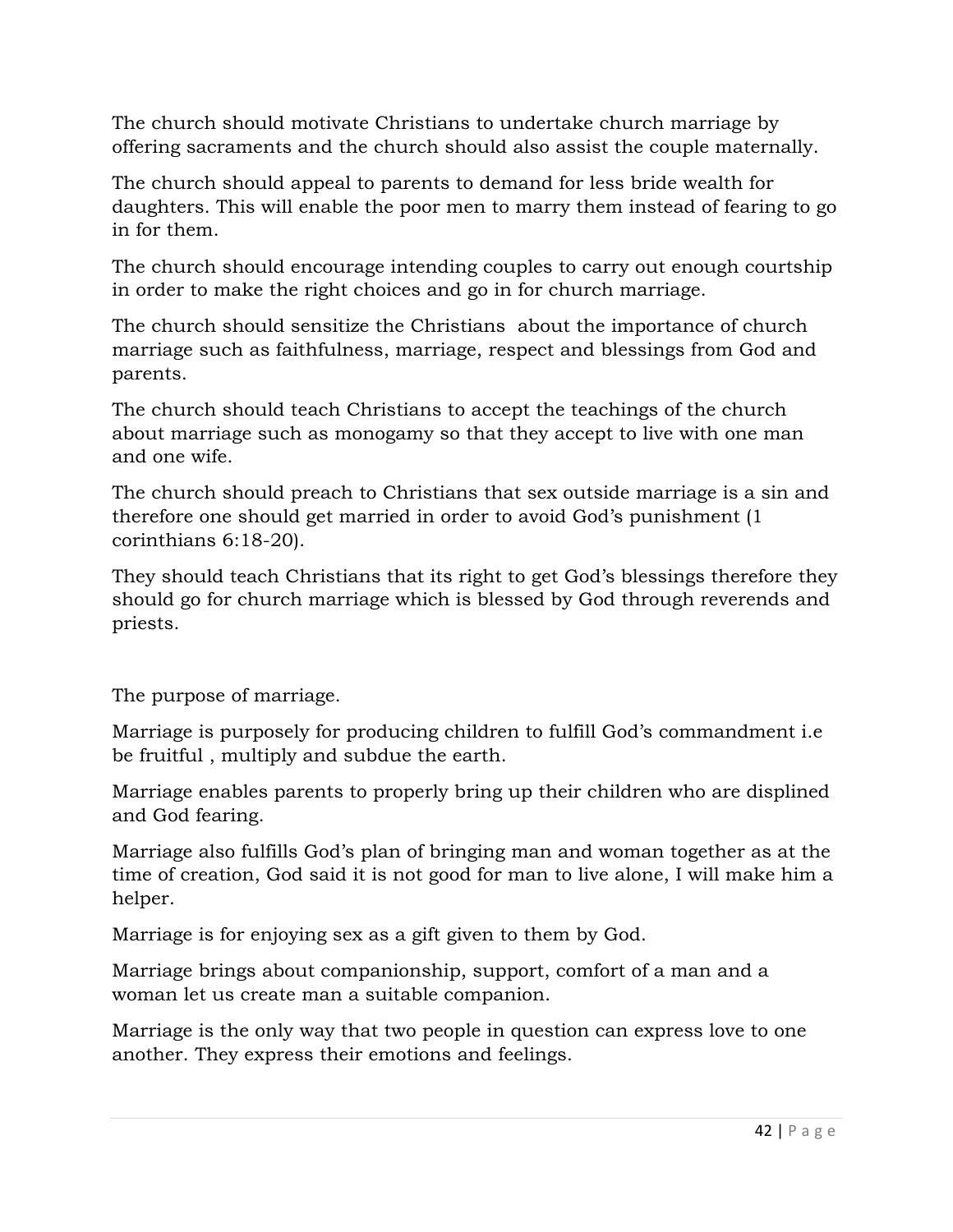The church should motivate Christians to undertake church marriage by offering sacraments and the church should also assist the couple maternally.

The church should appeal to parents to demand for less bride wealth for daughters. This will enable the poor men to marry them instead of fearing to go in for them.

The church should encourage intending couples to carry out enough courtship in order to make the right choices and go in for church marriage.

The church should sensitize the Christians  about the importance of church marriage such as faithfulness, marriage, respect and blessings from God and parents.

The church should teach Christians to accept the teachings of the church about marriage such as monogamy so that they accept to live with one man and one wife.

The church should preach to Christians that sex outside marriage is a sin and therefore one should get married in order to avoid God's punishment (1 corinthians 6:18-20).

They should teach Christians that its right to get God's blessings therefore they should go for church marriage which is blessed by God through reverends and priests.

The purpose of marriage.

Marriage is purposely for producing children to fulfill God's commandment i.e be fruitful , multiply and subdue the earth.

Marriage enables parents to properly bring up their children who are displined and God fearing.

Marriage also fulfills God's plan of bringing man and woman together as at the time of creation, God said it is not good for man to live alone, I will make him a helper.

Marriage is for enjoying sex as a gift given to them by God.

Marriage brings about companionship, support, comfort of a man and a woman let us create man a suitable companion.

Marriage is the only way that two people in question can express love to one another. They express their emotions and feelings.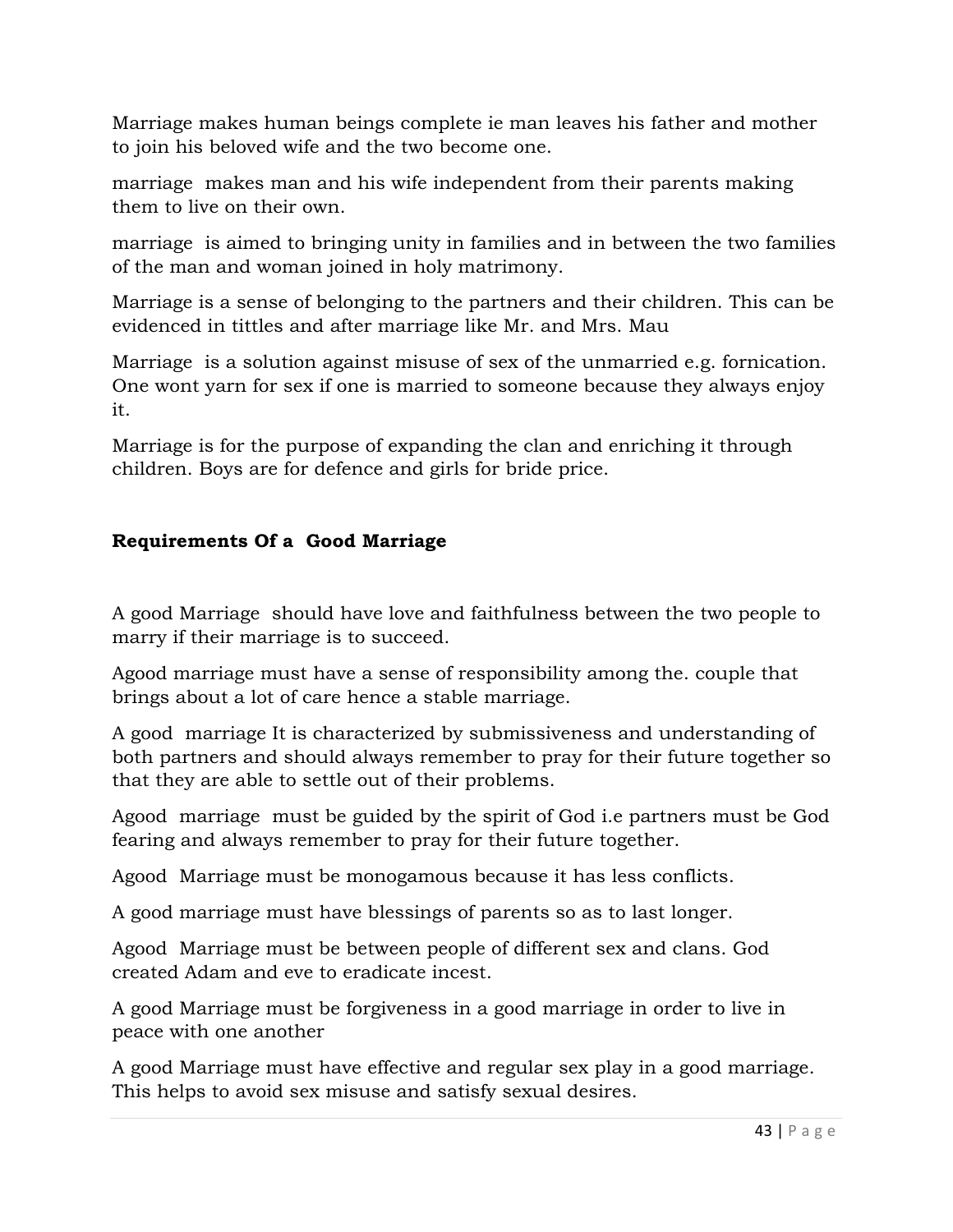Marriage makes human beings complete ie man leaves his father and mother to join his beloved wife and the two become one.

marriage  makes man and his wife independent from their parents making them to live on their own.

marriage  is aimed to bringing unity in families and in between the two families of the man and woman joined in holy matrimony.

Marriage is a sense of belonging to the partners and their children. This can be evidenced in tittles and after marriage like Mr. and Mrs. Mau

Marriage  is a solution against misuse of sex of the unmarried e.g. fornication. One wont yarn for sex if one is married to someone because they always enjoy it.

Marriage is for the purpose of expanding the clan and enriching it through children. Boys are for defence and girls for bride price.

**Requirements Of a  Good Marriage**

A good Marriage  should have love and faithfulness between the two people to marry if their marriage is to succeed.

Agood marriage must have a sense of responsibility among the. couple that brings about a lot of care hence a stable marriage.

A good  marriage It is characterized by submissiveness and understanding of both partners and should always remember to pray for their future together so that they are able to settle out of their problems.

Agood  marriage  must be guided by the spirit of God i.e partners must be God fearing and always remember to pray for their future together.

Agood  Marriage must be monogamous because it has less conflicts.

A good marriage must have blessings of parents so as to last longer.

Agood  Marriage must be between people of different sex and clans. God created Adam and eve to eradicate incest.

A good Marriage must be forgiveness in a good marriage in order to live in peace with one another

A good Marriage must have effective and regular sex play in a good marriage. This helps to avoid sex misuse and satisfy sexual desires.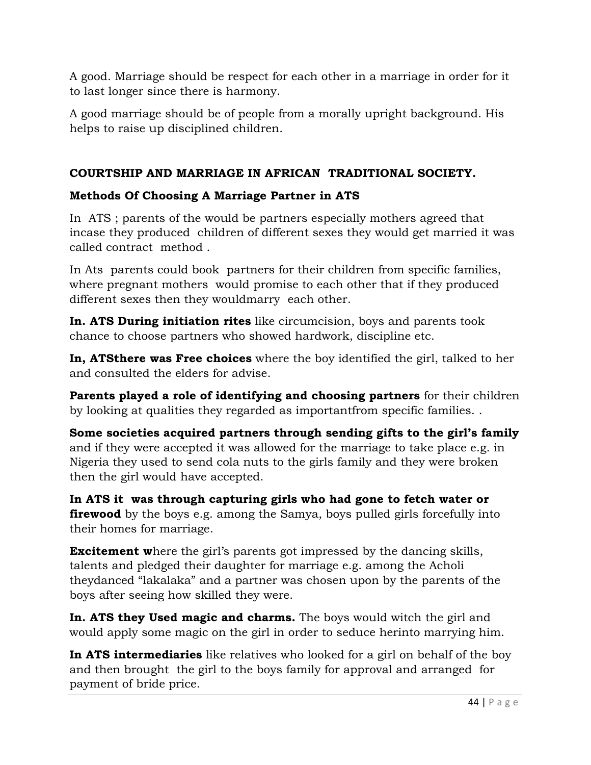A good. Marriage should be respect for each other in a marriage in order for it to last longer since there is harmony.

A good marriage should be of people from a morally upright background. His helps to raise up disciplined children.

**COURTSHIP AND MARRIAGE IN AFRICAN TRADITIONAL SOCIETY.**

**Methods Of Choosing A Marriage Partner in ATS**

In ATS ; parents of the would be partners especially mothers agreed that incase they produced children of different sexes they would get married it was called contract method .

In Ats parents could book partners for their children from specific families, where pregnant mothers would promise to each other that if they produced different sexes then they wouldmarry each other.

**In. ATS During initiation rites** like circumcision, boys and parents took chance to choose partners who showed hardwork, discipline etc.

**In, ATSthere was Free choices** where the boy identified the girl, talked to her and consulted the elders for advise.

**Parents played a role of identifying and choosing partners** for their children by looking at qualities they regarded as importantfrom specific families. .

**Some societies acquired partners through sending gifts to the girl's family** and if they were accepted it was allowed for the marriage to take place e.g. in Nigeria they used to send cola nuts to the girls family and they were broken then the girl would have accepted.

**In ATS it was through capturing girls who had gone to fetch water or firewood** by the boys e.g. among the Samya, boys pulled girls forcefully into their homes for marriage.

**Excitement w**here the girl's parents got impressed by the dancing skills, talents and pledged their daughter for marriage e.g. among the Acholi theydanced "lakalaka" and a partner was chosen upon by the parents of the boys after seeing how skilled they were.

**In. ATS they Used magic and charms.** The boys would witch the girl and would apply some magic on the girl in order to seduce herinto marrying him.

**In ATS intermediaries** like relatives who looked for a girl on behalf of the boy and then brought the girl to the boys family for approval and arranged for payment of bride price.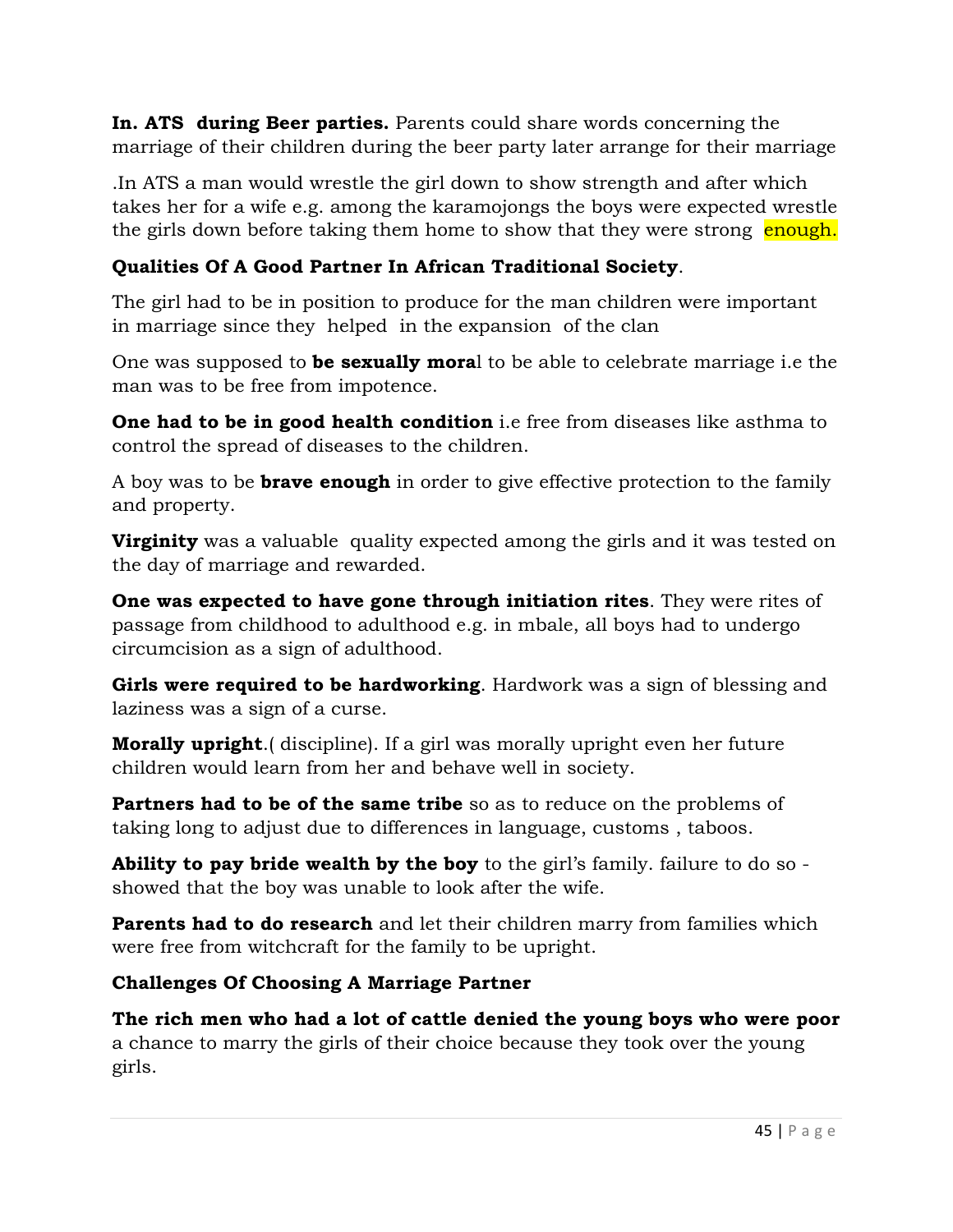**In. ATS during Beer parties.** Parents could share words concerning the marriage of their children during the beer party later arrange for their marriage

.In ATS a man would wrestle the girl down to show strength and after which takes her for a wife e.g. among the karamojongs the boys were expected wrestle the girls down before taking them home to show that they were strong enough.

**Qualities Of A Good Partner In African Traditional Society**.

The girl had to be in position to produce for the man children were important in marriage since they helped in the expansion of the clan

One was supposed to **be sexually mora**l to be able to celebrate marriage i.e the man was to be free from impotence.

**One had to be in good health condition** i.e free from diseases like asthma to control the spread of diseases to the children.

A boy was to be **brave enough** in order to give effective protection to the family and property.

**Virginity** was a valuable quality expected among the girls and it was tested on the day of marriage and rewarded.

**One was expected to have gone through initiation rites**. They were rites of passage from childhood to adulthood e.g. in mbale, all boys had to undergo circumcision as a sign of adulthood.

**Girls were required to be hardworking**. Hardwork was a sign of blessing and laziness was a sign of a curse.

**Morally upright**.( discipline). If a girl was morally upright even her future children would learn from her and behave well in society.

**Partners had to be of the same tribe** so as to reduce on the problems of taking long to adjust due to differences in language, customs , taboos.

**Ability to pay bride wealth by the boy** to the girl's family. failure to do so - showed that the boy was unable to look after the wife.

**Parents had to do research** and let their children marry from families which were free from witchcraft for the family to be upright.

**Challenges Of Choosing A Marriage Partner**

**The rich men who had a lot of cattle denied the young boys who were poor** a chance to marry the girls of their choice because they took over the young girls.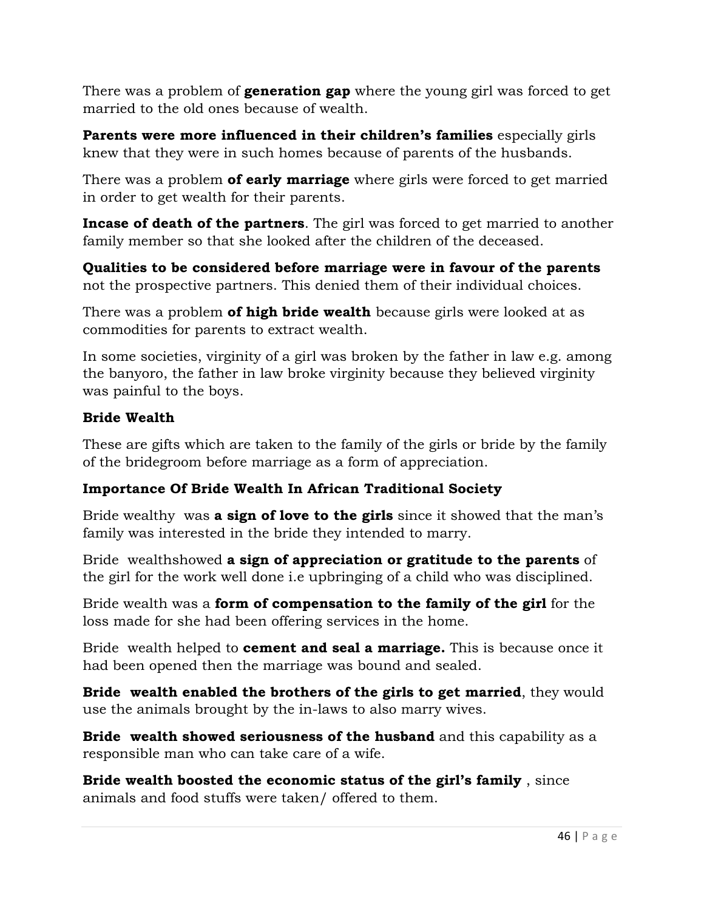There was a problem of **generation gap** where the young girl was forced to get married to the old ones because of wealth.

**Parents were more influenced in their children's families** especially girls knew that they were in such homes because of parents of the husbands.

There was a problem **of early marriage** where girls were forced to get married in order to get wealth for their parents.

**Incase of death of the partners**. The girl was forced to get married to another family member so that she looked after the children of the deceased.

**Qualities to be considered before marriage were in favour of the parents** not the prospective partners. This denied them of their individual choices.

There was a problem **of high bride wealth** because girls were looked at as commodities for parents to extract wealth.

In some societies, virginity of a girl was broken by the father in law e.g. among the banyoro, the father in law broke virginity because they believed virginity was painful to the boys.

**Bride Wealth**

These are gifts which are taken to the family of the girls or bride by the family of the bridegroom before marriage as a form of appreciation.

**Importance Of Bride Wealth In African Traditional Society**

Bride wealthy was **a sign of love to the girls** since it showed that the man's family was interested in the bride they intended to marry.

Bride wealthshowed **a sign of appreciation or gratitude to the parents** of the girl for the work well done i.e upbringing of a child who was disciplined.

Bride wealth was a **form of compensation to the family of the girl** for the loss made for she had been offering services in the home.

Bride wealth helped to **cement and seal a marriage.** This is because once it had been opened then the marriage was bound and sealed.

**Bride wealth enabled the brothers of the girls to get married**, they would use the animals brought by the in-laws to also marry wives.

**Bride wealth showed seriousness of the husband** and this capability as a responsible man who can take care of a wife.

**Bride wealth boosted the economic status of the girl's family** , since animals and food stuffs were taken/ offered to them.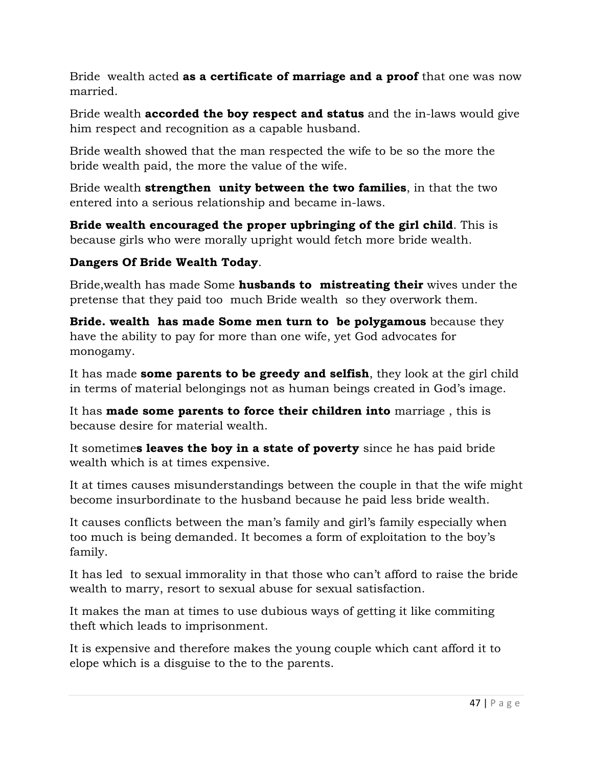Bride  wealth acted **as a certificate of marriage and a proof** that one was now married.

Bride wealth **accorded the boy respect and status** and the in-laws would give him respect and recognition as a capable husband.

Bride wealth showed that the man respected the wife to be so the more the bride wealth paid, the more the value of the wife.

Bride wealth **strengthen  unity between the two families**, in that the two entered into a serious relationship and became in-laws.

**Bride wealth encouraged the proper upbringing of the girl child**. This is because girls who were morally upright would fetch more bride wealth.

**Dangers Of Bride Wealth Today**.

Bride,wealth has made Some **husbands to  mistreating their** wives under the pretense that they paid too  much Bride wealth  so they overwork them.

**Bride. wealth  has made Some men turn to  be polygamous** because they have the ability to pay for more than one wife, yet God advocates for monogamy.

It has made **some parents to be greedy and selfish**, they look at the girl child in terms of material belongings not as human beings created in God's image.

It has **made some parents to force their children into** marriage , this is because desire for material wealth.

It sometime**s leaves the boy in a state of poverty** since he has paid bride wealth which is at times expensive.

It at times causes misunderstandings between the couple in that the wife might become insurbordinate to the husband because he paid less bride wealth.

It causes conflicts between the man's family and girl's family especially when too much is being demanded. It becomes a form of exploitation to the boy's family.

It has led  to sexual immorality in that those who can't afford to raise the bride wealth to marry, resort to sexual abuse for sexual satisfaction.

It makes the man at times to use dubious ways of getting it like commiting theft which leads to imprisonment.

It is expensive and therefore makes the young couple which cant afford it to elope which is a disguise to the to the parents.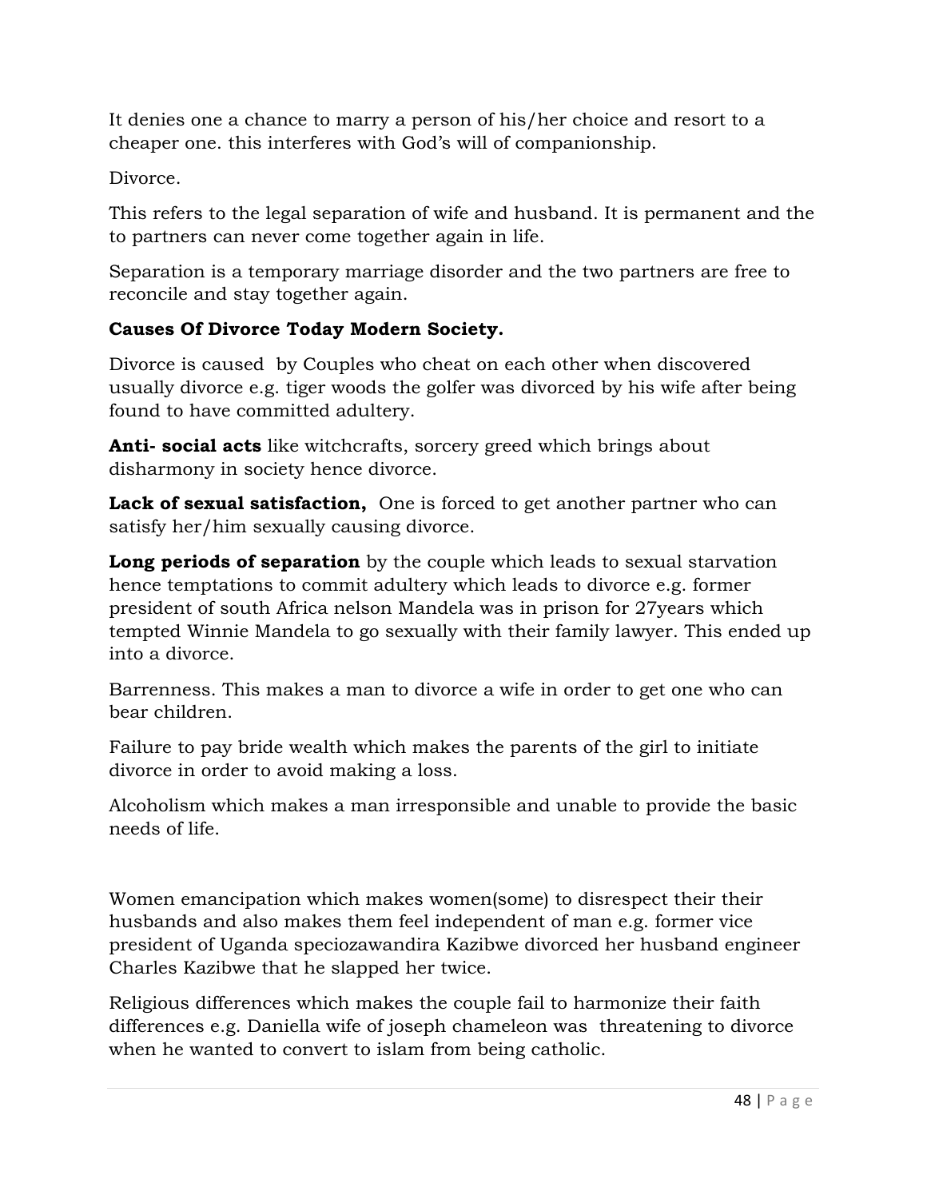It denies one a chance to marry a person of his/her choice and resort to a cheaper one. this interferes with God's will of companionship.

Divorce.

This refers to the legal separation of wife and husband. It is permanent and the to partners can never come together again in life.

Separation is a temporary marriage disorder and the two partners are free to reconcile and stay together again.

**Causes Of Divorce Today Modern Society.**

Divorce is caused by Couples who cheat on each other when discovered usually divorce e.g. tiger woods the golfer was divorced by his wife after being found to have committed adultery.

**Anti- social acts** like witchcrafts, sorcery greed which brings about disharmony in society hence divorce.

**Lack of sexual satisfaction,** One is forced to get another partner who can satisfy her/him sexually causing divorce.

**Long periods of separation** by the couple which leads to sexual starvation hence temptations to commit adultery which leads to divorce e.g. former president of south Africa nelson Mandela was in prison for 27years which tempted Winnie Mandela to go sexually with their family lawyer. This ended up into a divorce.

Barrenness. This makes a man to divorce a wife in order to get one who can bear children.

Failure to pay bride wealth which makes the parents of the girl to initiate divorce in order to avoid making a loss.

Alcoholism which makes a man irresponsible and unable to provide the basic needs of life.

Women emancipation which makes women(some) to disrespect their their husbands and also makes them feel independent of man e.g. former vice president of Uganda speciozawandira Kazibwe divorced her husband engineer Charles Kazibwe that he slapped her twice.

Religious differences which makes the couple fail to harmonize their faith differences e.g. Daniella wife of joseph chameleon was threatening to divorce when he wanted to convert to islam from being catholic.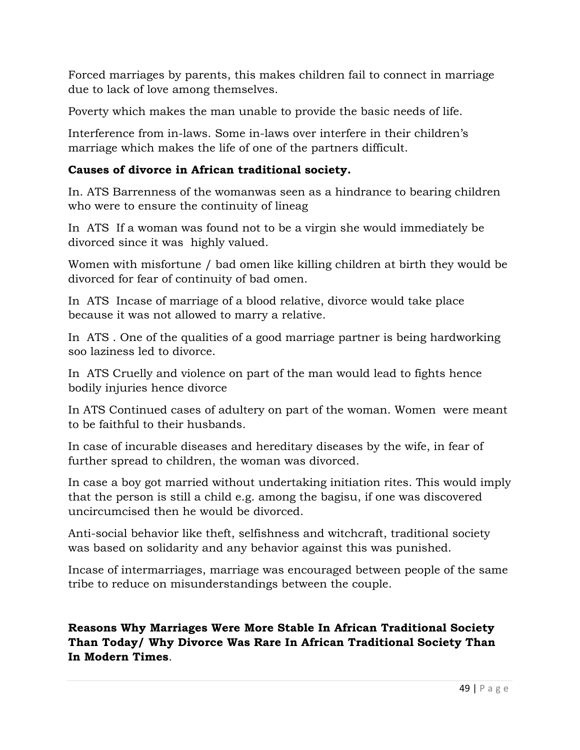Forced marriages by parents, this makes children fail to connect in marriage due to lack of love among themselves.

Poverty which makes the man unable to provide the basic needs of life.

Interference from in-laws. Some in-laws over interfere in their children's marriage which makes the life of one of the partners difficult.

**Causes of divorce in African traditional society.**

In. ATS Barrenness of the womanwas seen as a hindrance to bearing children who were to ensure the continuity of lineag

In ATS If a woman was found not to be a virgin she would immediately be divorced since it was highly valued.

Women with misfortune / bad omen like killing children at birth they would be divorced for fear of continuity of bad omen.

In ATS Incase of marriage of a blood relative, divorce would take place because it was not allowed to marry a relative.

In ATS . One of the qualities of a good marriage partner is being hardworking soo laziness led to divorce.

In ATS Cruelly and violence on part of the man would lead to fights hence bodily injuries hence divorce

In ATS Continued cases of adultery on part of the woman. Women were meant to be faithful to their husbands.

In case of incurable diseases and hereditary diseases by the wife, in fear of further spread to children, the woman was divorced.

In case a boy got married without undertaking initiation rites. This would imply that the person is still a child e.g. among the bagisu, if one was discovered uncircumcised then he would be divorced.

Anti-social behavior like theft, selfishness and witchcraft, traditional society was based on solidarity and any behavior against this was punished.

Incase of intermarriages, marriage was encouraged between people of the same tribe to reduce on misunderstandings between the couple.

**Reasons Why Marriages Were More Stable In African Traditional Society Than Today/ Why Divorce Was Rare In African Traditional Society Than In Modern Times**.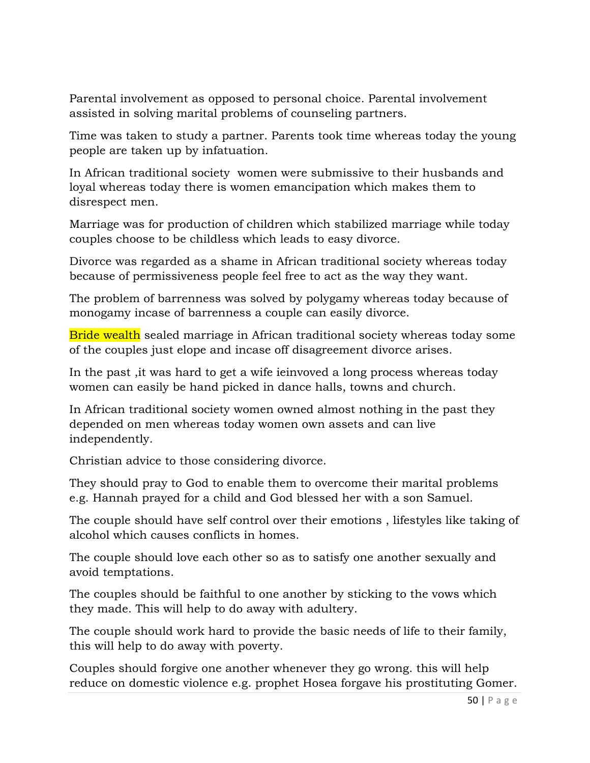Parental involvement as opposed to personal choice. Parental involvement assisted in solving marital problems of counseling partners.

Time was taken to study a partner. Parents took time whereas today the young people are taken up by infatuation.

In African traditional society  women were submissive to their husbands and loyal whereas today there is women emancipation which makes them to disrespect men.

Marriage was for production of children which stabilized marriage while today couples choose to be childless which leads to easy divorce.

Divorce was regarded as a shame in African traditional society whereas today because of permissiveness people feel free to act as the way they want.

The problem of barrenness was solved by polygamy whereas today because of monogamy incase of barrenness a couple can easily divorce.

Bride wealth sealed marriage in African traditional society whereas today some of the couples just elope and incase off disagreement divorce arises.

In the past ,it was hard to get a wife ieinvoved a long process whereas today women can easily be hand picked in dance halls, towns and church.

In African traditional society women owned almost nothing in the past they depended on men whereas today women own assets and can live independently.

Christian advice to those considering divorce.

They should pray to God to enable them to overcome their marital problems e.g. Hannah prayed for a child and God blessed her with a son Samuel.

The couple should have self control over their emotions , lifestyles like taking of alcohol which causes conflicts in homes.

The couple should love each other so as to satisfy one another sexually and avoid temptations.

The couples should be faithful to one another by sticking to the vows which they made. This will help to do away with adultery.

The couple should work hard to provide the basic needs of life to their family, this will help to do away with poverty.

Couples should forgive one another whenever they go wrong. this will help reduce on domestic violence e.g. prophet Hosea forgave his prostituting Gomer.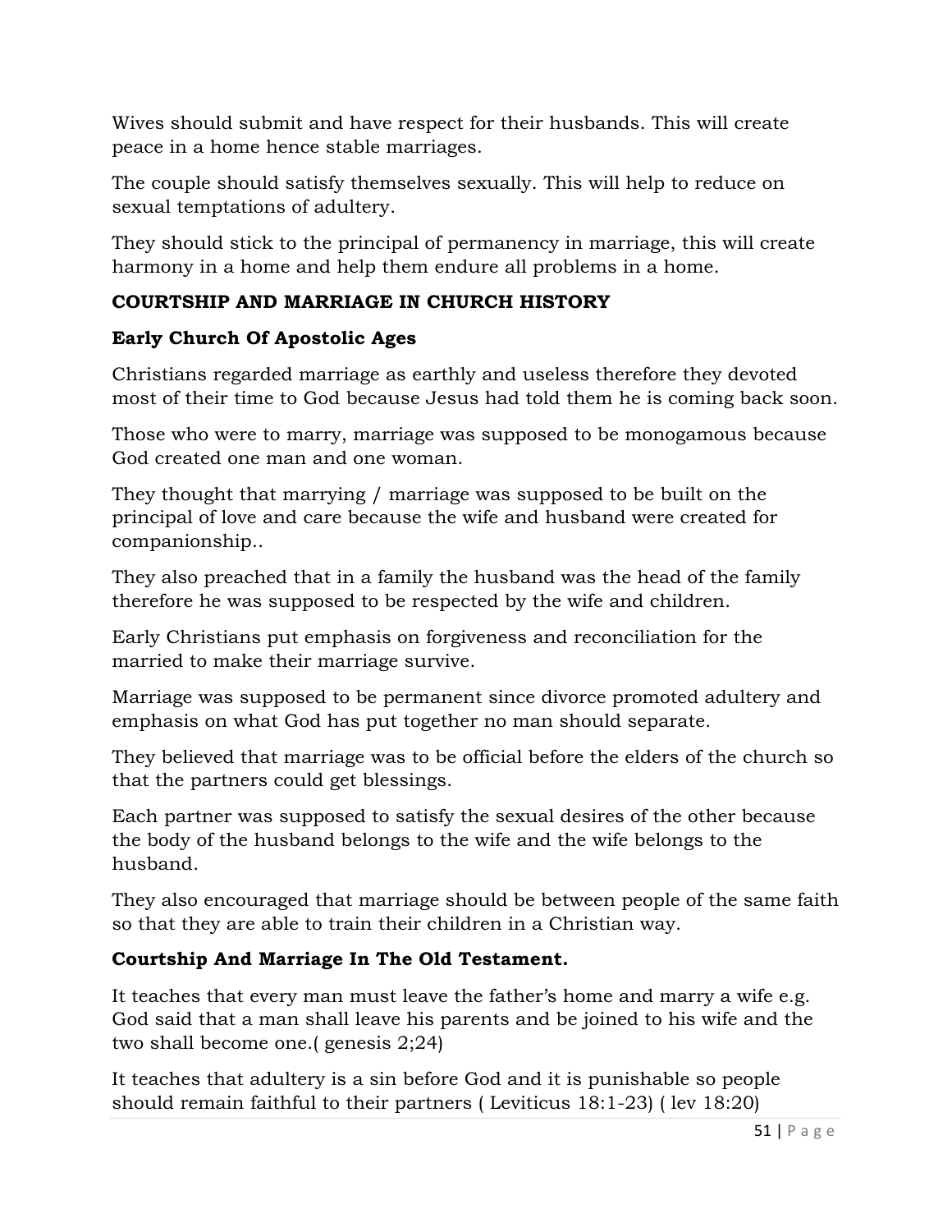Wives should submit and have respect for their husbands. This will create peace in a home hence stable marriages.

The couple should satisfy themselves sexually. This will help to reduce on sexual temptations of adultery.

They should stick to the principal of permanency in marriage, this will create harmony in a home and help them endure all problems in a home.

**COURTSHIP AND MARRIAGE IN CHURCH HISTORY**

**Early Church Of Apostolic Ages**

Christians regarded marriage as earthly and useless therefore they devoted most of their time to God because Jesus had told them he is coming back soon.

Those who were to marry, marriage was supposed to be monogamous because God created one man and one woman.

They thought that marrying / marriage was supposed to be built on the principal of love and care because the wife and husband were created for companionship..

They also preached that in a family the husband was the head of the family therefore he was supposed to be respected by the wife and children.

Early Christians put emphasis on forgiveness and reconciliation for the married to make their marriage survive.

Marriage was supposed to be permanent since divorce promoted adultery and emphasis on what God has put together no man should separate.

They believed that marriage was to be official before the elders of the church so that the partners could get blessings.

Each partner was supposed to satisfy the sexual desires of the other because the body of the husband belongs to the wife and the wife belongs to the husband.

They also encouraged that marriage should be between people of the same faith so that they are able to train their children in a Christian way.

**Courtship And Marriage In The Old Testament.**

It teaches that every man must leave the father's home and marry a wife e.g. God said that a man shall leave his parents and be joined to his wife and the two shall become one.( genesis 2;24)

It teaches that adultery is a sin before God and it is punishable so people should remain faithful to their partners ( Leviticus 18:1-23) ( lev 18:20)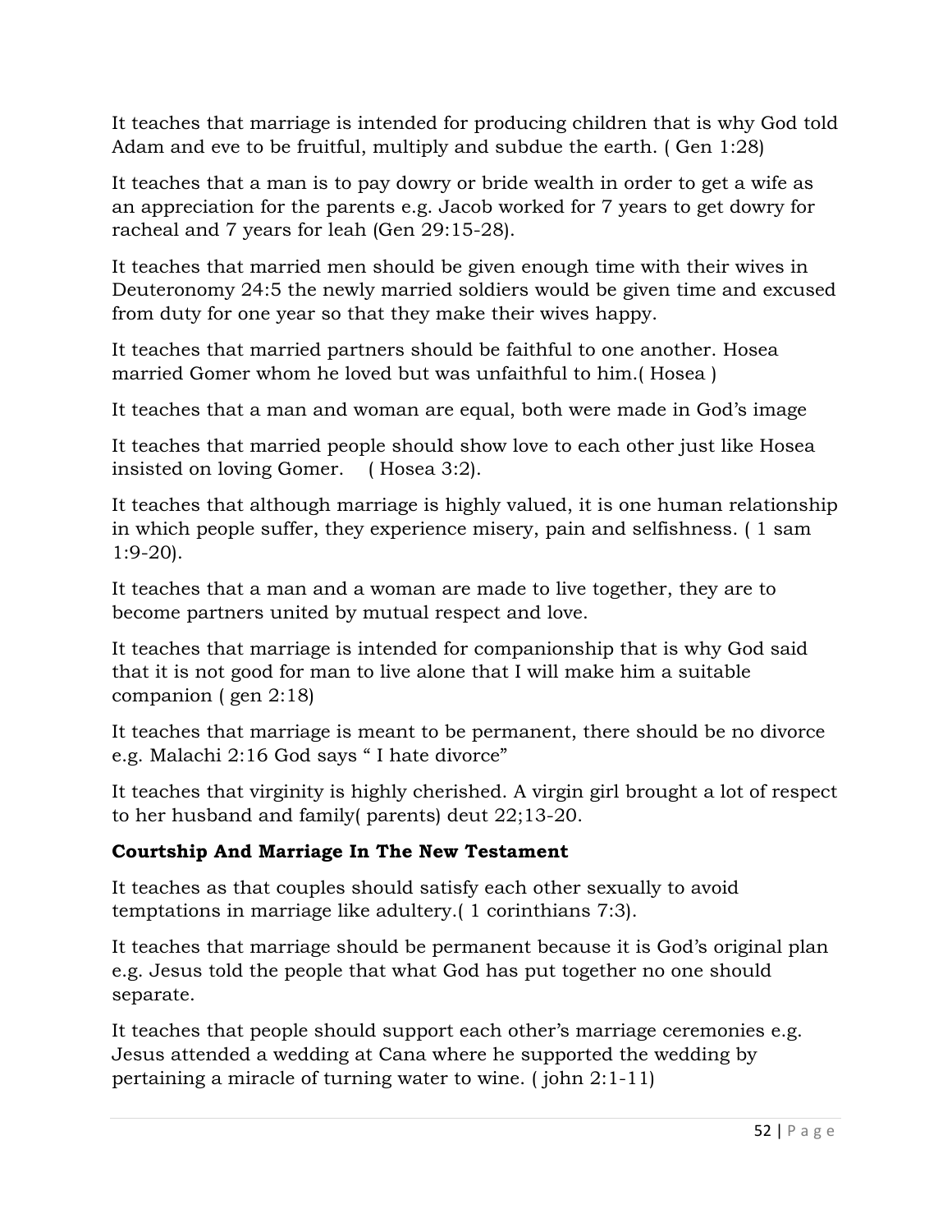It teaches that marriage is intended for producing children that is why God told Adam and eve to be fruitful, multiply and subdue the earth. ( Gen 1:28)

It teaches that a man is to pay dowry or bride wealth in order to get a wife as an appreciation for the parents e.g. Jacob worked for 7 years to get dowry for racheal and 7 years for leah (Gen 29:15-28).

It teaches that married men should be given enough time with their wives in Deuteronomy 24:5 the newly married soldiers would be given time and excused from duty for one year so that they make their wives happy.

It teaches that married partners should be faithful to one another. Hosea married Gomer whom he loved but was unfaithful to him.( Hosea )

It teaches that a man and woman are equal, both were made in God's image

It teaches that married people should show love to each other just like Hosea insisted on loving Gomer.    ( Hosea 3:2).

It teaches that although marriage is highly valued, it is one human relationship in which people suffer, they experience misery, pain and selfishness. ( 1 sam 1:9-20).

It teaches that a man and a woman are made to live together, they are to become partners united by mutual respect and love.

It teaches that marriage is intended for companionship that is why God said that it is not good for man to live alone that I will make him a suitable companion ( gen 2:18)

It teaches that marriage is meant to be permanent, there should be no divorce e.g. Malachi 2:16 God says " I hate divorce"

It teaches that virginity is highly cherished. A virgin girl brought a lot of respect to her husband and family( parents) deut 22;13-20.

**Courtship And Marriage In The New Testament**

It teaches as that couples should satisfy each other sexually to avoid temptations in marriage like adultery.( 1 corinthians 7:3).

It teaches that marriage should be permanent because it is God's original plan e.g. Jesus told the people that what God has put together no one should separate.

It teaches that people should support each other's marriage ceremonies e.g. Jesus attended a wedding at Cana where he supported the wedding by pertaining a miracle of turning water to wine. ( john 2:1-11)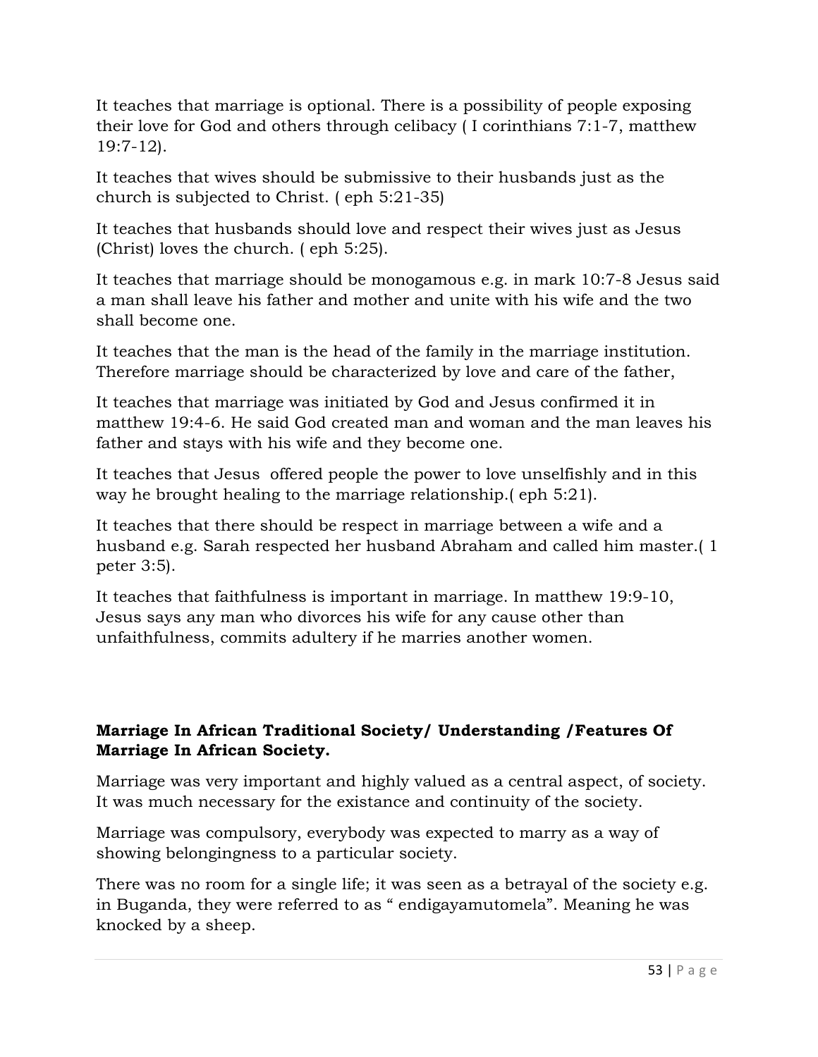It teaches that marriage is optional. There is a possibility of people exposing their love for God and others through celibacy ( I corinthians 7:1-7, matthew 19:7-12).

It teaches that wives should be submissive to their husbands just as the church is subjected to Christ. ( eph 5:21-35)

It teaches that husbands should love and respect their wives just as Jesus (Christ) loves the church. ( eph 5:25).

It teaches that marriage should be monogamous e.g. in mark 10:7-8 Jesus said a man shall leave his father and mother and unite with his wife and the two shall become one.

It teaches that the man is the head of the family in the marriage institution. Therefore marriage should be characterized by love and care of the father,

It teaches that marriage was initiated by God and Jesus confirmed it in matthew 19:4-6. He said God created man and woman and the man leaves his father and stays with his wife and they become one.

It teaches that Jesus offered people the power to love unselfishly and in this way he brought healing to the marriage relationship.( eph 5:21).

It teaches that there should be respect in marriage between a wife and a husband e.g. Sarah respected her husband Abraham and called him master.( 1 peter 3:5).

It teaches that faithfulness is important in marriage. In matthew 19:9-10, Jesus says any man who divorces his wife for any cause other than unfaithfulness, commits adultery if he marries another women.

**Marriage In African Traditional Society/ Understanding /Features Of Marriage In African Society.**

Marriage was very important and highly valued as a central aspect, of society. It was much necessary for the existance and continuity of the society.

Marriage was compulsory, everybody was expected to marry as a way of showing belongingness to a particular society.

There was no room for a single life; it was seen as a betrayal of the society e.g. in Buganda, they were referred to as " endigayamutomela". Meaning he was knocked by a sheep.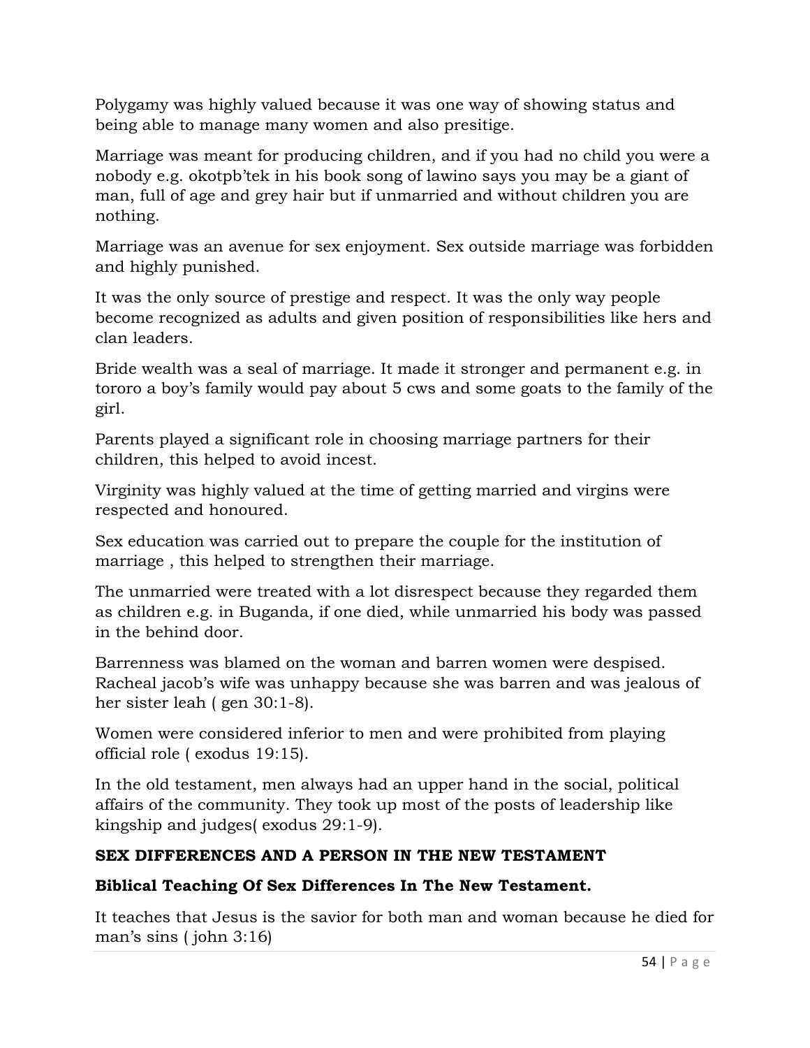Polygamy was highly valued because it was one way of showing status and being able to manage many women and also presitige.

Marriage was meant for producing children, and if you had no child you were a nobody e.g. okotpb'tek in his book song of lawino says you may be a giant of man, full of age and grey hair but if unmarried and without children you are nothing.

Marriage was an avenue for sex enjoyment. Sex outside marriage was forbidden and highly punished.

It was the only source of prestige and respect. It was the only way people become recognized as adults and given position of responsibilities like hers and clan leaders.

Bride wealth was a seal of marriage. It made it stronger and permanent e.g. in tororo a boy's family would pay about 5 cws and some goats to the family of the girl.

Parents played a significant role in choosing marriage partners for their children, this helped to avoid incest.

Virginity was highly valued at the time of getting married and virgins were respected and honoured.

Sex education was carried out to prepare the couple for the institution of marriage , this helped to strengthen their marriage.

The unmarried were treated with a lot disrespect because they regarded them as children e.g. in Buganda, if one died, while unmarried his body was passed in the behind door.

Barrenness was blamed on the woman and barren women were despised. Racheal jacob's wife was unhappy because she was barren and was jealous of her sister leah ( gen 30:1-8).

Women were considered inferior to men and were prohibited from playing official role ( exodus 19:15).

In the old testament, men always had an upper hand in the social, political affairs of the community. They took up most of the posts of leadership like kingship and judges( exodus 29:1-9).

**SEX DIFFERENCES AND A PERSON IN THE NEW TESTAMENT**

**Biblical Teaching Of Sex Differences In The New Testament.**

It teaches that Jesus is the savior for both man and woman because he died for man's sins ( john 3:16)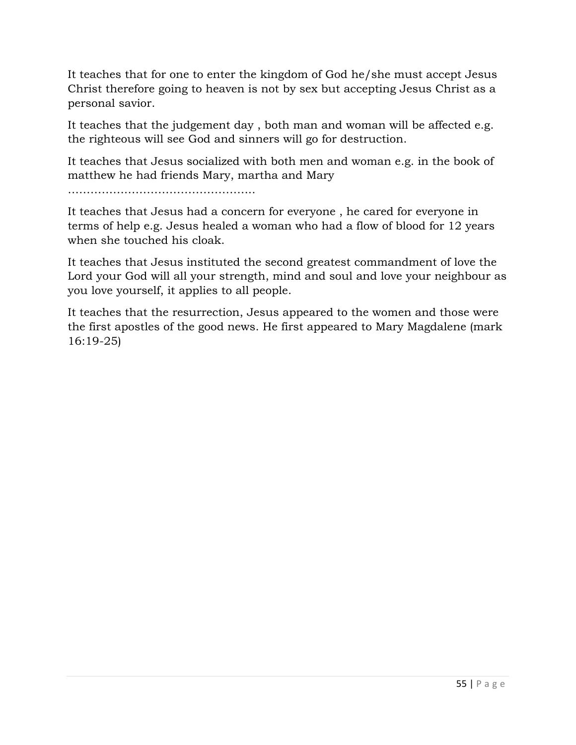It teaches that for one to enter the kingdom of God he/she must accept Jesus Christ therefore going to heaven is not by sex but accepting Jesus Christ as a personal savior.

It teaches that the judgement day , both man and woman will be affected e.g. the righteous will see God and sinners will go for destruction.

It teaches that Jesus socialized with both men and woman e.g. in the book of matthew he had friends Mary, martha and Mary ……………………………………………

It teaches that Jesus had a concern for everyone , he cared for everyone in terms of help e.g. Jesus healed a woman who had a flow of blood for 12 years when she touched his cloak.

It teaches that Jesus instituted the second greatest commandment of love the Lord your God will all your strength, mind and soul and love your neighbour as you love yourself, it applies to all people.

It teaches that the resurrection, Jesus appeared to the women and those were the first apostles of the good news. He first appeared to Mary Magdalene (mark 16:19-25)